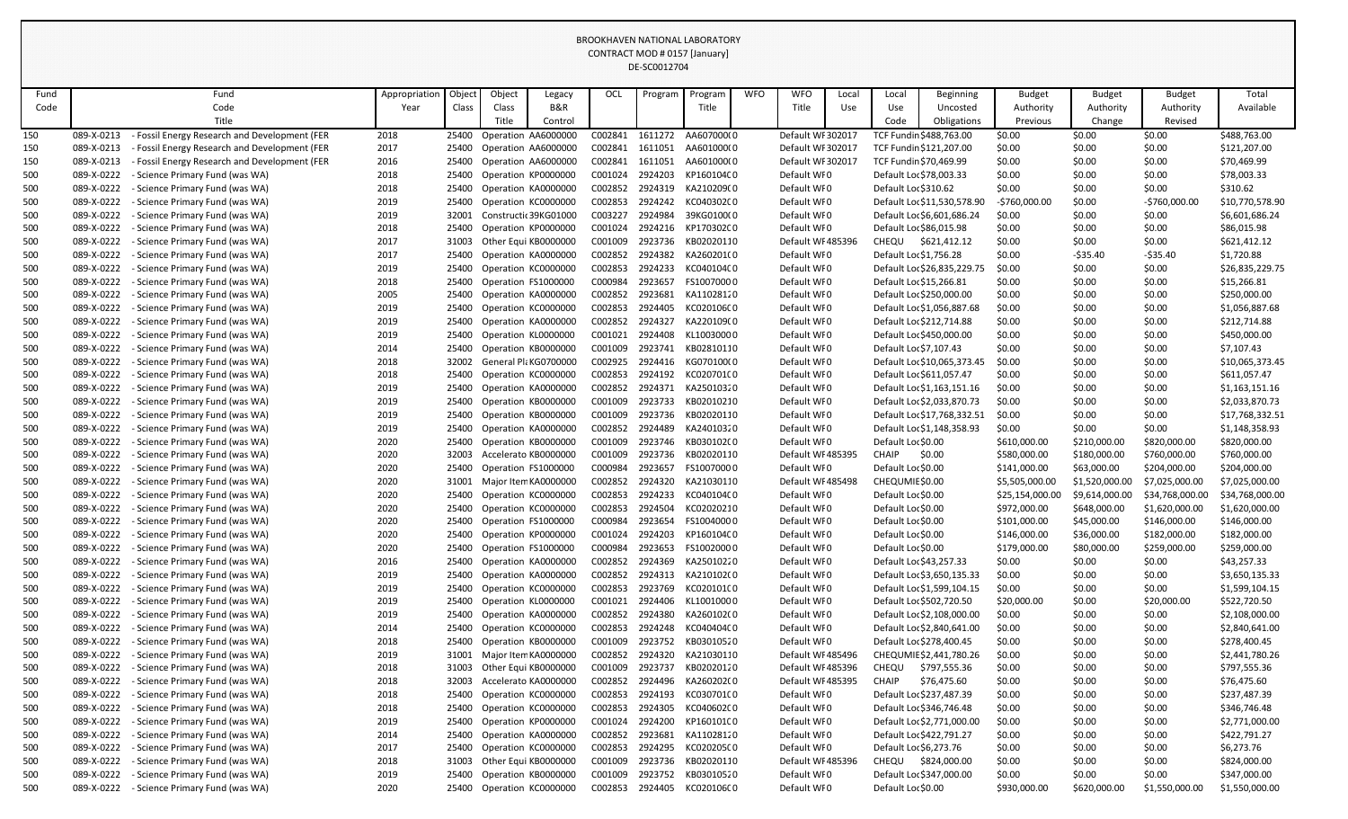BROOKHAVEN NATIONAL LABORATORY
CONTRACT MOD # 0157 [January]
DE-SC0012704

| Fund Code | Fund Code Title | Appropriation Year | Object Class | Object Class Title | Legacy B&R Control | OCL | Program | Program Title | WFO | WFO Title | Local Use | Local Use Code | Beginning Uncosted Obligations | Budget Authority Previous | Budget Authority Change | Budget Authority Revised | Total Available |
|---|---|---|---|---|---|---|---|---|---|---|---|---|---|---|---|---|---|
| 150 | 089-X-0213 - Fossil Energy Research and Development (FER | 2018 | 25400 | Operation | AA6000000 | C002841 | 1611272 | AA607000(0 | | Default WF | 302017 | | TCF Fundin $488,763.00 | $0.00 | $0.00 | $0.00 | $488,763.00 |
| 150 | 089-X-0213 - Fossil Energy Research and Development (FER | 2017 | 25400 | Operation | AA6000000 | C002841 | 1611051 | AA601000(0 | | Default WF | 302017 | | TCF Fundin $121,207.00 | $0.00 | $0.00 | $0.00 | $121,207.00 |
| 150 | 089-X-0213 - Fossil Energy Research and Development (FER | 2016 | 25400 | Operation | AA6000000 | C002841 | 1611051 | AA601000(0 | | Default WF | 302017 | | TCF Fundin $70,469.99 | $0.00 | $0.00 | $0.00 | $70,469.99 |
| 500 | 089-X-0222 - Science Primary Fund (was WA) | 2018 | 25400 | Operation | KP0000000 | C001024 | 2924203 | KP160104(0 | | Default WF | 0 | | Default Loc $78,003.33 | $0.00 | $0.00 | $0.00 | $78,003.33 |
| 500 | 089-X-0222 - Science Primary Fund (was WA) | 2018 | 25400 | Operation | KA0000000 | C002852 | 2924319 | KA210209(0 | | Default WF | 0 | | Default Loc $310.62 | $0.00 | $0.00 | $0.00 | $310.62 |
| 500 | 089-X-0222 - Science Primary Fund (was WA) | 2019 | 25400 | Operation | KC0000000 | C002853 | 2924242 | KC040302(0 | | Default WF | 0 | | Default Loc $11,530,578.90 | -$760,000.00 | $0.00 | -$760,000.00 | $10,770,578.90 |
| 500 | 089-X-0222 - Science Primary Fund (was WA) | 2019 | 32001 | Constructi | 39KG01000 | C003227 | 2924984 | 39KG0100(0 | | Default WF | 0 | | Default Loc $6,601,686.24 | $0.00 | $0.00 | $0.00 | $6,601,686.24 |
| 500 | 089-X-0222 - Science Primary Fund (was WA) | 2018 | 25400 | Operation | KP0000000 | C001024 | 2924216 | KP170302(0 | | Default WF | 0 | | Default Loc $86,015.98 | $0.00 | $0.00 | $0.00 | $86,015.98 |
| 500 | 089-X-0222 - Science Primary Fund (was WA) | 2017 | 31003 | Other Equi | KB0000000 | C001009 | 2923736 | KB02020110 | | Default WF | 485396 | CHEQU | $621,412.12 | $0.00 | $0.00 | $0.00 | $621,412.12 |
| 500 | 089-X-0222 - Science Primary Fund (was WA) | 2017 | 25400 | Operation | KA0000000 | C002852 | 2924382 | KA260201(0 | | Default WF | 0 | | Default Loc $1,756.28 | $0.00 | -$35.40 | -$35.40 | $1,720.88 |
| 500 | 089-X-0222 - Science Primary Fund (was WA) | 2019 | 25400 | Operation | KC0000000 | C002853 | 2924233 | KC040104(0 | | Default WF | 0 | | Default Loc $26,835,229.75 | $0.00 | $0.00 | $0.00 | $26,835,229.75 |
| 500 | 089-X-0222 - Science Primary Fund (was WA) | 2018 | 25400 | Operation | FS1000000 | C000984 | 2923657 | FS10070000 | | Default WF | 0 | | Default Loc $15,266.81 | $0.00 | $0.00 | $0.00 | $15,266.81 |
| 500 | 089-X-0222 - Science Primary Fund (was WA) | 2005 | 25400 | Operation | KA0000000 | C002852 | 2923681 | KA11028120 | | Default WF | 0 | | Default Loc $250,000.00 | $0.00 | $0.00 | $0.00 | $250,000.00 |
| 500 | 089-X-0222 - Science Primary Fund (was WA) | 2019 | 25400 | Operation | KC0000000 | C002853 | 2924405 | KC020106(0 | | Default WF | 0 | | Default Loc $1,056,887.68 | $0.00 | $0.00 | $0.00 | $1,056,887.68 |
| 500 | 089-X-0222 - Science Primary Fund (was WA) | 2019 | 25400 | Operation | KA0000000 | C002852 | 2924327 | KA220109(0 | | Default WF | 0 | | Default Loc $212,714.88 | $0.00 | $0.00 | $0.00 | $212,714.88 |
| 500 | 089-X-0222 - Science Primary Fund (was WA) | 2019 | 25400 | Operation | KL0000000 | C001021 | 2924408 | KL10030000 | | Default WF | 0 | | Default Loc $450,000.00 | $0.00 | $0.00 | $0.00 | $450,000.00 |
| 500 | 089-X-0222 - Science Primary Fund (was WA) | 2014 | 25400 | Operation | KB0000000 | C001009 | 2923741 | KB02810110 | | Default WF | 0 | | Default Loc $7,107.43 | $0.00 | $0.00 | $0.00 | $7,107.43 |
| 500 | 089-X-0222 - Science Primary Fund (was WA) | 2018 | 32002 | General Pl | KG0700000 | C002925 | 2924416 | KG070100(0 | | Default WF | 0 | | Default Loc $10,065,373.45 | $0.00 | $0.00 | $0.00 | $10,065,373.45 |
| 500 | 089-X-0222 - Science Primary Fund (was WA) | 2018 | 25400 | Operation | KC0000000 | C002853 | 2924192 | KC020701(0 | | Default WF | 0 | | Default Loc $611,057.47 | $0.00 | $0.00 | $0.00 | $611,057.47 |
| 500 | 089-X-0222 - Science Primary Fund (was WA) | 2019 | 25400 | Operation | KA0000000 | C002852 | 2924371 | KA25010320 | | Default WF | 0 | | Default Loc $1,163,151.16 | $0.00 | $0.00 | $0.00 | $1,163,151.16 |
| 500 | 089-X-0222 - Science Primary Fund (was WA) | 2019 | 25400 | Operation | KB0000000 | C001009 | 2923733 | KB02010210 | | Default WF | 0 | | Default Loc $2,033,870.73 | $0.00 | $0.00 | $0.00 | $2,033,870.73 |
| 500 | 089-X-0222 - Science Primary Fund (was WA) | 2019 | 25400 | Operation | KB0000000 | C001009 | 2923736 | KB02020110 | | Default WF | 0 | | Default Loc $17,768,332.51 | $0.00 | $0.00 | $0.00 | $17,768,332.51 |
| 500 | 089-X-0222 - Science Primary Fund (was WA) | 2019 | 25400 | Operation | KA0000000 | C002852 | 2924489 | KA24010320 | | Default WF | 0 | | Default Loc $1,148,358.93 | $0.00 | $0.00 | $0.00 | $1,148,358.93 |
| 500 | 089-X-0222 - Science Primary Fund (was WA) | 2020 | 25400 | Operation | KB0000000 | C001009 | 2923746 | KB030102(0 | | Default WF | 0 | | Default Loc $0.00 | $610,000.00 | $210,000.00 | $820,000.00 | $820,000.00 |
| 500 | 089-X-0222 - Science Primary Fund (was WA) | 2020 | 32003 | Accelerato | KB0000000 | C001009 | 2923736 | KB02020110 | | Default WF | 485395 | CHAIP | $0.00 | $580,000.00 | $180,000.00 | $760,000.00 | $760,000.00 |
| 500 | 089-X-0222 - Science Primary Fund (was WA) | 2020 | 25400 | Operation | FS1000000 | C000984 | 2923657 | FS10070000 | | Default WF | 0 | | Default Loc $0.00 | $141,000.00 | $63,000.00 | $204,000.00 | $204,000.00 |
| 500 | 089-X-0222 - Science Primary Fund (was WA) | 2020 | 31001 | Major Item | KA0000000 | C002852 | 2924320 | KA21030110 | | Default WF | 485498 | CHEQUMIE | $0.00 | $5,505,000.00 | $1,520,000.00 | $7,025,000.00 | $7,025,000.00 |
| 500 | 089-X-0222 - Science Primary Fund (was WA) | 2020 | 25400 | Operation | KC0000000 | C002853 | 2924233 | KC040104(0 | | Default WF | 0 | | Default Loc $0.00 | $25,154,000.00 | $9,614,000.00 | $34,768,000.00 | $34,768,000.00 |
| 500 | 089-X-0222 - Science Primary Fund (was WA) | 2020 | 25400 | Operation | KC0000000 | C002853 | 2924504 | KC02020210 | | Default WF | 0 | | Default Loc $0.00 | $972,000.00 | $648,000.00 | $1,620,000.00 | $1,620,000.00 |
| 500 | 089-X-0222 - Science Primary Fund (was WA) | 2020 | 25400 | Operation | FS1000000 | C000984 | 2923654 | FS10040000 | | Default WF | 0 | | Default Loc $0.00 | $101,000.00 | $45,000.00 | $146,000.00 | $146,000.00 |
| 500 | 089-X-0222 - Science Primary Fund (was WA) | 2020 | 25400 | Operation | KP0000000 | C001024 | 2924203 | KP160104(0 | | Default WF | 0 | | Default Loc $0.00 | $146,000.00 | $36,000.00 | $182,000.00 | $182,000.00 |
| 500 | 089-X-0222 - Science Primary Fund (was WA) | 2020 | 25400 | Operation | FS1000000 | C000984 | 2923653 | FS10020000 | | Default WF | 0 | | Default Loc $0.00 | $179,000.00 | $80,000.00 | $259,000.00 | $259,000.00 |
| 500 | 089-X-0222 - Science Primary Fund (was WA) | 2016 | 25400 | Operation | KA0000000 | C002852 | 2924369 | KA25010220 | | Default WF | 0 | | Default Loc $43,257.33 | $0.00 | $0.00 | $0.00 | $43,257.33 |
| 500 | 089-X-0222 - Science Primary Fund (was WA) | 2019 | 25400 | Operation | KA0000000 | C002852 | 2924313 | KA210102(0 | | Default WF | 0 | | Default Loc $3,650,135.33 | $0.00 | $0.00 | $0.00 | $3,650,135.33 |
| 500 | 089-X-0222 - Science Primary Fund (was WA) | 2019 | 25400 | Operation | KC0000000 | C002853 | 2923769 | KC020101(0 | | Default WF | 0 | | Default Loc $1,599,104.15 | $0.00 | $0.00 | $0.00 | $1,599,104.15 |
| 500 | 089-X-0222 - Science Primary Fund (was WA) | 2019 | 25400 | Operation | KL0000000 | C001021 | 2924406 | KL10010000 | | Default WF | 0 | | Default Loc $502,720.50 | $20,000.00 | $0.00 | $20,000.00 | $522,720.50 |
| 500 | 089-X-0222 - Science Primary Fund (was WA) | 2019 | 25400 | Operation | KA0000000 | C002852 | 2924380 | KA260102(0 | | Default WF | 0 | | Default Loc $2,108,000.00 | $0.00 | $0.00 | $0.00 | $2,108,000.00 |
| 500 | 089-X-0222 - Science Primary Fund (was WA) | 2014 | 25400 | Operation | KC0000000 | C002853 | 2924248 | KC040404(0 | | Default WF | 0 | | Default Loc $2,840,641.00 | $0.00 | $0.00 | $0.00 | $2,840,641.00 |
| 500 | 089-X-0222 - Science Primary Fund (was WA) | 2018 | 25400 | Operation | KB0000000 | C001009 | 2923752 | KB03010520 | | Default WF | 0 | | Default Loc $278,400.45 | $0.00 | $0.00 | $0.00 | $278,400.45 |
| 500 | 089-X-0222 - Science Primary Fund (was WA) | 2019 | 31001 | Major Item | KA0000000 | C002852 | 2924320 | KA21030110 | | Default WF | 485496 | CHEQUMIE | $2,441,780.26 | $0.00 | $0.00 | $0.00 | $2,441,780.26 |
| 500 | 089-X-0222 - Science Primary Fund (was WA) | 2018 | 31003 | Other Equi | KB0000000 | C001009 | 2923737 | KB02020120 | | Default WF | 485396 | CHEQU | $797,555.36 | $0.00 | $0.00 | $0.00 | $797,555.36 |
| 500 | 089-X-0222 - Science Primary Fund (was WA) | 2018 | 32003 | Accelerato | KA0000000 | C002852 | 2924496 | KA260202(0 | | Default WF | 485395 | CHAIP | $76,475.60 | $0.00 | $0.00 | $0.00 | $76,475.60 |
| 500 | 089-X-0222 - Science Primary Fund (was WA) | 2018 | 25400 | Operation | KC0000000 | C002853 | 2924193 | KC030701(0 | | Default WF | 0 | | Default Loc $237,487.39 | $0.00 | $0.00 | $0.00 | $237,487.39 |
| 500 | 089-X-0222 - Science Primary Fund (was WA) | 2018 | 25400 | Operation | KC0000000 | C002853 | 2924305 | KC040602(0 | | Default WF | 0 | | Default Loc $346,746.48 | $0.00 | $0.00 | $0.00 | $346,746.48 |
| 500 | 089-X-0222 - Science Primary Fund (was WA) | 2019 | 25400 | Operation | KP0000000 | C001024 | 2924200 | KP160101(0 | | Default WF | 0 | | Default Loc $2,771,000.00 | $0.00 | $0.00 | $0.00 | $2,771,000.00 |
| 500 | 089-X-0222 - Science Primary Fund (was WA) | 2014 | 25400 | Operation | KA0000000 | C002852 | 2923681 | KA11028120 | | Default WF | 0 | | Default Loc $422,791.27 | $0.00 | $0.00 | $0.00 | $422,791.27 |
| 500 | 089-X-0222 - Science Primary Fund (was WA) | 2017 | 25400 | Operation | KC0000000 | C002853 | 2924295 | KC020205(0 | | Default WF | 0 | | Default Loc $6,273.76 | $0.00 | $0.00 | $0.00 | $6,273.76 |
| 500 | 089-X-0222 - Science Primary Fund (was WA) | 2018 | 31003 | Other Equi | KB0000000 | C001009 | 2923736 | KB02020110 | | Default WF | 485396 | CHEQU | $824,000.00 | $0.00 | $0.00 | $0.00 | $824,000.00 |
| 500 | 089-X-0222 - Science Primary Fund (was WA) | 2019 | 25400 | Operation | KB0000000 | C001009 | 2923752 | KB03010520 | | Default WF | 0 | | Default Loc $347,000.00 | $0.00 | $0.00 | $0.00 | $347,000.00 |
| 500 | 089-X-0222 - Science Primary Fund (was WA) | 2020 | 25400 | Operation | KC0000000 | C002853 | 2924405 | KC020106(0 | | Default WF | 0 | | Default Loc $0.00 | $930,000.00 | $620,000.00 | $1,550,000.00 | $1,550,000.00 |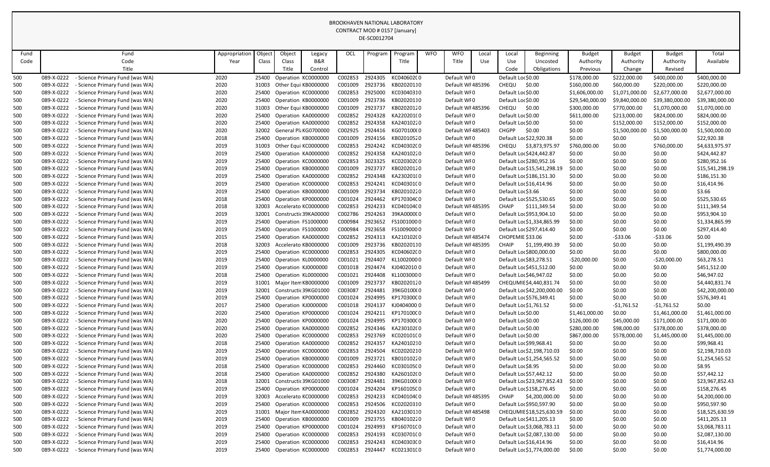BROOKHAVEN NATIONAL LABORATORY
CONTRACT MOD # 0157 [January]
DE-SC0012704

| Fund Code | Fund Code Title | Appropriation Year | Object Class | Object Class Title | Legacy B&R Control | OCL | Program | Program Title | WFO | WFO Title | Local Use | Local Use Code | Beginning Uncosted Obligations | Budget Authority Previous | Budget Authority Change | Budget Authority Revised | Total Available |
|---|---|---|---|---|---|---|---|---|---|---|---|---|---|---|---|---|---|
| 500 | 089-X-0222 - Science Primary Fund (was WA) | 2020 | 25400 | Operation | KC0000000 | C002853 | 2924305 | KC040602C0 | | Default WF0 | | Default Loc | $0.00 | $178,000.00 | $222,000.00 | $400,000.00 | $400,000.00 |
| 500 | 089-X-0222 - Science Primary Fund (was WA) | 2020 | 31003 | Other Equi | KB0000000 | C001009 | 2923736 | KB02020110 | | Default WF | 485396 | CHEQU | $0.00 | $160,000.00 | $60,000.00 | $220,000.00 | $220,000.00 |
| 500 | 089-X-0222 - Science Primary Fund (was WA) | 2020 | 25400 | Operation | KC0000000 | C002853 | 2925000 | KC03040310 | | Default WF0 | | Default Loc | $0.00 | $1,606,000.00 | $1,071,000.00 | $2,677,000.00 | $2,677,000.00 |
| 500 | 089-X-0222 - Science Primary Fund (was WA) | 2020 | 25400 | Operation | KB0000000 | C001009 | 2923736 | KB02020110 | | Default WF0 | | Default Loc | $0.00 | $29,540,000.00 | $9,840,000.00 | $39,380,000.00 | $39,380,000.00 |
| 500 | 089-X-0222 - Science Primary Fund (was WA) | 2020 | 31003 | Other Equi | KB0000000 | C001009 | 2923737 | KB02020120 | | Default WF | 485396 | CHEQU | $0.00 | $300,000.00 | $770,000.00 | $1,070,000.00 | $1,070,000.00 |
| 500 | 089-X-0222 - Science Primary Fund (was WA) | 2020 | 25400 | Operation | KA0000000 | C002852 | 2924328 | KA220201C0 | | Default WF0 | | Default Loc | $0.00 | $611,000.00 | $213,000.00 | $824,000.00 | $824,000.00 |
| 500 | 089-X-0222 - Science Primary Fund (was WA) | 2020 | 25400 | Operation | KA0000000 | C002852 | 2924358 | KA24010220 | | Default WF0 | | Default Loc | $0.00 | $0.00 | $152,000.00 | $152,000.00 | $152,000.00 |
| 500 | 089-X-0222 - Science Primary Fund (was WA) | 2020 | 32002 | General Pla | KG0700000 | C002925 | 2924416 | KG070100C0 | | Default WF | 485403 | CHGPP | $0.00 | $0.00 | $1,500,000.00 | $1,500,000.00 | $1,500,000.00 |
| 500 | 089-X-0222 - Science Primary Fund (was WA) | 2018 | 25400 | Operation | KB0000000 | C001009 | 2924156 | KB02010520 | | Default WF0 | | Default Loc | $22,920.38 | $0.00 | $0.00 | $0.00 | $22,920.38 |
| 500 | 089-X-0222 - Science Primary Fund (was WA) | 2019 | 31003 | Other Equi | KC0000000 | C002853 | 2924242 | KC040302C0 | | Default WF | 485396 | CHEQU | $3,873,975.97 | $760,000.00 | $0.00 | $760,000.00 | $4,633,975.97 |
| 500 | 089-X-0222 - Science Primary Fund (was WA) | 2019 | 25400 | Operation | KA0000000 | C002852 | 2924358 | KA24010220 | | Default WF0 | | Default Loc | $424,442.87 | $0.00 | $0.00 | $0.00 | $424,442.87 |
| 500 | 089-X-0222 - Science Primary Fund (was WA) | 2019 | 25400 | Operation | KC0000000 | C002853 | 3023325 | KC020302C0 | | Default WF0 | | Default Loc | $280,952.16 | $0.00 | $0.00 | $0.00 | $280,952.16 |
| 500 | 089-X-0222 - Science Primary Fund (was WA) | 2019 | 25400 | Operation | KB0000000 | C001009 | 2923737 | KB02020120 | | Default WF0 | | Default Loc | $15,541,298.19 | $0.00 | $0.00 | $0.00 | $15,541,298.19 |
| 500 | 089-X-0222 - Science Primary Fund (was WA) | 2019 | 25400 | Operation | KA0000000 | C002852 | 2924348 | KA230201C0 | | Default WF0 | | Default Loc | $186,151.30 | $0.00 | $0.00 | $0.00 | $186,151.30 |
| 500 | 089-X-0222 - Science Primary Fund (was WA) | 2019 | 25400 | Operation | KC0000000 | C002853 | 2924241 | KC040301C0 | | Default WF0 | | Default Loc | $16,414.96 | $0.00 | $0.00 | $0.00 | $16,414.96 |
| 500 | 089-X-0222 - Science Primary Fund (was WA) | 2019 | 25400 | Operation | KB0000000 | C001009 | 2923734 | KB02010220 | | Default WF0 | | Default Loc | $3.66 | $0.00 | $0.00 | $0.00 | $3.66 |
| 500 | 089-X-0222 - Science Primary Fund (was WA) | 2018 | 25400 | Operation | KP0000000 | C001024 | 2924462 | KP170304C0 | | Default WF0 | | Default Loc | $525,530.65 | $0.00 | $0.00 | $0.00 | $525,530.65 |
| 500 | 089-X-0222 - Science Primary Fund (was WA) | 2018 | 32003 | Accelerato | KC0000000 | C002853 | 2924233 | KC040104C0 | | Default WF | 485395 | CHAIP | $111,349.54 | $0.00 | $0.00 | $0.00 | $111,349.54 |
| 500 | 089-X-0222 - Science Primary Fund (was WA) | 2019 | 32001 | Constructi | 39KA0000 | C002786 | 2924263 | 39KA0000C0 | | Default WF0 | | Default Loc | $953,904.10 | $0.00 | $0.00 | $0.00 | $953,904.10 |
| 500 | 089-X-0222 - Science Primary Fund (was WA) | 2019 | 25400 | Operation | FS1000000 | C000984 | 2923652 | FS10010000 | | Default WF0 | | Default Loc | $1,334,865.99 | $0.00 | $0.00 | $0.00 | $1,334,865.99 |
| 500 | 089-X-0222 - Science Primary Fund (was WA) | 2019 | 25400 | Operation | FS1000000 | C000984 | 2923658 | FS10090000 | | Default WF0 | | Default Loc | $297,414.40 | $0.00 | $0.00 | $0.00 | $297,414.40 |
| 500 | 089-X-0222 - Science Primary Fund (was WA) | 2015 | 25400 | Operation | KA0000000 | C002852 | 2924313 | KA210102C0 | | Default WF | 485474 | CHOPEMIE | $33.06 | $0.00 | -$33.06 | -$33.06 | $0.00 |
| 500 | 089-X-0222 - Science Primary Fund (was WA) | 2018 | 32003 | Accelerato | KB0000000 | C001009 | 2923736 | KB02020110 | | Default WF | 485395 | CHAIP | $1,199,490.39 | $0.00 | $0.00 | $0.00 | $1,199,490.39 |
| 500 | 089-X-0222 - Science Primary Fund (was WA) | 2019 | 25400 | Operation | KC0000000 | C002853 | 2924305 | KC040602C0 | | Default WF0 | | Default Loc | $800,000.00 | $0.00 | $0.00 | $0.00 | $800,000.00 |
| 500 | 089-X-0222 - Science Primary Fund (was WA) | 2019 | 25400 | Operation | KL0000000 | C001021 | 2924407 | KL10020000 | | Default WF0 | | Default Loc | $83,278.51 | -$20,000.00 | $0.00 | -$20,000.00 | $63,278.51 |
| 500 | 089-X-0222 - Science Primary Fund (was WA) | 2019 | 25400 | Operation | KJ0000000 | C001018 | 2924474 | KJ04020100 | | Default WF0 | | Default Loc | $451,512.00 | $0.00 | $0.00 | $0.00 | $451,512.00 |
| 500 | 089-X-0222 - Science Primary Fund (was WA) | 2018 | 25400 | Operation | KL0000000 | C001021 | 2924408 | KL10030000 | | Default WF0 | | Default Loc | $46,947.02 | $0.00 | $0.00 | $0.00 | $46,947.02 |
| 500 | 089-X-0222 - Science Primary Fund (was WA) | 2019 | 31001 | Major Item | KB0000000 | C001009 | 2923737 | KB02020120 | | Default WF | 485499 | CHEQUMIE | $4,440,831.74 | $0.00 | $0.00 | $0.00 | $4,440,831.74 |
| 500 | 089-X-0222 - Science Primary Fund (was WA) | 2019 | 32001 | Constructi | 39KG01000 | C003087 | 2924481 | 39KG0100C0 | | Default WF0 | | Default Loc | $42,200,000.00 | $0.00 | $0.00 | $0.00 | $42,200,000.00 |
| 500 | 089-X-0222 - Science Primary Fund (was WA) | 2019 | 25400 | Operation | KP0000000 | C001024 | 2924995 | KP170300C0 | | Default WF0 | | Default Loc | $576,349.41 | $0.00 | $0.00 | $0.00 | $576,349.41 |
| 500 | 089-X-0222 - Science Primary Fund (was WA) | 2017 | 25400 | Operation | KJ0000000 | C001018 | 2924137 | KJ04040000 | | Default WF0 | | Default Loc | $1,761.52 | $0.00 | -$1,761.52 | -$1,761.52 | $0.00 |
| 500 | 089-X-0222 - Science Primary Fund (was WA) | 2020 | 25400 | Operation | KP0000000 | C001024 | 2924211 | KP170100C0 | | Default WF0 | | Default Loc | $0.00 | $1,461,000.00 | $0.00 | $1,461,000.00 | $1,461,000.00 |
| 500 | 089-X-0222 - Science Primary Fund (was WA) | 2020 | 25400 | Operation | KP0000000 | C001024 | 2924995 | KP170300C0 | | Default WF0 | | Default Loc | $0.00 | $126,000.00 | $45,000.00 | $171,000.00 | $171,000.00 |
| 500 | 089-X-0222 - Science Primary Fund (was WA) | 2020 | 25400 | Operation | KA0000000 | C002852 | 2924346 | KA230102C0 | | Default WF0 | | Default Loc | $0.00 | $280,000.00 | $98,000.00 | $378,000.00 | $378,000.00 |
| 500 | 089-X-0222 - Science Primary Fund (was WA) | 2020 | 25400 | Operation | KC0000000 | C002853 | 2923769 | KC020101C0 | | Default WF0 | | Default Loc | $0.00 | $867,000.00 | $578,000.00 | $1,445,000.00 | $1,445,000.00 |
| 500 | 089-X-0222 - Science Primary Fund (was WA) | 2018 | 25400 | Operation | KA0000000 | C002852 | 2924357 | KA24010210 | | Default WF0 | | Default Loc | $99,968.41 | $0.00 | $0.00 | $0.00 | $99,968.41 |
| 500 | 089-X-0222 - Science Primary Fund (was WA) | 2019 | 25400 | Operation | KC0000000 | C002853 | 2924504 | KC02020210 | | Default WF0 | | Default Loc | $2,198,710.03 | $0.00 | $0.00 | $0.00 | $2,198,710.03 |
| 500 | 089-X-0222 - Science Primary Fund (was WA) | 2019 | 25400 | Operation | KB0000000 | C001009 | 2923721 | KB01010220 | | Default WF0 | | Default Loc | $1,254,565.52 | $0.00 | $0.00 | $0.00 | $1,254,565.52 |
| 500 | 089-X-0222 - Science Primary Fund (was WA) | 2018 | 25400 | Operation | KC0000000 | C002853 | 2924460 | KC030105C0 | | Default WF0 | | Default Loc | $8.95 | $0.00 | $0.00 | $0.00 | $8.95 |
| 500 | 089-X-0222 - Science Primary Fund (was WA) | 2018 | 25400 | Operation | KA0000000 | C002852 | 2924380 | KA260102C0 | | Default WF0 | | Default Loc | $57,442.12 | $0.00 | $0.00 | $0.00 | $57,442.12 |
| 500 | 089-X-0222 - Science Primary Fund (was WA) | 2018 | 32001 | Constructi | 39KG01000 | C003087 | 2924481 | 39KG0100C0 | | Default WF0 | | Default Loc | $23,967,852.43 | $0.00 | $0.00 | $0.00 | $23,967,852.43 |
| 500 | 089-X-0222 - Science Primary Fund (was WA) | 2019 | 25400 | Operation | KP0000000 | C001024 | 2924204 | KP160105C0 | | Default WF0 | | Default Loc | $158,276.45 | $0.00 | $0.00 | $0.00 | $158,276.45 |
| 500 | 089-X-0222 - Science Primary Fund (was WA) | 2019 | 32003 | Accelerato | KC0000000 | C002853 | 2924233 | KC040104C0 | | Default WF | 485395 | CHAIP | $4,200,000.00 | $0.00 | $0.00 | $0.00 | $4,200,000.00 |
| 500 | 089-X-0222 - Science Primary Fund (was WA) | 2019 | 25400 | Operation | KC0000000 | C002853 | 2924506 | KC02020310 | | Default WF0 | | Default Loc | $950,597.90 | $0.00 | $0.00 | $0.00 | $950,597.90 |
| 500 | 089-X-0222 - Science Primary Fund (was WA) | 2019 | 31001 | Major Item | KA0000000 | C002852 | 2924320 | KA21030110 | | Default WF | 485498 | CHEQUMIE | $18,525,630.59 | $0.00 | $0.00 | $0.00 | $18,525,630.59 |
| 500 | 089-X-0222 - Science Primary Fund (was WA) | 2019 | 25400 | Operation | KB0000000 | C001009 | 2923755 | KB04010220 | | Default WF0 | | Default Loc | $411,205.13 | $0.00 | $0.00 | $0.00 | $411,205.13 |
| 500 | 089-X-0222 - Science Primary Fund (was WA) | 2019 | 25400 | Operation | KP0000000 | C001024 | 2924993 | KP160701C0 | | Default WF0 | | Default Loc | $3,068,783.11 | $0.00 | $0.00 | $0.00 | $3,068,783.11 |
| 500 | 089-X-0222 - Science Primary Fund (was WA) | 2019 | 25400 | Operation | KC0000000 | C002853 | 2924193 | KC030701C0 | | Default WF0 | | Default Loc | $2,087,130.00 | $0.00 | $0.00 | $0.00 | $2,087,130.00 |
| 500 | 089-X-0222 - Science Primary Fund (was WA) | 2019 | 25400 | Operation | KC0000000 | C002853 | 2924243 | KC040303C0 | | Default WF0 | | Default Loc | $16,414.96 | $0.00 | $0.00 | $0.00 | $16,414.96 |
| 500 | 089-X-0222 - Science Primary Fund (was WA) | 2019 | 25400 | Operation | KC0000000 | C002853 | 2924447 | KC021301C0 | | Default WF0 | | Default Loc | $1,774,000.00 | $0.00 | $0.00 | $0.00 | $1,774,000.00 |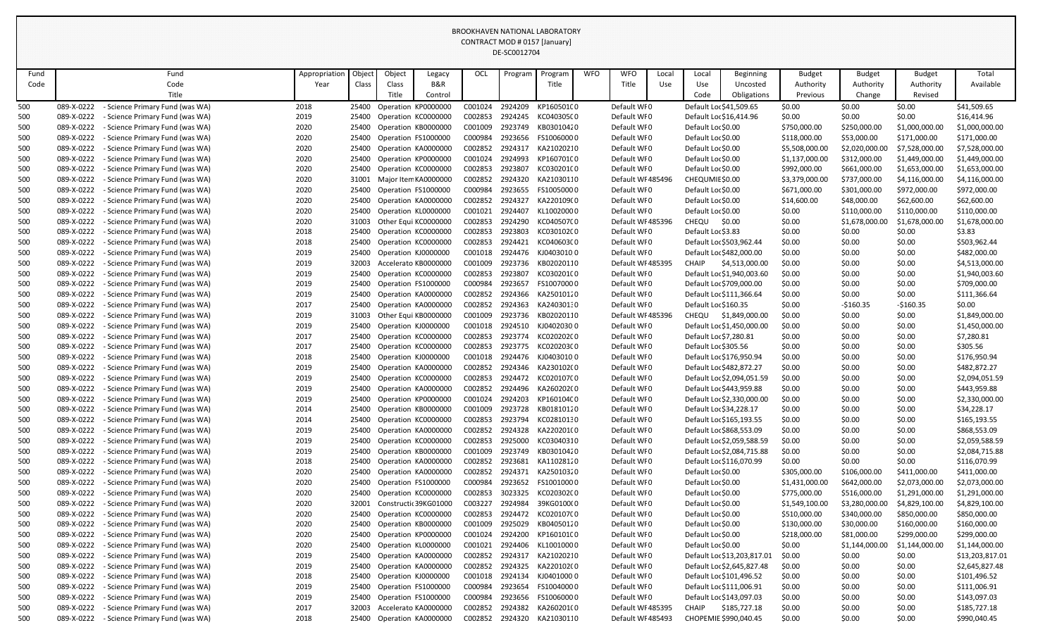BROOKHAVEN NATIONAL LABORATORY
CONTRACT MOD # 0157 [January]
DE-SC0012704

| Fund Code | Fund Code Title | Appropriation Year | Object Class | Object Class Title | Legacy B&R Control | OCL | Program | Program Title | WFO | WFO Title | Local Use | Local Use Code | Beginning Uncosted Obligations | Budget Authority Previous | Budget Authority Change | Budget Authority Revised | Total Available |
|---|---|---|---|---|---|---|---|---|---|---|---|---|---|---|---|---|---|
| 500 | 089-X-0222 - Science Primary Fund (was WA) | 2018 | 25400 | Operation | KP0000000 | C001024 | 2924209 | KP160501C0 | | Default WF0 | | Default Loc | $41,509.65 | $0.00 | $0.00 | $0.00 | $41,509.65 |
| 500 | 089-X-0222 - Science Primary Fund (was WA) | 2019 | 25400 | Operation | KC0000000 | C002853 | 2924245 | KC040305C0 | | Default WF0 | | Default Loc | $16,414.96 | $0.00 | $0.00 | $0.00 | $16,414.96 |
| 500 | 089-X-0222 - Science Primary Fund (was WA) | 2020 | 25400 | Operation | KB0000000 | C001009 | 2923749 | KB03010420 | | Default WF0 | | Default Loc | $0.00 | $750,000.00 | $250,000.00 | $1,000,000.00 | $1,000,000.00 |
| 500 | 089-X-0222 - Science Primary Fund (was WA) | 2020 | 25400 | Operation | FS1000000 | C000984 | 2923656 | FS10060000 | | Default WF0 | | Default Loc | $0.00 | $118,000.00 | $53,000.00 | $171,000.00 | $171,000.00 |
| 500 | 089-X-0222 - Science Primary Fund (was WA) | 2020 | 25400 | Operation | KA0000000 | C002852 | 2924317 | KA21020210 | | Default WF0 | | Default Loc | $0.00 | $5,508,000.00 | $2,020,000.00 | $7,528,000.00 | $7,528,000.00 |
| 500 | 089-X-0222 - Science Primary Fund (was WA) | 2020 | 25400 | Operation | KP0000000 | C001024 | 2924993 | KP160701C0 | | Default WF0 | | Default Loc | $0.00 | $1,137,000.00 | $312,000.00 | $1,449,000.00 | $1,449,000.00 |
| 500 | 089-X-0222 - Science Primary Fund (was WA) | 2020 | 25400 | Operation | KC0000000 | C002853 | 2923807 | KC030201C0 | | Default WF0 | | Default Loc | $0.00 | $992,000.00 | $661,000.00 | $1,653,000.00 | $1,653,000.00 |
| 500 | 089-X-0222 - Science Primary Fund (was WA) | 2020 | 31001 | Major Item | KA0000000 | C002852 | 2924320 | KA21030110 | | Default WF | 485496 | CHEQUMIE | $0.00 | $3,379,000.00 | $737,000.00 | $4,116,000.00 | $4,116,000.00 |
| 500 | 089-X-0222 - Science Primary Fund (was WA) | 2020 | 25400 | Operation | FS1000000 | C000984 | 2923655 | FS10050000 | | Default WF0 | | Default Loc | $0.00 | $671,000.00 | $301,000.00 | $972,000.00 | $972,000.00 |
| 500 | 089-X-0222 - Science Primary Fund (was WA) | 2020 | 25400 | Operation | KA0000000 | C002852 | 2924327 | KA220109C0 | | Default WF0 | | Default Loc | $0.00 | $14,600.00 | $48,000.00 | $62,600.00 | $62,600.00 |
| 500 | 089-X-0222 - Science Primary Fund (was WA) | 2020 | 25400 | Operation | KL0000000 | C001021 | 2924407 | KL10020000 | | Default WF0 | | Default Loc | $0.00 | $0.00 | $110,000.00 | $110,000.00 | $110,000.00 |
| 500 | 089-X-0222 - Science Primary Fund (was WA) | 2020 | 31003 | Other Equi | KC0000000 | C002853 | 2924290 | KC040507C0 | | Default WF | 485396 | CHEQU | $0.00 | $0.00 | $1,678,000.00 | $1,678,000.00 | $1,678,000.00 |
| 500 | 089-X-0222 - Science Primary Fund (was WA) | 2018 | 25400 | Operation | KC0000000 | C002853 | 2923803 | KC030102C0 | | Default WF0 | | Default Loc | $3.83 | $0.00 | $0.00 | $0.00 | $3.83 |
| 500 | 089-X-0222 - Science Primary Fund (was WA) | 2018 | 25400 | Operation | KC0000000 | C002853 | 2924421 | KC040603C0 | | Default WF0 | | Default Loc | $503,962.44 | $0.00 | $0.00 | $0.00 | $503,962.44 |
| 500 | 089-X-0222 - Science Primary Fund (was WA) | 2019 | 25400 | Operation | KJ0000000 | C001018 | 2924476 | KJ04030100 | | Default WF0 | | Default Loc | $482,000.00 | $0.00 | $0.00 | $0.00 | $482,000.00 |
| 500 | 089-X-0222 - Science Primary Fund (was WA) | 2019 | 32003 | Accelerato | KB0000000 | C001009 | 2923736 | KB02020110 | | Default WF | 485395 | CHAIP | $4,513,000.00 | $0.00 | $0.00 | $0.00 | $4,513,000.00 |
| 500 | 089-X-0222 - Science Primary Fund (was WA) | 2019 | 25400 | Operation | KC0000000 | C002853 | 2923807 | KC030201C0 | | Default WF0 | | Default Loc | $1,940,003.60 | $0.00 | $0.00 | $0.00 | $1,940,003.60 |
| 500 | 089-X-0222 - Science Primary Fund (was WA) | 2019 | 25400 | Operation | FS1000000 | C000984 | 2923657 | FS10070000 | | Default WF0 | | Default Loc | $709,000.00 | $0.00 | $0.00 | $0.00 | $709,000.00 |
| 500 | 089-X-0222 - Science Primary Fund (was WA) | 2019 | 25400 | Operation | KA0000000 | C002852 | 2924366 | KA25010120 | | Default WF0 | | Default Loc | $111,366.64 | $0.00 | $0.00 | $0.00 | $111,366.64 |
| 500 | 089-X-0222 - Science Primary Fund (was WA) | 2017 | 25400 | Operation | KA0000000 | C002852 | 2924363 | KA24030130 | | Default WF0 | | Default Loc | $160.35 | $0.00 | -$160.35 | -$160.35 | $0.00 |
| 500 | 089-X-0222 - Science Primary Fund (was WA) | 2019 | 31003 | Other Equi | KB0000000 | C001009 | 2923736 | KB02020110 | | Default WF | 485396 | CHEQU | $1,849,000.00 | $0.00 | $0.00 | $0.00 | $1,849,000.00 |
| 500 | 089-X-0222 - Science Primary Fund (was WA) | 2019 | 25400 | Operation | KJ0000000 | C001018 | 2924510 | KJ04020300 | | Default WF0 | | Default Loc | $1,450,000.00 | $0.00 | $0.00 | $0.00 | $1,450,000.00 |
| 500 | 089-X-0222 - Science Primary Fund (was WA) | 2017 | 25400 | Operation | KC0000000 | C002853 | 2923774 | KC020202C0 | | Default WF0 | | Default Loc | $7,280.81 | $0.00 | $0.00 | $0.00 | $7,280.81 |
| 500 | 089-X-0222 - Science Primary Fund (was WA) | 2017 | 25400 | Operation | KC0000000 | C002853 | 2923775 | KC020203C0 | | Default WF0 | | Default Loc | $305.56 | $0.00 | $0.00 | $0.00 | $305.56 |
| 500 | 089-X-0222 - Science Primary Fund (was WA) | 2018 | 25400 | Operation | KJ0000000 | C001018 | 2924476 | KJ04030100 | | Default WF0 | | Default Loc | $176,950.94 | $0.00 | $0.00 | $0.00 | $176,950.94 |
| 500 | 089-X-0222 - Science Primary Fund (was WA) | 2019 | 25400 | Operation | KA0000000 | C002852 | 2924346 | KA230102C0 | | Default WF0 | | Default Loc | $482,872.27 | $0.00 | $0.00 | $0.00 | $482,872.27 |
| 500 | 089-X-0222 - Science Primary Fund (was WA) | 2019 | 25400 | Operation | KC0000000 | C002853 | 2924472 | KC020107C0 | | Default WF0 | | Default Loc | $2,094,051.59 | $0.00 | $0.00 | $0.00 | $2,094,051.59 |
| 500 | 089-X-0222 - Science Primary Fund (was WA) | 2019 | 25400 | Operation | KA0000000 | C002852 | 2924496 | KA260202C0 | | Default WF0 | | Default Loc | $443,959.88 | $0.00 | $0.00 | $0.00 | $443,959.88 |
| 500 | 089-X-0222 - Science Primary Fund (was WA) | 2019 | 25400 | Operation | KP0000000 | C001024 | 2924203 | KP160104C0 | | Default WF0 | | Default Loc | $2,330,000.00 | $0.00 | $0.00 | $0.00 | $2,330,000.00 |
| 500 | 089-X-0222 - Science Primary Fund (was WA) | 2014 | 25400 | Operation | KB0000000 | C001009 | 2923728 | KB01810120 | | Default WF0 | | Default Loc | $34,228.17 | $0.00 | $0.00 | $0.00 | $34,228.17 |
| 500 | 089-X-0222 - Science Primary Fund (was WA) | 2014 | 25400 | Operation | KC0000000 | C002853 | 2923794 | KC02810130 | | Default WF0 | | Default Loc | $165,193.55 | $0.00 | $0.00 | $0.00 | $165,193.55 |
| 500 | 089-X-0222 - Science Primary Fund (was WA) | 2019 | 25400 | Operation | KA0000000 | C002852 | 2924328 | KA220201C0 | | Default WF0 | | Default Loc | $868,553.09 | $0.00 | $0.00 | $0.00 | $868,553.09 |
| 500 | 089-X-0222 - Science Primary Fund (was WA) | 2019 | 25400 | Operation | KC0000000 | C002853 | 2925000 | KC03040310 | | Default WF0 | | Default Loc | $2,059,588.59 | $0.00 | $0.00 | $0.00 | $2,059,588.59 |
| 500 | 089-X-0222 - Science Primary Fund (was WA) | 2019 | 25400 | Operation | KB0000000 | C001009 | 2923749 | KB03010420 | | Default WF0 | | Default Loc | $2,084,715.88 | $0.00 | $0.00 | $0.00 | $2,084,715.88 |
| 500 | 089-X-0222 - Science Primary Fund (was WA) | 2018 | 25400 | Operation | KA0000000 | C002852 | 2923681 | KA11028120 | | Default WF0 | | Default Loc | $116,070.99 | $0.00 | $0.00 | $0.00 | $116,070.99 |
| 500 | 089-X-0222 - Science Primary Fund (was WA) | 2020 | 25400 | Operation | KA0000000 | C002852 | 2924371 | KA25010320 | | Default WF0 | | Default Loc | $0.00 | $305,000.00 | $106,000.00 | $411,000.00 | $411,000.00 |
| 500 | 089-X-0222 - Science Primary Fund (was WA) | 2020 | 25400 | Operation | FS1000000 | C000984 | 2923652 | FS10010000 | | Default WF0 | | Default Loc | $0.00 | $1,431,000.00 | $642,000.00 | $2,073,000.00 | $2,073,000.00 |
| 500 | 089-X-0222 - Science Primary Fund (was WA) | 2020 | 25400 | Operation | KC0000000 | C002853 | 3023325 | KC020302C0 | | Default WF0 | | Default Loc | $0.00 | $775,000.00 | $516,000.00 | $1,291,000.00 | $1,291,000.00 |
| 500 | 089-X-0222 - Science Primary Fund (was WA) | 2020 | 32001 | Constructi | 39KG01000 | C003227 | 2924984 | 39KG0100C0 | | Default WF0 | | Default Loc | $0.00 | $1,549,100.00 | $3,280,000.00 | $4,829,100.00 | $4,829,100.00 |
| 500 | 089-X-0222 - Science Primary Fund (was WA) | 2020 | 25400 | Operation | KC0000000 | C002853 | 2924472 | KC020107C0 | | Default WF0 | | Default Loc | $0.00 | $510,000.00 | $340,000.00 | $850,000.00 | $850,000.00 |
| 500 | 089-X-0222 - Science Primary Fund (was WA) | 2020 | 25400 | Operation | KB0000000 | C001009 | 2925029 | KB04050120 | | Default WF0 | | Default Loc | $0.00 | $130,000.00 | $30,000.00 | $160,000.00 | $160,000.00 |
| 500 | 089-X-0222 - Science Primary Fund (was WA) | 2020 | 25400 | Operation | KP0000000 | C001024 | 2924200 | KP160101C0 | | Default WF0 | | Default Loc | $0.00 | $218,000.00 | $81,000.00 | $299,000.00 | $299,000.00 |
| 500 | 089-X-0222 - Science Primary Fund (was WA) | 2020 | 25400 | Operation | KL0000000 | C001021 | 2924406 | KL10010000 | | Default WF0 | | Default Loc | $0.00 | $0.00 | $1,144,000.00 | $1,144,000.00 | $1,144,000.00 |
| 500 | 089-X-0222 - Science Primary Fund (was WA) | 2019 | 25400 | Operation | KA0000000 | C002852 | 2924317 | KA21020210 | | Default WF0 | | Default Loc | $13,203,817.01 | $0.00 | $0.00 | $0.00 | $13,203,817.01 |
| 500 | 089-X-0222 - Science Primary Fund (was WA) | 2019 | 25400 | Operation | KA0000000 | C002852 | 2924325 | KA220102C0 | | Default WF0 | | Default Loc | $2,645,827.48 | $0.00 | $0.00 | $0.00 | $2,645,827.48 |
| 500 | 089-X-0222 - Science Primary Fund (was WA) | 2018 | 25400 | Operation | KJ0000000 | C001018 | 2924134 | KJ04010000 | | Default WF0 | | Default Loc | $101,496.52 | $0.00 | $0.00 | $0.00 | $101,496.52 |
| 500 | 089-X-0222 - Science Primary Fund (was WA) | 2019 | 25400 | Operation | FS1000000 | C000984 | 2923654 | FS10040000 | | Default WF0 | | Default Loc | $111,006.91 | $0.00 | $0.00 | $0.00 | $111,006.91 |
| 500 | 089-X-0222 - Science Primary Fund (was WA) | 2019 | 25400 | Operation | FS1000000 | C000984 | 2923656 | FS10060000 | | Default WF0 | | Default Loc | $143,097.03 | $0.00 | $0.00 | $0.00 | $143,097.03 |
| 500 | 089-X-0222 - Science Primary Fund (was WA) | 2017 | 32003 | Accelerato | KA0000000 | C002852 | 2924382 | KA260201C0 | | Default WF | 485395 | CHAIP | $185,727.18 | $0.00 | $0.00 | $0.00 | $185,727.18 |
| 500 | 089-X-0222 - Science Primary Fund (was WA) | 2018 | 25400 | Operation | KA0000000 | C002852 | 2924320 | KA21030110 | | Default WF | 485493 | CHOPEMIE | $990,040.45 | $0.00 | $0.00 | $0.00 | $990,040.45 |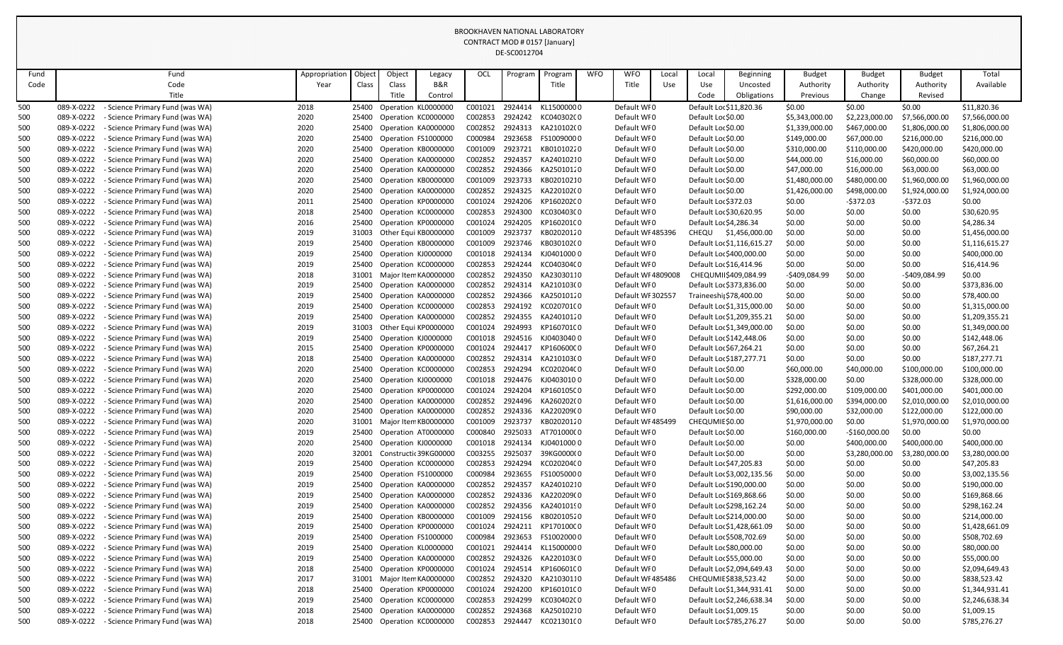BROOKHAVEN NATIONAL LABORATORY
CONTRACT MOD # 0157 [January]
DE-SC0012704

| Fund Code | Fund Code Title | Appropriation Year | Object Class | Object Class Title | Legacy B&R Control | OCL | Program | Program Title | WFO | WFO Title | Local Use | Local Use Code | Beginning Uncosted Obligations | Budget Authority Previous | Budget Authority Change | Budget Authority Revised | Total Available |
|---|---|---|---|---|---|---|---|---|---|---|---|---|---|---|---|---|---|
| 500 | 089-X-0222 - Science Primary Fund (was WA) | 2018 | 25400 | Operation | KL0000000 | C001021 | 2924414 | KL15000000 | | Default WF0 | | Default Loc | $11,820.36 | $0.00 | $0.00 | $0.00 | $11,820.36 |
| 500 | 089-X-0222 - Science Primary Fund (was WA) | 2020 | 25400 | Operation | KC0000000 | C002853 | 2924242 | KC040302C0 | | Default WF0 | | Default Loc | $0.00 | $5,343,000.00 | $2,223,000.00 | $7,566,000.00 | $7,566,000.00 |
| 500 | 089-X-0222 - Science Primary Fund (was WA) | 2020 | 25400 | Operation | KA0000000 | C002852 | 2924313 | KA210102C0 | | Default WF0 | | Default Loc | $0.00 | $1,339,000.00 | $467,000.00 | $1,806,000.00 | $1,806,000.00 |
| 500 | 089-X-0222 - Science Primary Fund (was WA) | 2020 | 25400 | Operation | FS1000000 | C000984 | 2923658 | FS10090000 | | Default WF0 | | Default Loc | $0.00 | $149,000.00 | $67,000.00 | $216,000.00 | $216,000.00 |
| 500 | 089-X-0222 - Science Primary Fund (was WA) | 2020 | 25400 | Operation | KB0000000 | C001009 | 2923721 | KB01010220 | | Default WF0 | | Default Loc | $0.00 | $310,000.00 | $110,000.00 | $420,000.00 | $420,000.00 |
| 500 | 089-X-0222 - Science Primary Fund (was WA) | 2020 | 25400 | Operation | KA0000000 | C002852 | 2924357 | KA24010210 | | Default WF0 | | Default Loc | $0.00 | $44,000.00 | $16,000.00 | $60,000.00 | $60,000.00 |
| 500 | 089-X-0222 - Science Primary Fund (was WA) | 2020 | 25400 | Operation | KA0000000 | C002852 | 2924366 | KA25010120 | | Default WF0 | | Default Loc | $0.00 | $47,000.00 | $16,000.00 | $63,000.00 | $63,000.00 |
| 500 | 089-X-0222 - Science Primary Fund (was WA) | 2020 | 25400 | Operation | KB0000000 | C001009 | 2923733 | KB02010210 | | Default WF0 | | Default Loc | $0.00 | $1,480,000.00 | $480,000.00 | $1,960,000.00 | $1,960,000.00 |
| 500 | 089-X-0222 - Science Primary Fund (was WA) | 2020 | 25400 | Operation | KA0000000 | C002852 | 2924325 | KA220102C0 | | Default WF0 | | Default Loc | $0.00 | $1,426,000.00 | $498,000.00 | $1,924,000.00 | $1,924,000.00 |
| 500 | 089-X-0222 - Science Primary Fund (was WA) | 2011 | 25400 | Operation | KP0000000 | C001024 | 2924206 | KP160202C0 | | Default WF0 | | Default Loc | $372.03 | $0.00 | -$372.03 | -$372.03 | $0.00 |
| 500 | 089-X-0222 - Science Primary Fund (was WA) | 2018 | 25400 | Operation | KC0000000 | C002853 | 2924300 | KC030403C0 | | Default WF0 | | Default Loc | $30,620.95 | $0.00 | $0.00 | $0.00 | $30,620.95 |
| 500 | 089-X-0222 - Science Primary Fund (was WA) | 2016 | 25400 | Operation | KP0000000 | C001024 | 2924205 | KP160201C0 | | Default WF0 | | Default Loc | $4,286.34 | $0.00 | $0.00 | $0.00 | $4,286.34 |
| 500 | 089-X-0222 - Science Primary Fund (was WA) | 2019 | 31003 | Other Equi | KB0000000 | C001009 | 2923737 | KB02020120 | | Default WF | 485396 | CHEQU | $1,456,000.00 | $0.00 | $0.00 | $0.00 | $1,456,000.00 |
| 500 | 089-X-0222 - Science Primary Fund (was WA) | 2019 | 25400 | Operation | KB0000000 | C001009 | 2923746 | KB030102C0 | | Default WF0 | | Default Loc | $1,116,615.27 | $0.00 | $0.00 | $0.00 | $1,116,615.27 |
| 500 | 089-X-0222 - Science Primary Fund (was WA) | 2019 | 25400 | Operation | KJ0000000 | C001018 | 2924134 | KJ04010000 | | Default WF0 | | Default Loc | $400,000.00 | $0.00 | $0.00 | $0.00 | $400,000.00 |
| 500 | 089-X-0222 - Science Primary Fund (was WA) | 2019 | 25400 | Operation | KC0000000 | C002853 | 2924244 | KC040304C0 | | Default WF0 | | Default Loc | $16,414.96 | $0.00 | $0.00 | $0.00 | $16,414.96 |
| 500 | 089-X-0222 - Science Primary Fund (was WA) | 2018 | 31001 | Major Item | KA0000000 | C002852 | 2924350 | KA23030110 | | Default WF | 4809008 | CHEQUMII | $409,084.99 | -$409,084.99 | $0.00 | -$409,084.99 | $0.00 |
| 500 | 089-X-0222 - Science Primary Fund (was WA) | 2019 | 25400 | Operation | KA0000000 | C002852 | 2924314 | KA210103C0 | | Default WF0 | | Default Loc | $373,836.00 | $0.00 | $0.00 | $0.00 | $373,836.00 |
| 500 | 089-X-0222 - Science Primary Fund (was WA) | 2019 | 25400 | Operation | KA0000000 | C002852 | 2924366 | KA25010120 | | Default WF | 302557 | Traineeship | $78,400.00 | $0.00 | $0.00 | $0.00 | $78,400.00 |
| 500 | 089-X-0222 - Science Primary Fund (was WA) | 2019 | 25400 | Operation | KC0000000 | C002853 | 2924192 | KC020701C0 | | Default WF0 | | Default Loc | $1,315,000.00 | $0.00 | $0.00 | $0.00 | $1,315,000.00 |
| 500 | 089-X-0222 - Science Primary Fund (was WA) | 2019 | 25400 | Operation | KA0000000 | C002852 | 2924355 | KA24010120 | | Default WF0 | | Default Loc | $1,209,355.21 | $0.00 | $0.00 | $0.00 | $1,209,355.21 |
| 500 | 089-X-0222 - Science Primary Fund (was WA) | 2019 | 31003 | Other Equi | KP0000000 | C001024 | 2924993 | KP160701C0 | | Default WF0 | | Default Loc | $1,349,000.00 | $0.00 | $0.00 | $0.00 | $1,349,000.00 |
| 500 | 089-X-0222 - Science Primary Fund (was WA) | 2019 | 25400 | Operation | KJ0000000 | C001018 | 2924516 | KJ04030400 | | Default WF0 | | Default Loc | $142,448.06 | $0.00 | $0.00 | $0.00 | $142,448.06 |
| 500 | 089-X-0222 - Science Primary Fund (was WA) | 2015 | 25400 | Operation | KP0000000 | C001024 | 2924417 | KP160600C0 | | Default WF0 | | Default Loc | $67,264.21 | $0.00 | $0.00 | $0.00 | $67,264.21 |
| 500 | 089-X-0222 - Science Primary Fund (was WA) | 2018 | 25400 | Operation | KA0000000 | C002852 | 2924314 | KA210103C0 | | Default WF0 | | Default Loc | $187,277.71 | $0.00 | $0.00 | $0.00 | $187,277.71 |
| 500 | 089-X-0222 - Science Primary Fund (was WA) | 2020 | 25400 | Operation | KC0000000 | C002853 | 2924294 | KC020204C0 | | Default WF0 | | Default Loc | $0.00 | $60,000.00 | $40,000.00 | $100,000.00 | $100,000.00 |
| 500 | 089-X-0222 - Science Primary Fund (was WA) | 2020 | 25400 | Operation | KJ0000000 | C001018 | 2924476 | KJ04030100 | | Default WF0 | | Default Loc | $0.00 | $328,000.00 | $0.00 | $328,000.00 | $328,000.00 |
| 500 | 089-X-0222 - Science Primary Fund (was WA) | 2020 | 25400 | Operation | KP0000000 | C001024 | 2924204 | KP160105C0 | | Default WF0 | | Default Loc | $0.00 | $292,000.00 | $109,000.00 | $401,000.00 | $401,000.00 |
| 500 | 089-X-0222 - Science Primary Fund (was WA) | 2020 | 25400 | Operation | KA0000000 | C002852 | 2924496 | KA260202C0 | | Default WF0 | | Default Loc | $0.00 | $1,616,000.00 | $394,000.00 | $2,010,000.00 | $2,010,000.00 |
| 500 | 089-X-0222 - Science Primary Fund (was WA) | 2020 | 25400 | Operation | KA0000000 | C002852 | 2924336 | KA220209C0 | | Default WF0 | | Default Loc | $0.00 | $90,000.00 | $32,000.00 | $122,000.00 | $122,000.00 |
| 500 | 089-X-0222 - Science Primary Fund (was WA) | 2020 | 31001 | Major Item | KB0000000 | C001009 | 2923737 | KB02020120 | | Default WF | 485499 | CHEQUMIE | $0.00 | $1,970,000.00 | $0.00 | $1,970,000.00 | $1,970,000.00 |
| 500 | 089-X-0222 - Science Primary Fund (was WA) | 2019 | 25400 | Operation | AT0000000 | C000840 | 2925033 | AT701000C0 | | Default WF0 | | Default Loc | $0.00 | $160,000.00 | -$160,000.00 | $0.00 | $0.00 |
| 500 | 089-X-0222 - Science Primary Fund (was WA) | 2020 | 25400 | Operation | KJ0000000 | C001018 | 2924134 | KJ04010000 | | Default WF0 | | Default Loc | $0.00 | $0.00 | $400,000.00 | $400,000.00 | $400,000.00 |
| 500 | 089-X-0222 - Science Primary Fund (was WA) | 2020 | 32001 | Constructi | 39KG00000 | C003255 | 2925037 | 39KG0000C0 | | Default WF0 | | Default Loc | $0.00 | $0.00 | $3,280,000.00 | $3,280,000.00 | $3,280,000.00 |
| 500 | 089-X-0222 - Science Primary Fund (was WA) | 2019 | 25400 | Operation | KC0000000 | C002853 | 2924294 | KC020204C0 | | Default WF0 | | Default Loc | $47,205.83 | $0.00 | $0.00 | $0.00 | $47,205.83 |
| 500 | 089-X-0222 - Science Primary Fund (was WA) | 2019 | 25400 | Operation | FS1000000 | C000984 | 2923655 | FS10050000 | | Default WF0 | | Default Loc | $3,002,135.56 | $0.00 | $0.00 | $0.00 | $3,002,135.56 |
| 500 | 089-X-0222 - Science Primary Fund (was WA) | 2019 | 25400 | Operation | KA0000000 | C002852 | 2924357 | KA24010210 | | Default WF0 | | Default Loc | $190,000.00 | $0.00 | $0.00 | $0.00 | $190,000.00 |
| 500 | 089-X-0222 - Science Primary Fund (was WA) | 2019 | 25400 | Operation | KA0000000 | C002852 | 2924336 | KA220209C0 | | Default WF0 | | Default Loc | $169,868.66 | $0.00 | $0.00 | $0.00 | $169,868.66 |
| 500 | 089-X-0222 - Science Primary Fund (was WA) | 2019 | 25400 | Operation | KA0000000 | C002852 | 2924356 | KA24010190 | | Default WF0 | | Default Loc | $298,162.24 | $0.00 | $0.00 | $0.00 | $298,162.24 |
| 500 | 089-X-0222 - Science Primary Fund (was WA) | 2019 | 25400 | Operation | KB0000000 | C001009 | 2924156 | KB02010520 | | Default WF0 | | Default Loc | $214,000.00 | $0.00 | $0.00 | $0.00 | $214,000.00 |
| 500 | 089-X-0222 - Science Primary Fund (was WA) | 2019 | 25400 | Operation | KP0000000 | C001024 | 2924211 | KP170100C0 | | Default WF0 | | Default Loc | $1,428,661.09 | $0.00 | $0.00 | $0.00 | $1,428,661.09 |
| 500 | 089-X-0222 - Science Primary Fund (was WA) | 2019 | 25400 | Operation | FS1000000 | C000984 | 2923653 | FS10020000 | | Default WF0 | | Default Loc | $508,702.69 | $0.00 | $0.00 | $0.00 | $508,702.69 |
| 500 | 089-X-0222 - Science Primary Fund (was WA) | 2019 | 25400 | Operation | KL0000000 | C001021 | 2924414 | KL15000000 | | Default WF0 | | Default Loc | $80,000.00 | $0.00 | $0.00 | $0.00 | $80,000.00 |
| 500 | 089-X-0222 - Science Primary Fund (was WA) | 2019 | 25400 | Operation | KA0000000 | C002852 | 2924326 | KA220103C0 | | Default WF0 | | Default Loc | $55,000.00 | $0.00 | $0.00 | $0.00 | $55,000.00 |
| 500 | 089-X-0222 - Science Primary Fund (was WA) | 2018 | 25400 | Operation | KP0000000 | C001024 | 2924514 | KP160601C0 | | Default WF0 | | Default Loc | $2,094,649.43 | $0.00 | $0.00 | $0.00 | $2,094,649.43 |
| 500 | 089-X-0222 - Science Primary Fund (was WA) | 2017 | 31001 | Major Item | KA0000000 | C002852 | 2924320 | KA21030110 | | Default WF | 485486 | CHEQUMIE | $838,523.42 | $0.00 | $0.00 | $0.00 | $838,523.42 |
| 500 | 089-X-0222 - Science Primary Fund (was WA) | 2018 | 25400 | Operation | KP0000000 | C001024 | 2924200 | KP160101C0 | | Default WF0 | | Default Loc | $1,344,931.41 | $0.00 | $0.00 | $0.00 | $1,344,931.41 |
| 500 | 089-X-0222 - Science Primary Fund (was WA) | 2019 | 25400 | Operation | KC0000000 | C002853 | 2924299 | KC030402C0 | | Default WF0 | | Default Loc | $2,246,638.34 | $0.00 | $0.00 | $0.00 | $2,246,638.34 |
| 500 | 089-X-0222 - Science Primary Fund (was WA) | 2018 | 25400 | Operation | KA0000000 | C002852 | 2924368 | KA25010210 | | Default WF0 | | Default Loc | $1,009.15 | $0.00 | $0.00 | $0.00 | $1,009.15 |
| 500 | 089-X-0222 - Science Primary Fund (was WA) | 2018 | 25400 | Operation | KC0000000 | C002853 | 2924447 | KC021301C0 | | Default WF0 | | Default Loc | $785,276.27 | $0.00 | $0.00 | $0.00 | $785,276.27 |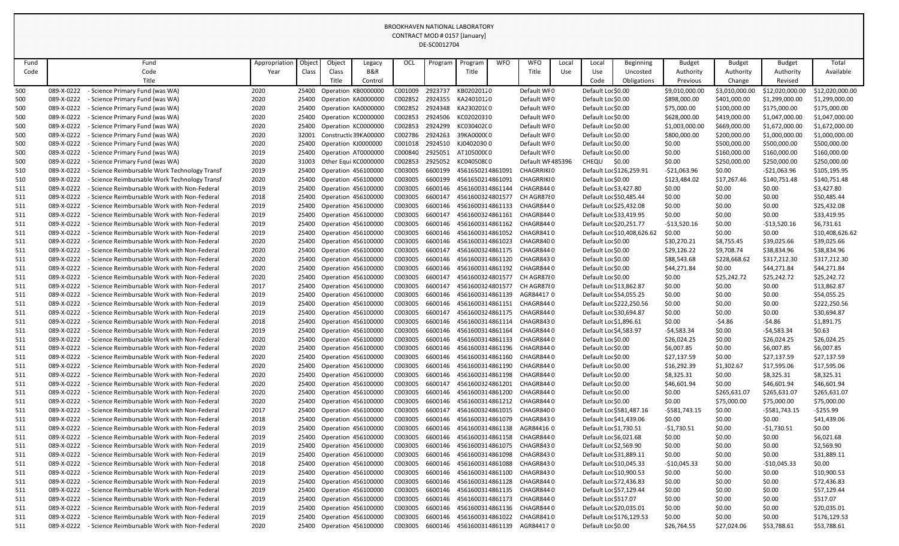BROOKHAVEN NATIONAL LABORATORY
CONTRACT MOD # 0157 [January]
DE-SC0012704

| Fund Code | Fund Code Title | Appropriation Year | Object Class | Object Class Title | Legacy B&R Control | OCL | Program | Program Title | WFO | WFO Title | Local Use | Local Use Code | Beginning Uncosted Obligations | Budget Authority Previous | Budget Authority Change | Budget Authority Revised | Total Available |
|---|---|---|---|---|---|---|---|---|---|---|---|---|---|---|---|---|---|
| 500 | 089-X-0222 - Science Primary Fund (was WA) | 2020 | 25400 | Operation | KB0000000 | C001009 | 2923737 | KB02020120 | | Default WF0 | | Default Loc | $0.00 | $9,010,000.00 | $3,010,000.00 | $12,020,000.00 | $12,020,000.00 |
| 500 | 089-X-0222 - Science Primary Fund (was WA) | 2020 | 25400 | Operation | KA0000000 | C002852 | 2924355 | KA24010120 | | Default WF0 | | Default Loc | $0.00 | $898,000.00 | $401,000.00 | $1,299,000.00 | $1,299,000.00 |
| 500 | 089-X-0222 - Science Primary Fund (was WA) | 2020 | 25400 | Operation | KA0000000 | C002852 | 2924348 | KA23020100 | | Default WF0 | | Default Loc | $0.00 | $75,000.00 | $100,000.00 | $175,000.00 | $175,000.00 |
| 500 | 089-X-0222 - Science Primary Fund (was WA) | 2020 | 25400 | Operation | KC0000000 | C002853 | 2924506 | KC02020310 | | Default WF0 | | Default Loc | $0.00 | $628,000.00 | $419,000.00 | $1,047,000.00 | $1,047,000.00 |
| 500 | 089-X-0222 - Science Primary Fund (was WA) | 2020 | 25400 | Operation | KC0000000 | C002853 | 2924299 | KC03040200 | | Default WF0 | | Default Loc | $0.00 | $1,003,000.00 | $669,000.00 | $1,672,000.00 | $1,672,000.00 |
| 500 | 089-X-0222 - Science Primary Fund (was WA) | 2020 | 32001 | Constructic | 39KA00000 | C002786 | 2924263 | 39KA00000 | | Default WF0 | | Default Loc | $0.00 | $800,000.00 | $200,000.00 | $1,000,000.00 | $1,000,000.00 |
| 500 | 089-X-0222 - Science Primary Fund (was WA) | 2020 | 25400 | Operation | KJ0000000 | C001018 | 2924510 | KJ04020300 | | Default WF0 | | Default Loc | $0.00 | $0.00 | $500,000.00 | $500,000.00 | $500,000.00 |
| 500 | 089-X-0222 - Science Primary Fund (was WA) | 2019 | 25400 | Operation | AT0000000 | C000840 | 2925051 | AT10500000 | | Default WF0 | | Default Loc | $0.00 | $0.00 | $160,000.00 | $160,000.00 | $160,000.00 |
| 500 | 089-X-0222 - Science Primary Fund (was WA) | 2020 | 31003 | Other Equi | KC0000000 | C002853 | 2925052 | KC04050800 | | Default WF | 485396 | CHEQU | $0.00 | $0.00 | $250,000.00 | $250,000.00 | $250,000.00 |
| 510 | 089-X-0222 - Science Reimbursable Work Technology Transf | 2019 | 25400 | Operation | 456100000 | C003005 | 6600199 | 4561650214861091 | | CHAGRRIKI0 | | Default Loc | $126,259.91 | -$21,063.96 | $0.00 | -$21,063.96 | $105,195.95 |
| 510 | 089-X-0222 - Science Reimbursable Work Technology Transf | 2020 | 25400 | Operation | 456100000 | C003005 | 6600199 | 4561650214861091 | | CHAGRRIKI0 | | Default Loc | $0.00 | $123,484.02 | $17,267.46 | $140,751.48 | $140,751.48 |
| 511 | 089-X-0222 - Science Reimbursable Work with Non-Federal | 2019 | 25400 | Operation | 456100000 | C003005 | 6600146 | 4561600314861144 | | CHAGR8440 | | Default Loc | $3,427.80 | $0.00 | $0.00 | $0.00 | $3,427.80 |
| 511 | 089-X-0222 - Science Reimbursable Work with Non-Federal | 2018 | 25400 | Operation | 456100000 | C003005 | 6600147 | 4561600324801577 | | CH AGR8780 | | Default Loc | $50,485.44 | $0.00 | $0.00 | $0.00 | $50,485.44 |
| 511 | 089-X-0222 - Science Reimbursable Work with Non-Federal | 2019 | 25400 | Operation | 456100000 | C003005 | 6600146 | 4561600314861133 | | CHAGR8440 | | Default Loc | $25,432.08 | $0.00 | $0.00 | $0.00 | $25,432.08 |
| 511 | 089-X-0222 - Science Reimbursable Work with Non-Federal | 2019 | 25400 | Operation | 456100000 | C003005 | 6600147 | 4561600324861161 | | CHAGR8440 | | Default Loc | $33,419.95 | $0.00 | $0.00 | $0.00 | $33,419.95 |
| 511 | 089-X-0222 - Science Reimbursable Work with Non-Federal | 2019 | 25400 | Operation | 456100000 | C003005 | 6600146 | 4561600314861162 | | CHAGR8440 | | Default Loc | $20,251.77 | -$13,520.16 | $0.00 | -$13,520.16 | $6,731.61 |
| 511 | 089-X-0222 - Science Reimbursable Work with Non-Federal | 2019 | 25400 | Operation | 456100000 | C003005 | 6600146 | 4561600314861052 | | CHAGR8410 | | Default Loc | $10,408,626.62 | $0.00 | $0.00 | $0.00 | $10,408,626.62 |
| 511 | 089-X-0222 - Science Reimbursable Work with Non-Federal | 2020 | 25400 | Operation | 456100000 | C003005 | 6600146 | 4561600314861023 | | CHAGR8400 | | Default Loc | $0.00 | $30,270.21 | $8,755.45 | $39,025.66 | $39,025.66 |
| 511 | 089-X-0222 - Science Reimbursable Work with Non-Federal | 2020 | 25400 | Operation | 456100000 | C003005 | 6600147 | 4561600324861175 | | CHAGR8440 | | Default Loc | $0.00 | $29,126.22 | $9,708.74 | $38,834.96 | $38,834.96 |
| 511 | 089-X-0222 - Science Reimbursable Work with Non-Federal | 2020 | 25400 | Operation | 456100000 | C003005 | 6600146 | 4561600314861120 | | CHAGR8430 | | Default Loc | $0.00 | $88,543.68 | $228,668.62 | $317,212.30 | $317,212.30 |
| 511 | 089-X-0222 - Science Reimbursable Work with Non-Federal | 2020 | 25400 | Operation | 456100000 | C003005 | 6600146 | 4561600314861192 | | CHAGR8440 | | Default Loc | $0.00 | $44,271.84 | $0.00 | $44,271.84 | $44,271.84 |
| 511 | 089-X-0222 - Science Reimbursable Work with Non-Federal | 2020 | 25400 | Operation | 456100000 | C003005 | 6600147 | 4561600324801577 | | CH AGR8780 | | Default Loc | $0.00 | $0.00 | $25,242.72 | $25,242.72 | $25,242.72 |
| 511 | 089-X-0222 - Science Reimbursable Work with Non-Federal | 2017 | 25400 | Operation | 456100000 | C003005 | 6600147 | 4561600324801577 | | CH AGR8780 | | Default Loc | $13,862.87 | $0.00 | $0.00 | $0.00 | $13,862.87 |
| 511 | 089-X-0222 - Science Reimbursable Work with Non-Federal | 2019 | 25400 | Operation | 456100000 | C003005 | 6600146 | 4561600314861139 | | AGR84417 0 | | Default Loc | $54,055.25 | $0.00 | $0.00 | $0.00 | $54,055.25 |
| 511 | 089-X-0222 - Science Reimbursable Work with Non-Federal | 2019 | 25400 | Operation | 456100000 | C003005 | 6600146 | 4561600314861151 | | CHAGR8440 | | Default Loc | $222,250.56 | $0.00 | $0.00 | $0.00 | $222,250.56 |
| 511 | 089-X-0222 - Science Reimbursable Work with Non-Federal | 2019 | 25400 | Operation | 456100000 | C003005 | 6600147 | 4561600324861175 | | CHAGR8440 | | Default Loc | $30,694.87 | $0.00 | $0.00 | $0.00 | $30,694.87 |
| 511 | 089-X-0222 - Science Reimbursable Work with Non-Federal | 2018 | 25400 | Operation | 456100000 | C003005 | 6600146 | 4561600314861114 | | CHAGR8430 | | Default Loc | $1,896.61 | $0.00 | -$4.86 | -$4.86 | $1,891.75 |
| 511 | 089-X-0222 - Science Reimbursable Work with Non-Federal | 2019 | 25400 | Operation | 456100000 | C003005 | 6600146 | 4561600314861164 | | CHAGR8440 | | Default Loc | $4,583.97 | -$4,583.34 | $0.00 | -$4,583.34 | $0.63 |
| 511 | 089-X-0222 - Science Reimbursable Work with Non-Federal | 2020 | 25400 | Operation | 456100000 | C003005 | 6600146 | 4561600314861133 | | CHAGR8440 | | Default Loc | $0.00 | $26,024.25 | $0.00 | $26,024.25 | $26,024.25 |
| 511 | 089-X-0222 - Science Reimbursable Work with Non-Federal | 2020 | 25400 | Operation | 456100000 | C003005 | 6600146 | 4561600314861196 | | CHAGR8440 | | Default Loc | $0.00 | $6,007.85 | $0.00 | $6,007.85 | $6,007.85 |
| 511 | 089-X-0222 - Science Reimbursable Work with Non-Federal | 2020 | 25400 | Operation | 456100000 | C003005 | 6600146 | 4561600314861160 | | CHAGR8440 | | Default Loc | $0.00 | $27,137.59 | $0.00 | $27,137.59 | $27,137.59 |
| 511 | 089-X-0222 - Science Reimbursable Work with Non-Federal | 2020 | 25400 | Operation | 456100000 | C003005 | 6600146 | 4561600314861190 | | CHAGR8440 | | Default Loc | $0.00 | $16,292.39 | $1,302.67 | $17,595.06 | $17,595.06 |
| 511 | 089-X-0222 - Science Reimbursable Work with Non-Federal | 2020 | 25400 | Operation | 456100000 | C003005 | 6600146 | 4561600314861198 | | CHAGR8440 | | Default Loc | $0.00 | $8,325.31 | $0.00 | $8,325.31 | $8,325.31 |
| 511 | 089-X-0222 - Science Reimbursable Work with Non-Federal | 2020 | 25400 | Operation | 456100000 | C003005 | 6600147 | 4561600324861201 | | CHAGR8440 | | Default Loc | $0.00 | $46,601.94 | $0.00 | $46,601.94 | $46,601.94 |
| 511 | 089-X-0222 - Science Reimbursable Work with Non-Federal | 2020 | 25400 | Operation | 456100000 | C003005 | 6600146 | 4561600314861200 | | CHAGR8440 | | Default Loc | $0.00 | $0.00 | $265,631.07 | $265,631.07 | $265,631.07 |
| 511 | 089-X-0222 - Science Reimbursable Work with Non-Federal | 2020 | 25400 | Operation | 456100000 | C003005 | 6600146 | 4561600314861212 | | CHAGR8440 | | Default Loc | $0.00 | $0.00 | $75,000.00 | $75,000.00 | $75,000.00 |
| 511 | 089-X-0222 - Science Reimbursable Work with Non-Federal | 2017 | 25400 | Operation | 456100000 | C003005 | 6600147 | 4561600324861015 | | CHAGR8400 | | Default Loc | $581,487.16 | -$581,743.15 | $0.00 | -$581,743.15 | -$255.99 |
| 511 | 089-X-0222 - Science Reimbursable Work with Non-Federal | 2018 | 25400 | Operation | 456100000 | C003005 | 6600146 | 4561600314861079 | | CHAGR8430 | | Default Loc | $41,439.06 | $0.00 | $0.00 | $0.00 | $41,439.06 |
| 511 | 089-X-0222 - Science Reimbursable Work with Non-Federal | 2019 | 25400 | Operation | 456100000 | C003005 | 6600146 | 4561600314861138 | | AGR84416 0 | | Default Loc | $1,730.51 | -$1,730.51 | $0.00 | -$1,730.51 | $0.00 |
| 511 | 089-X-0222 - Science Reimbursable Work with Non-Federal | 2019 | 25400 | Operation | 456100000 | C003005 | 6600146 | 4561600314861158 | | CHAGR8440 | | Default Loc | $6,021.68 | $0.00 | $0.00 | $0.00 | $6,021.68 |
| 511 | 089-X-0222 - Science Reimbursable Work with Non-Federal | 2019 | 25400 | Operation | 456100000 | C003005 | 6600146 | 4561600314861075 | | CHAGR8430 | | Default Loc | $2,569.90 | $0.00 | $0.00 | $0.00 | $2,569.90 |
| 511 | 089-X-0222 - Science Reimbursable Work with Non-Federal | 2019 | 25400 | Operation | 456100000 | C003005 | 6600146 | 4561600314861098 | | CHAGR8430 | | Default Loc | $31,889.11 | $0.00 | $0.00 | $0.00 | $31,889.11 |
| 511 | 089-X-0222 - Science Reimbursable Work with Non-Federal | 2018 | 25400 | Operation | 456100000 | C003005 | 6600146 | 4561600314861088 | | CHAGR8430 | | Default Loc | $10,045.33 | -$10,045.33 | $0.00 | -$10,045.33 | $0.00 |
| 511 | 089-X-0222 - Science Reimbursable Work with Non-Federal | 2019 | 25400 | Operation | 456100000 | C003005 | 6600146 | 4561600314861100 | | CHAGR8430 | | Default Loc | $10,900.53 | $0.00 | $0.00 | $0.00 | $10,900.53 |
| 511 | 089-X-0222 - Science Reimbursable Work with Non-Federal | 2019 | 25400 | Operation | 456100000 | C003005 | 6600146 | 4561600314861128 | | CHAGR8440 | | Default Loc | $72,436.83 | $0.00 | $0.00 | $0.00 | $72,436.83 |
| 511 | 089-X-0222 - Science Reimbursable Work with Non-Federal | 2019 | 25400 | Operation | 456100000 | C003005 | 6600146 | 4561600314861135 | | CHAGR8440 | | Default Loc | $57,129.44 | $0.00 | $0.00 | $0.00 | $57,129.44 |
| 511 | 089-X-0222 - Science Reimbursable Work with Non-Federal | 2019 | 25400 | Operation | 456100000 | C003005 | 6600146 | 4561600314861173 | | CHAGR8440 | | Default Loc | $517.07 | $0.00 | $0.00 | $0.00 | $517.07 |
| 511 | 089-X-0222 - Science Reimbursable Work with Non-Federal | 2019 | 25400 | Operation | 456100000 | C003005 | 6600146 | 4561600314861136 | | CHAGR8440 | | Default Loc | $20,035.01 | $0.00 | $0.00 | $0.00 | $20,035.01 |
| 511 | 089-X-0222 - Science Reimbursable Work with Non-Federal | 2019 | 25400 | Operation | 456100000 | C003005 | 6600146 | 4561600314861022 | | CHAGR8410 | | Default Loc | $176,129.53 | $0.00 | $0.00 | $0.00 | $176,129.53 |
| 511 | 089-X-0222 - Science Reimbursable Work with Non-Federal | 2020 | 25400 | Operation | 456100000 | C003005 | 6600146 | 4561600314861139 | | AGR84417 0 | | Default Loc | $0.00 | $26,764.55 | $27,024.06 | $53,788.61 | $53,788.61 |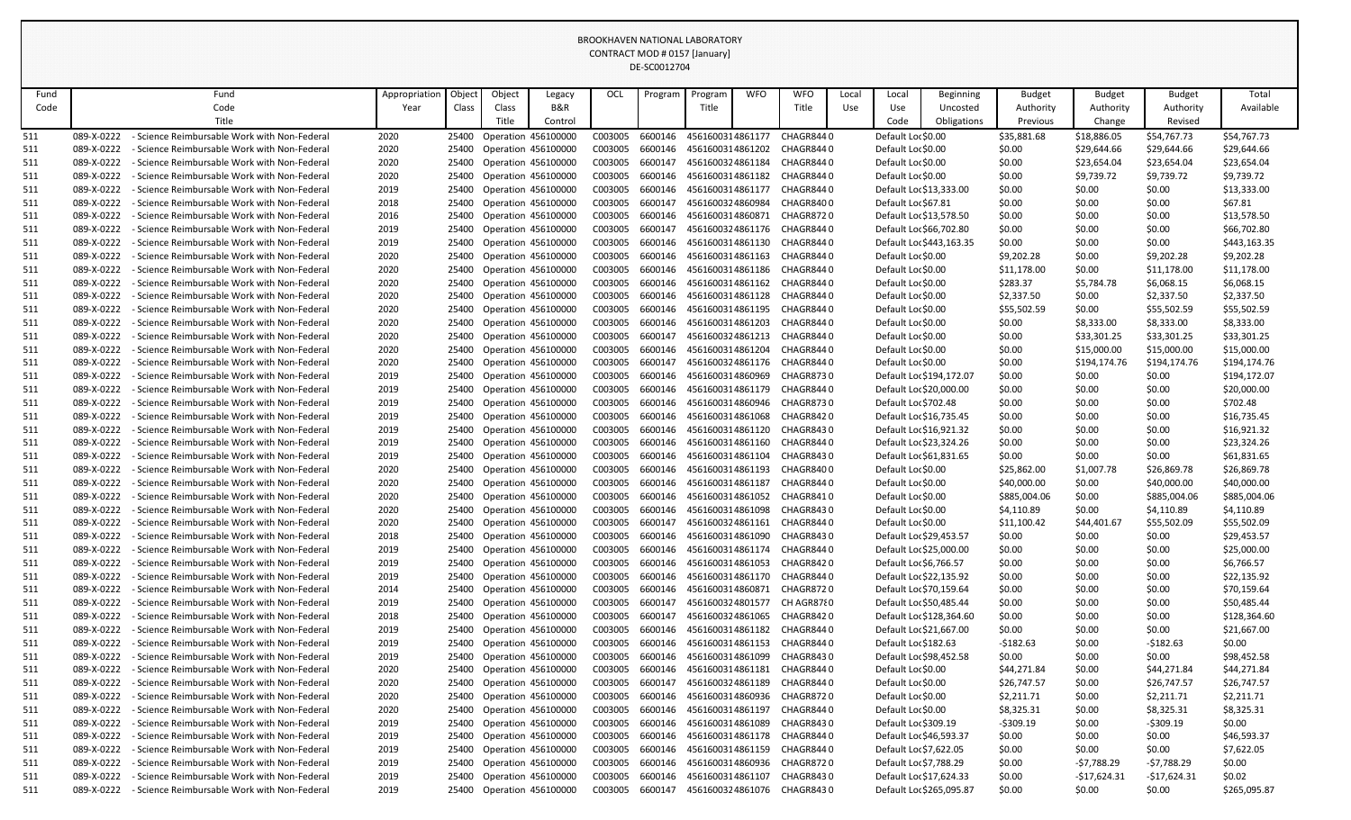BROOKHAVEN NATIONAL LABORATORY
CONTRACT MOD # 0157 [January]
DE-SC0012704

| Fund Code | Fund Code Title | Appropriation Year | Object Class | Object Class Title | Legacy B&R Control | OCL | Program | Program Title | WFO | WFO Title | Local Use | Local Use Code | Beginning Uncosted Obligations | Budget Authority Previous | Budget Authority Change | Budget Authority Revised | Total Available |
|---|---|---|---|---|---|---|---|---|---|---|---|---|---|---|---|---|---|
| 511 | 089-X-0222 - Science Reimbursable Work with Non-Federal | 2020 | 25400 | Operation | 456100000 | C003005 | 6600146 | 4561600314861177 | CHAGR844 | 0 | | Default Loc | $0.00 | $35,881.68 | $18,886.05 | $54,767.73 | $54,767.73 |
| 511 | 089-X-0222 - Science Reimbursable Work with Non-Federal | 2020 | 25400 | Operation | 456100000 | C003005 | 6600146 | 4561600314861202 | CHAGR844 | 0 | | Default Loc | $0.00 | $0.00 | $29,644.66 | $29,644.66 | $29,644.66 |
| 511 | 089-X-0222 - Science Reimbursable Work with Non-Federal | 2020 | 25400 | Operation | 456100000 | C003005 | 6600147 | 4561600324861184 | CHAGR844 | 0 | | Default Loc | $0.00 | $0.00 | $23,654.04 | $23,654.04 | $23,654.04 |
| 511 | 089-X-0222 - Science Reimbursable Work with Non-Federal | 2020 | 25400 | Operation | 456100000 | C003005 | 6600146 | 4561600314861182 | CHAGR844 | 0 | | Default Loc | $0.00 | $0.00 | $9,739.72 | $9,739.72 | $9,739.72 |
| 511 | 089-X-0222 - Science Reimbursable Work with Non-Federal | 2019 | 25400 | Operation | 456100000 | C003005 | 6600146 | 4561600314861177 | CHAGR844 | 0 | | Default Loc | $13,333.00 | $0.00 | $0.00 | $0.00 | $13,333.00 |
| 511 | 089-X-0222 - Science Reimbursable Work with Non-Federal | 2018 | 25400 | Operation | 456100000 | C003005 | 6600147 | 4561600324860984 | CHAGR840 | 0 | | Default Loc | $67.81 | $0.00 | $0.00 | $0.00 | $67.81 |
| 511 | 089-X-0222 - Science Reimbursable Work with Non-Federal | 2016 | 25400 | Operation | 456100000 | C003005 | 6600146 | 4561600314860871 | CHAGR872 | 0 | | Default Loc | $13,578.50 | $0.00 | $0.00 | $0.00 | $13,578.50 |
| 511 | 089-X-0222 - Science Reimbursable Work with Non-Federal | 2019 | 25400 | Operation | 456100000 | C003005 | 6600147 | 4561600324861176 | CHAGR844 | 0 | | Default Loc | $66,702.80 | $0.00 | $0.00 | $0.00 | $66,702.80 |
| 511 | 089-X-0222 - Science Reimbursable Work with Non-Federal | 2019 | 25400 | Operation | 456100000 | C003005 | 6600146 | 4561600314861130 | CHAGR844 | 0 | | Default Loc | $443,163.35 | $0.00 | $0.00 | $0.00 | $443,163.35 |
| 511 | 089-X-0222 - Science Reimbursable Work with Non-Federal | 2020 | 25400 | Operation | 456100000 | C003005 | 6600146 | 4561600314861163 | CHAGR844 | 0 | | Default Loc | $0.00 | $9,202.28 | $0.00 | $9,202.28 | $9,202.28 |
| 511 | 089-X-0222 - Science Reimbursable Work with Non-Federal | 2020 | 25400 | Operation | 456100000 | C003005 | 6600146 | 4561600314861186 | CHAGR844 | 0 | | Default Loc | $0.00 | $11,178.00 | $0.00 | $11,178.00 | $11,178.00 |
| 511 | 089-X-0222 - Science Reimbursable Work with Non-Federal | 2020 | 25400 | Operation | 456100000 | C003005 | 6600146 | 4561600314861162 | CHAGR844 | 0 | | Default Loc | $0.00 | $283.37 | $5,784.78 | $6,068.15 | $6,068.15 |
| 511 | 089-X-0222 - Science Reimbursable Work with Non-Federal | 2020 | 25400 | Operation | 456100000 | C003005 | 6600146 | 4561600314861128 | CHAGR844 | 0 | | Default Loc | $0.00 | $2,337.50 | $0.00 | $2,337.50 | $2,337.50 |
| 511 | 089-X-0222 - Science Reimbursable Work with Non-Federal | 2020 | 25400 | Operation | 456100000 | C003005 | 6600146 | 4561600314861195 | CHAGR844 | 0 | | Default Loc | $0.00 | $55,502.59 | $0.00 | $55,502.59 | $55,502.59 |
| 511 | 089-X-0222 - Science Reimbursable Work with Non-Federal | 2020 | 25400 | Operation | 456100000 | C003005 | 6600146 | 4561600314861203 | CHAGR844 | 0 | | Default Loc | $0.00 | $0.00 | $8,333.00 | $8,333.00 | $8,333.00 |
| 511 | 089-X-0222 - Science Reimbursable Work with Non-Federal | 2020 | 25400 | Operation | 456100000 | C003005 | 6600147 | 4561600324861213 | CHAGR844 | 0 | | Default Loc | $0.00 | $0.00 | $33,301.25 | $33,301.25 | $33,301.25 |
| 511 | 089-X-0222 - Science Reimbursable Work with Non-Federal | 2020 | 25400 | Operation | 456100000 | C003005 | 6600146 | 4561600314861204 | CHAGR844 | 0 | | Default Loc | $0.00 | $0.00 | $15,000.00 | $15,000.00 | $15,000.00 |
| 511 | 089-X-0222 - Science Reimbursable Work with Non-Federal | 2020 | 25400 | Operation | 456100000 | C003005 | 6600147 | 4561600324861176 | CHAGR844 | 0 | | Default Loc | $0.00 | $0.00 | $194,174.76 | $194,174.76 | $194,174.76 |
| 511 | 089-X-0222 - Science Reimbursable Work with Non-Federal | 2019 | 25400 | Operation | 456100000 | C003005 | 6600146 | 4561600314860969 | CHAGR873 | 0 | | Default Loc | $194,172.07 | $0.00 | $0.00 | $0.00 | $194,172.07 |
| 511 | 089-X-0222 - Science Reimbursable Work with Non-Federal | 2019 | 25400 | Operation | 456100000 | C003005 | 6600146 | 4561600314861179 | CHAGR844 | 0 | | Default Loc | $20,000.00 | $0.00 | $0.00 | $0.00 | $20,000.00 |
| 511 | 089-X-0222 - Science Reimbursable Work with Non-Federal | 2019 | 25400 | Operation | 456100000 | C003005 | 6600146 | 4561600314860946 | CHAGR873 | 0 | | Default Loc | $702.48 | $0.00 | $0.00 | $0.00 | $702.48 |
| 511 | 089-X-0222 - Science Reimbursable Work with Non-Federal | 2019 | 25400 | Operation | 456100000 | C003005 | 6600146 | 4561600314861068 | CHAGR842 | 0 | | Default Loc | $16,735.45 | $0.00 | $0.00 | $0.00 | $16,735.45 |
| 511 | 089-X-0222 - Science Reimbursable Work with Non-Federal | 2019 | 25400 | Operation | 456100000 | C003005 | 6600146 | 4561600314861120 | CHAGR843 | 0 | | Default Loc | $16,921.32 | $0.00 | $0.00 | $0.00 | $16,921.32 |
| 511 | 089-X-0222 - Science Reimbursable Work with Non-Federal | 2019 | 25400 | Operation | 456100000 | C003005 | 6600146 | 4561600314861160 | CHAGR844 | 0 | | Default Loc | $23,324.26 | $0.00 | $0.00 | $0.00 | $23,324.26 |
| 511 | 089-X-0222 - Science Reimbursable Work with Non-Federal | 2019 | 25400 | Operation | 456100000 | C003005 | 6600146 | 4561600314861104 | CHAGR843 | 0 | | Default Loc | $61,831.65 | $0.00 | $0.00 | $0.00 | $61,831.65 |
| 511 | 089-X-0222 - Science Reimbursable Work with Non-Federal | 2020 | 25400 | Operation | 456100000 | C003005 | 6600146 | 4561600314861193 | CHAGR840 | 0 | | Default Loc | $0.00 | $25,862.00 | $1,007.78 | $26,869.78 | $26,869.78 |
| 511 | 089-X-0222 - Science Reimbursable Work with Non-Federal | 2020 | 25400 | Operation | 456100000 | C003005 | 6600146 | 4561600314861187 | CHAGR844 | 0 | | Default Loc | $0.00 | $40,000.00 | $0.00 | $40,000.00 | $40,000.00 |
| 511 | 089-X-0222 - Science Reimbursable Work with Non-Federal | 2020 | 25400 | Operation | 456100000 | C003005 | 6600146 | 4561600314861052 | CHAGR841 | 0 | | Default Loc | $0.00 | $885,004.06 | $0.00 | $885,004.06 | $885,004.06 |
| 511 | 089-X-0222 - Science Reimbursable Work with Non-Federal | 2020 | 25400 | Operation | 456100000 | C003005 | 6600146 | 4561600314861098 | CHAGR843 | 0 | | Default Loc | $0.00 | $4,110.89 | $0.00 | $4,110.89 | $4,110.89 |
| 511 | 089-X-0222 - Science Reimbursable Work with Non-Federal | 2020 | 25400 | Operation | 456100000 | C003005 | 6600147 | 4561600324861161 | CHAGR844 | 0 | | Default Loc | $0.00 | $11,100.42 | $44,401.67 | $55,502.09 | $55,502.09 |
| 511 | 089-X-0222 - Science Reimbursable Work with Non-Federal | 2018 | 25400 | Operation | 456100000 | C003005 | 6600146 | 4561600314861090 | CHAGR843 | 0 | | Default Loc | $29,453.57 | $0.00 | $0.00 | $0.00 | $29,453.57 |
| 511 | 089-X-0222 - Science Reimbursable Work with Non-Federal | 2019 | 25400 | Operation | 456100000 | C003005 | 6600146 | 4561600314861174 | CHAGR844 | 0 | | Default Loc | $25,000.00 | $0.00 | $0.00 | $0.00 | $25,000.00 |
| 511 | 089-X-0222 - Science Reimbursable Work with Non-Federal | 2019 | 25400 | Operation | 456100000 | C003005 | 6600146 | 4561600314861053 | CHAGR842 | 0 | | Default Loc | $6,766.57 | $0.00 | $0.00 | $0.00 | $6,766.57 |
| 511 | 089-X-0222 - Science Reimbursable Work with Non-Federal | 2019 | 25400 | Operation | 456100000 | C003005 | 6600146 | 4561600314861170 | CHAGR844 | 0 | | Default Loc | $22,135.92 | $0.00 | $0.00 | $0.00 | $22,135.92 |
| 511 | 089-X-0222 - Science Reimbursable Work with Non-Federal | 2014 | 25400 | Operation | 456100000 | C003005 | 6600146 | 4561600314860871 | CHAGR872 | 0 | | Default Loc | $70,159.64 | $0.00 | $0.00 | $0.00 | $70,159.64 |
| 511 | 089-X-0222 - Science Reimbursable Work with Non-Federal | 2019 | 25400 | Operation | 456100000 | C003005 | 6600147 | 4561600324801577 | CH AGR87 | 0 | | Default Loc | $50,485.44 | $0.00 | $0.00 | $0.00 | $50,485.44 |
| 511 | 089-X-0222 - Science Reimbursable Work with Non-Federal | 2018 | 25400 | Operation | 456100000 | C003005 | 6600147 | 4561600324861065 | CHAGR842 | 0 | | Default Loc | $128,364.60 | $0.00 | $0.00 | $0.00 | $128,364.60 |
| 511 | 089-X-0222 - Science Reimbursable Work with Non-Federal | 2019 | 25400 | Operation | 456100000 | C003005 | 6600146 | 4561600314861182 | CHAGR844 | 0 | | Default Loc | $21,667.00 | $0.00 | $0.00 | $0.00 | $21,667.00 |
| 511 | 089-X-0222 - Science Reimbursable Work with Non-Federal | 2019 | 25400 | Operation | 456100000 | C003005 | 6600146 | 4561600314861153 | CHAGR844 | 0 | | Default Loc | $182.63 | -$182.63 | $0.00 | -$182.63 | $0.00 |
| 511 | 089-X-0222 - Science Reimbursable Work with Non-Federal | 2019 | 25400 | Operation | 456100000 | C003005 | 6600146 | 4561600314861099 | CHAGR843 | 0 | | Default Loc | $98,452.58 | $0.00 | $0.00 | $0.00 | $98,452.58 |
| 511 | 089-X-0222 - Science Reimbursable Work with Non-Federal | 2020 | 25400 | Operation | 456100000 | C003005 | 6600146 | 4561600314861181 | CHAGR844 | 0 | | Default Loc | $0.00 | $44,271.84 | $0.00 | $44,271.84 | $44,271.84 |
| 511 | 089-X-0222 - Science Reimbursable Work with Non-Federal | 2020 | 25400 | Operation | 456100000 | C003005 | 6600147 | 4561600324861189 | CHAGR844 | 0 | | Default Loc | $0.00 | $26,747.57 | $0.00 | $26,747.57 | $26,747.57 |
| 511 | 089-X-0222 - Science Reimbursable Work with Non-Federal | 2020 | 25400 | Operation | 456100000 | C003005 | 6600146 | 4561600314860936 | CHAGR872 | 0 | | Default Loc | $0.00 | $2,211.71 | $0.00 | $2,211.71 | $2,211.71 |
| 511 | 089-X-0222 - Science Reimbursable Work with Non-Federal | 2020 | 25400 | Operation | 456100000 | C003005 | 6600146 | 4561600314861197 | CHAGR844 | 0 | | Default Loc | $0.00 | $8,325.31 | $0.00 | $8,325.31 | $8,325.31 |
| 511 | 089-X-0222 - Science Reimbursable Work with Non-Federal | 2019 | 25400 | Operation | 456100000 | C003005 | 6600146 | 4561600314861089 | CHAGR843 | 0 | | Default Loc | $309.19 | -$309.19 | $0.00 | -$309.19 | $0.00 |
| 511 | 089-X-0222 - Science Reimbursable Work with Non-Federal | 2019 | 25400 | Operation | 456100000 | C003005 | 6600146 | 4561600314861178 | CHAGR844 | 0 | | Default Loc | $46,593.37 | $0.00 | $0.00 | $0.00 | $46,593.37 |
| 511 | 089-X-0222 - Science Reimbursable Work with Non-Federal | 2019 | 25400 | Operation | 456100000 | C003005 | 6600146 | 4561600314861159 | CHAGR844 | 0 | | Default Loc | $7,622.05 | $0.00 | $0.00 | $0.00 | $7,622.05 |
| 511 | 089-X-0222 - Science Reimbursable Work with Non-Federal | 2019 | 25400 | Operation | 456100000 | C003005 | 6600146 | 4561600314860936 | CHAGR872 | 0 | | Default Loc | $7,788.29 | $0.00 | -$7,788.29 | -$7,788.29 | $0.00 |
| 511 | 089-X-0222 - Science Reimbursable Work with Non-Federal | 2019 | 25400 | Operation | 456100000 | C003005 | 6600146 | 4561600314861107 | CHAGR843 | 0 | | Default Loc | $17,624.33 | $0.00 | -$17,624.31 | -$17,624.31 | $0.02 |
| 511 | 089-X-0222 - Science Reimbursable Work with Non-Federal | 2019 | 25400 | Operation | 456100000 | C003005 | 6600147 | 4561600324861076 | CHAGR843 | 0 | | Default Loc | $265,095.87 | $0.00 | $0.00 | $0.00 | $265,095.87 |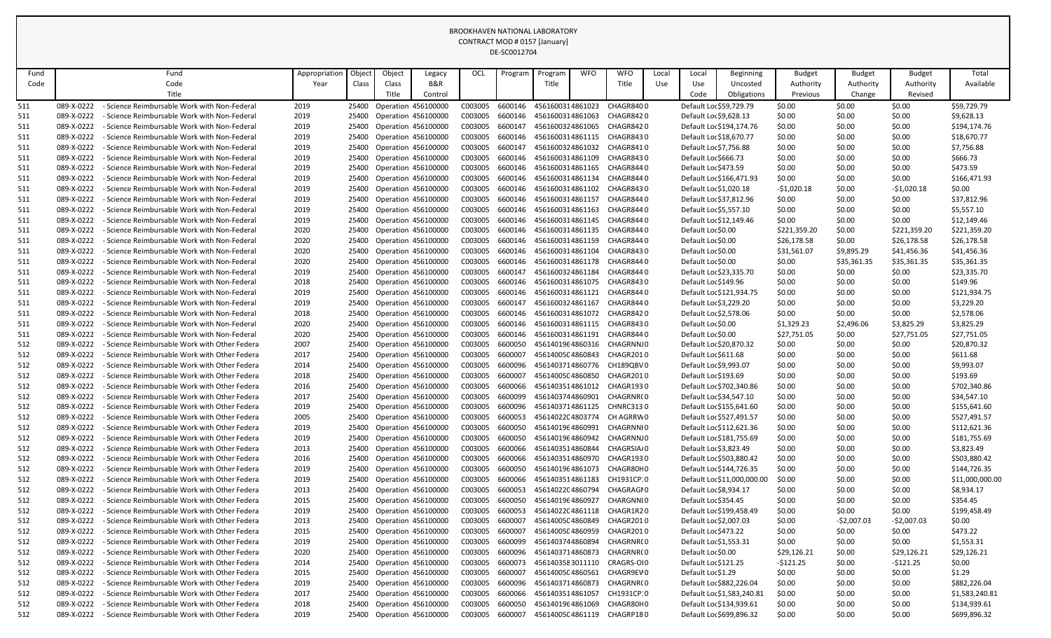BROOKHAVEN NATIONAL LABORATORY
CONTRACT MOD # 0157 [January]
DE-SC0012704

| Fund Code | Fund Code Title | Appropriation Year | Object Class | Object Class Title | Legacy B&R Control | OCL | Program | Program Title | WFO | WFO Title | Local Use | Local Use Code | Beginning Uncosted Obligations | Budget Authority Previous | Budget Authority Change | Budget Authority Revised | Total Available |
|---|---|---|---|---|---|---|---|---|---|---|---|---|---|---|---|---|---|
| 511 | 089-X-0222 - Science Reimbursable Work with Non-Federal | 2019 | 25400 | Operation | 456100000 | C003005 | 6600146 | 4561600314861023 | | CHAGR840 | 0 | Default Loc | $59,729.79 | $0.00 | $0.00 | $0.00 | $59,729.79 |
| 511 | 089-X-0222 - Science Reimbursable Work with Non-Federal | 2019 | 25400 | Operation | 456100000 | C003005 | 6600146 | 4561600314861063 | | CHAGR842 | 0 | Default Loc | $9,628.13 | $0.00 | $0.00 | $0.00 | $9,628.13 |
| 511 | 089-X-0222 - Science Reimbursable Work with Non-Federal | 2019 | 25400 | Operation | 456100000 | C003005 | 6600147 | 4561600324861065 | | CHAGR842 | 0 | Default Loc | $194,174.76 | $0.00 | $0.00 | $0.00 | $194,174.76 |
| 511 | 089-X-0222 - Science Reimbursable Work with Non-Federal | 2019 | 25400 | Operation | 456100000 | C003005 | 6600146 | 4561600314861115 | | CHAGR843 | 0 | Default Loc | $18,670.77 | $0.00 | $0.00 | $0.00 | $18,670.77 |
| 511 | 089-X-0222 - Science Reimbursable Work with Non-Federal | 2019 | 25400 | Operation | 456100000 | C003005 | 6600147 | 4561600324861032 | | CHAGR841 | 0 | Default Loc | $7,756.88 | $0.00 | $0.00 | $0.00 | $7,756.88 |
| 511 | 089-X-0222 - Science Reimbursable Work with Non-Federal | 2019 | 25400 | Operation | 456100000 | C003005 | 6600146 | 4561600314861109 | | CHAGR843 | 0 | Default Loc | $666.73 | $0.00 | $0.00 | $0.00 | $666.73 |
| 511 | 089-X-0222 - Science Reimbursable Work with Non-Federal | 2019 | 25400 | Operation | 456100000 | C003005 | 6600146 | 4561600314861165 | | CHAGR844 | 0 | Default Loc | $473.59 | $0.00 | $0.00 | $0.00 | $473.59 |
| 511 | 089-X-0222 - Science Reimbursable Work with Non-Federal | 2019 | 25400 | Operation | 456100000 | C003005 | 6600146 | 4561600314861134 | | CHAGR844 | 0 | Default Loc | $166,471.93 | $0.00 | $0.00 | $0.00 | $166,471.93 |
| 511 | 089-X-0222 - Science Reimbursable Work with Non-Federal | 2019 | 25400 | Operation | 456100000 | C003005 | 6600146 | 4561600314861102 | | CHAGR843 | 0 | Default Loc | $1,020.18 | -$1,020.18 | $0.00 | -$1,020.18 | $0.00 |
| 511 | 089-X-0222 - Science Reimbursable Work with Non-Federal | 2019 | 25400 | Operation | 456100000 | C003005 | 6600146 | 4561600314861157 | | CHAGR844 | 0 | Default Loc | $37,812.96 | $0.00 | $0.00 | $0.00 | $37,812.96 |
| 511 | 089-X-0222 - Science Reimbursable Work with Non-Federal | 2019 | 25400 | Operation | 456100000 | C003005 | 6600146 | 4561600314861163 | | CHAGR844 | 0 | Default Loc | $5,557.10 | $0.00 | $0.00 | $0.00 | $5,557.10 |
| 511 | 089-X-0222 - Science Reimbursable Work with Non-Federal | 2019 | 25400 | Operation | 456100000 | C003005 | 6600146 | 4561600314861145 | | CHAGR844 | 0 | Default Loc | $12,149.46 | $0.00 | $0.00 | $0.00 | $12,149.46 |
| 511 | 089-X-0222 - Science Reimbursable Work with Non-Federal | 2020 | 25400 | Operation | 456100000 | C003005 | 6600146 | 4561600314861135 | | CHAGR844 | 0 | Default Loc | $0.00 | $221,359.20 | $0.00 | $221,359.20 | $221,359.20 |
| 511 | 089-X-0222 - Science Reimbursable Work with Non-Federal | 2020 | 25400 | Operation | 456100000 | C003005 | 6600146 | 4561600314861159 | | CHAGR844 | 0 | Default Loc | $0.00 | $26,178.58 | $0.00 | $26,178.58 | $26,178.58 |
| 511 | 089-X-0222 - Science Reimbursable Work with Non-Federal | 2020 | 25400 | Operation | 456100000 | C003005 | 6600146 | 4561600314861104 | | CHAGR843 | 0 | Default Loc | $0.00 | $31,561.07 | $9,895.29 | $41,456.36 | $41,456.36 |
| 511 | 089-X-0222 - Science Reimbursable Work with Non-Federal | 2020 | 25400 | Operation | 456100000 | C003005 | 6600146 | 4561600314861178 | | CHAGR844 | 0 | Default Loc | $0.00 | $0.00 | $35,361.35 | $35,361.35 | $35,361.35 |
| 511 | 089-X-0222 - Science Reimbursable Work with Non-Federal | 2019 | 25400 | Operation | 456100000 | C003005 | 6600147 | 4561600324861184 | | CHAGR844 | 0 | Default Loc | $23,335.70 | $0.00 | $0.00 | $0.00 | $23,335.70 |
| 511 | 089-X-0222 - Science Reimbursable Work with Non-Federal | 2018 | 25400 | Operation | 456100000 | C003005 | 6600146 | 4561600314861075 | | CHAGR843 | 0 | Default Loc | $149.96 | $0.00 | $0.00 | $0.00 | $149.96 |
| 511 | 089-X-0222 - Science Reimbursable Work with Non-Federal | 2019 | 25400 | Operation | 456100000 | C003005 | 6600146 | 4561600314861121 | | CHAGR844 | 0 | Default Loc | $121,934.75 | $0.00 | $0.00 | $0.00 | $121,934.75 |
| 511 | 089-X-0222 - Science Reimbursable Work with Non-Federal | 2019 | 25400 | Operation | 456100000 | C003005 | 6600147 | 4561600324861167 | | CHAGR844 | 0 | Default Loc | $3,229.20 | $0.00 | $0.00 | $0.00 | $3,229.20 |
| 511 | 089-X-0222 - Science Reimbursable Work with Non-Federal | 2018 | 25400 | Operation | 456100000 | C003005 | 6600146 | 4561600314861072 | | CHAGR842 | 0 | Default Loc | $2,578.06 | $0.00 | $0.00 | $0.00 | $2,578.06 |
| 511 | 089-X-0222 - Science Reimbursable Work with Non-Federal | 2020 | 25400 | Operation | 456100000 | C003005 | 6600146 | 4561600314861115 | | CHAGR843 | 0 | Default Loc | $0.00 | $1,329.23 | $2,496.06 | $3,825.29 | $3,825.29 |
| 511 | 089-X-0222 - Science Reimbursable Work with Non-Federal | 2020 | 25400 | Operation | 456100000 | C003005 | 6600146 | 4561600314861191 | | CHAGR844 | 0 | Default Loc | $0.00 | $27,751.05 | $0.00 | $27,751.05 | $27,751.05 |
| 512 | 089-X-0222 - Science Reimbursable Work with Other Federa | 2007 | 25400 | Operation | 456100000 | C003005 | 6600050 | 4561401964860316 | | CHAGRNNJ | 0 | Default Loc | $20,870.32 | $0.00 | $0.00 | $0.00 | $20,870.32 |
| 512 | 089-X-0222 - Science Reimbursable Work with Other Federa | 2017 | 25400 | Operation | 456100000 | C003005 | 6600007 | 45614005C4860843 | | CHAGR201 | 0 | Default Loc | $611.68 | $0.00 | $0.00 | $0.00 | $611.68 |
| 512 | 089-X-0222 - Science Reimbursable Work with Other Federa | 2014 | 25400 | Operation | 456100000 | C003005 | 6600096 | 4561403714860776 | | CH189QBV | 0 | Default Loc | $9,993.07 | $0.00 | $0.00 | $0.00 | $9,993.07 |
| 512 | 089-X-0222 - Science Reimbursable Work with Other Federa | 2018 | 25400 | Operation | 456100000 | C003005 | 6600007 | 45614005C4860850 | | CHAGR201 | 0 | Default Loc | $193.69 | $0.00 | $0.00 | $0.00 | $193.69 |
| 512 | 089-X-0222 - Science Reimbursable Work with Other Federa | 2016 | 25400 | Operation | 456100000 | C003005 | 6600066 | 4561403514861012 | | CHAGR193 | 0 | Default Loc | $702,340.86 | $0.00 | $0.00 | $0.00 | $702,340.86 |
| 512 | 089-X-0222 - Science Reimbursable Work with Other Federa | 2017 | 25400 | Operation | 456100000 | C003005 | 6600099 | 4561403744860901 | | CHAGRNR( | 0 | Default Loc | $34,547.10 | $0.00 | $0.00 | $0.00 | $34,547.10 |
| 512 | 089-X-0222 - Science Reimbursable Work with Other Federa | 2019 | 25400 | Operation | 456100000 | C003005 | 6600096 | 4561403714861125 | | CHNRC313 | 0 | Default Loc | $155,641.60 | $0.00 | $0.00 | $0.00 | $155,641.60 |
| 512 | 089-X-0222 - Science Reimbursable Work with Other Federa | 2005 | 25400 | Operation | 456100000 | C003005 | 6600053 | 45614022C4803774 | | CH AGRRW | 0 | Default Loc | $527,491.57 | $0.00 | $0.00 | $0.00 | $527,491.57 |
| 512 | 089-X-0222 - Science Reimbursable Work with Other Federa | 2019 | 25400 | Operation | 456100000 | C003005 | 6600050 | 4561401964860991 | | CHAGRNNI | 0 | Default Loc | $112,621.36 | $0.00 | $0.00 | $0.00 | $112,621.36 |
| 512 | 089-X-0222 - Science Reimbursable Work with Other Federa | 2019 | 25400 | Operation | 456100000 | C003005 | 6600050 | 4561401964860942 | | CHAGRNNJ | 0 | Default Loc | $181,755.69 | $0.00 | $0.00 | $0.00 | $181,755.69 |
| 512 | 089-X-0222 - Science Reimbursable Work with Other Federa | 2013 | 25400 | Operation | 456100000 | C003005 | 6600066 | 4561403514860844 | | CHAGRSIA/ | 0 | Default Loc | $3,823.49 | $0.00 | $0.00 | $0.00 | $3,823.49 |
| 512 | 089-X-0222 - Science Reimbursable Work with Other Federa | 2016 | 25400 | Operation | 456100000 | C003005 | 6600066 | 4561403514860970 | | CHAGR193 | 0 | Default Loc | $503,880.42 | $0.00 | $0.00 | $0.00 | $503,880.42 |
| 512 | 089-X-0222 - Science Reimbursable Work with Other Federa | 2019 | 25400 | Operation | 456100000 | C003005 | 6600050 | 4561401964861073 | | CHAGR80H | 0 | Default Loc | $144,726.35 | $0.00 | $0.00 | $0.00 | $144,726.35 |
| 512 | 089-X-0222 - Science Reimbursable Work with Other Federa | 2019 | 25400 | Operation | 456100000 | C003005 | 6600066 | 4561403514861183 | | CH1931CP: | 0 | Default Loc | $11,000,000.00 | $0.00 | $0.00 | $0.00 | $11,000,000.00 |
| 512 | 089-X-0222 - Science Reimbursable Work with Other Federa | 2013 | 25400 | Operation | 456100000 | C003005 | 6600053 | 45614022C4860794 | | CHAGRAGI | 0 | Default Loc | $8,934.17 | $0.00 | $0.00 | $0.00 | $8,934.17 |
| 512 | 089-X-0222 - Science Reimbursable Work with Other Federa | 2015 | 25400 | Operation | 456100000 | C003005 | 6600050 | 4561401964860927 | | CHARGNNI | 0 | Default Loc | $354.45 | $0.00 | $0.00 | $0.00 | $354.45 |
| 512 | 089-X-0222 - Science Reimbursable Work with Other Federa | 2019 | 25400 | Operation | 456100000 | C003005 | 6600053 | 45614022C4861118 | | CHAGR1R2 | 0 | Default Loc | $199,458.49 | $0.00 | $0.00 | $0.00 | $199,458.49 |
| 512 | 089-X-0222 - Science Reimbursable Work with Other Federa | 2013 | 25400 | Operation | 456100000 | C003005 | 6600007 | 45614005C4860849 | | CHAGR201 | 0 | Default Loc | $2,007.03 | $0.00 | -$2,007.03 | -$2,007.03 | $0.00 |
| 512 | 089-X-0222 - Science Reimbursable Work with Other Federa | 2015 | 25400 | Operation | 456100000 | C003005 | 6600007 | 45614005C4860959 | | CHAGR201 | 0 | Default Loc | $473.22 | $0.00 | $0.00 | $0.00 | $473.22 |
| 512 | 089-X-0222 - Science Reimbursable Work with Other Federa | 2019 | 25400 | Operation | 456100000 | C003005 | 6600099 | 4561403744860894 | | CHAGRNR( | 0 | Default Loc | $1,553.31 | $0.00 | $0.00 | $0.00 | $1,553.31 |
| 512 | 089-X-0222 - Science Reimbursable Work with Other Federa | 2020 | 25400 | Operation | 456100000 | C003005 | 6600096 | 4561403714860873 | | CHAGRNR( | 0 | Default Loc | $0.00 | $29,126.21 | $0.00 | $29,126.21 | $29,126.21 |
| 512 | 089-X-0222 - Science Reimbursable Work with Other Federa | 2014 | 25400 | Operation | 456100000 | C003005 | 6600073 | 4561403583011110 | | CRAGRS-OI | 0 | Default Loc | $121.25 | -$121.25 | $0.00 | -$121.25 | $0.00 |
| 512 | 089-X-0222 - Science Reimbursable Work with Other Federa | 2015 | 25400 | Operation | 456100000 | C003005 | 6600007 | 45614005C4860561 | | CHAGR9EV | 0 | Default Loc | $1.29 | $0.00 | $0.00 | $0.00 | $1.29 |
| 512 | 089-X-0222 - Science Reimbursable Work with Other Federa | 2019 | 25400 | Operation | 456100000 | C003005 | 6600096 | 4561403714860873 | | CHAGRNR( | 0 | Default Loc | $882,226.04 | $0.00 | $0.00 | $0.00 | $882,226.04 |
| 512 | 089-X-0222 - Science Reimbursable Work with Other Federa | 2017 | 25400 | Operation | 456100000 | C003005 | 6600066 | 4561403514861057 | | CH1931CP: | 0 | Default Loc | $1,583,240.81 | $0.00 | $0.00 | $0.00 | $1,583,240.81 |
| 512 | 089-X-0222 - Science Reimbursable Work with Other Federa | 2018 | 25400 | Operation | 456100000 | C003005 | 6600050 | 4561401964861069 | | CHAGR80H | 0 | Default Loc | $134,939.61 | $0.00 | $0.00 | $0.00 | $134,939.61 |
| 512 | 089-X-0222 - Science Reimbursable Work with Other Federa | 2019 | 25400 | Operation | 456100000 | C003005 | 6600007 | 45614005C4861119 | | CHAGRP18 | 0 | Default Loc | $699,896.32 | $0.00 | $0.00 | $0.00 | $699,896.32 |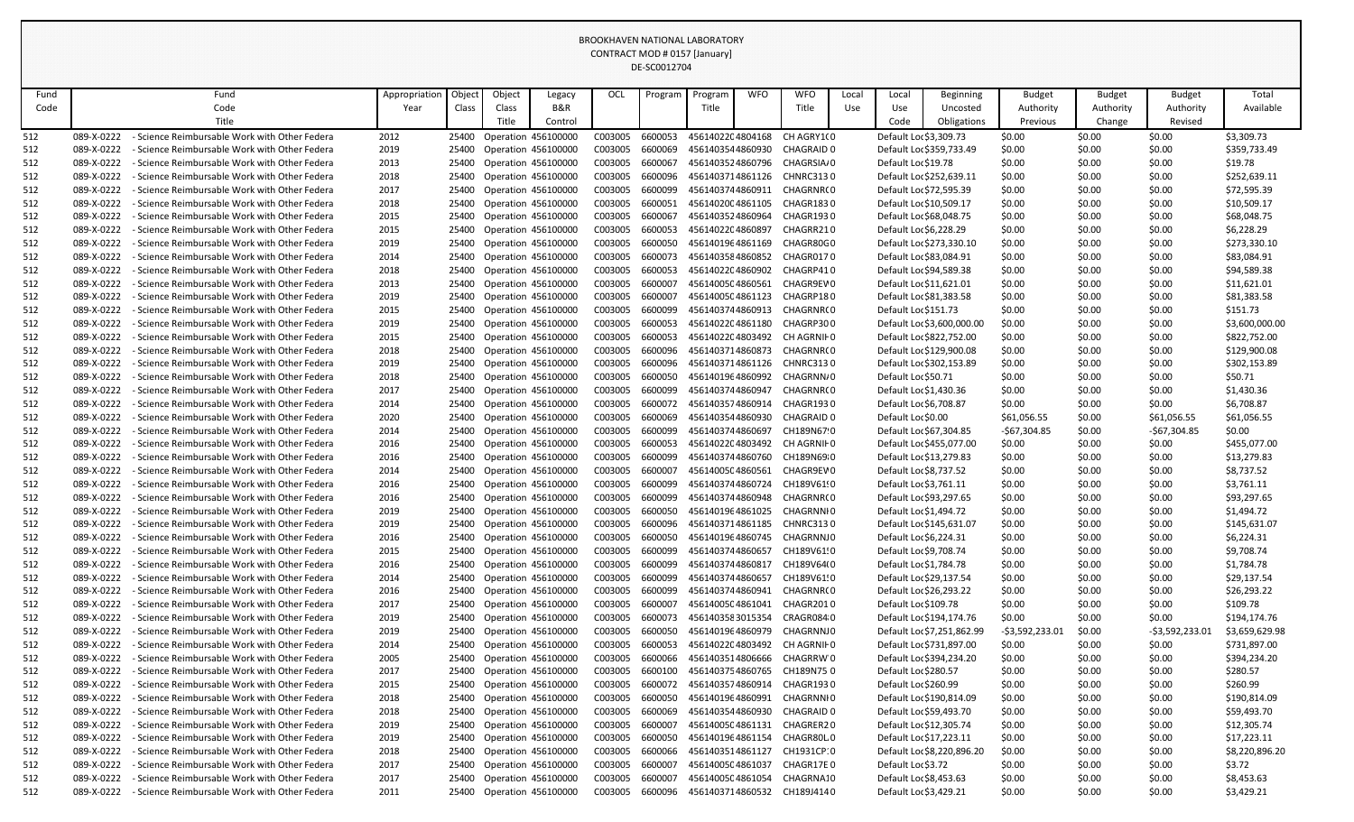BROOKHAVEN NATIONAL LABORATORY
CONTRACT MOD # 0157 [January]
DE-SC0012704

| Fund Code | Fund Code Title | Appropriation Year | Object Class | Object Class Title | Legacy B&R Control | OCL | Program | Program Title | WFO | WFO Title | Local Use | Local Use Code | Beginning Uncosted Obligations | Budget Authority Previous | Budget Authority Change | Budget Authority Revised | Total Available |
|---|---|---|---|---|---|---|---|---|---|---|---|---|---|---|---|---|---|
| 512 | 089-X-0222 - Science Reimbursable Work with Other Federa | 2012 | 25400 | Operation | 456100000 | C003005 | 6600053 | 45614022C | 4804168 | CH AGRY1C | 0 | Default Loc | $3,309.73 | $0.00 | $0.00 | $0.00 | $3,309.73 |
| 512 | 089-X-0222 - Science Reimbursable Work with Other Federa | 2019 | 25400 | Operation | 456100000 | C003005 | 6600069 | 45614035 | 44860930 | CHAGRAID | 0 | Default Loc | $359,733.49 | $0.00 | $0.00 | $0.00 | $359,733.49 |
| 512 | 089-X-0222 - Science Reimbursable Work with Other Federa | 2013 | 25400 | Operation | 456100000 | C003005 | 6600067 | 45614035 | 24860796 | CHAGRSIA/ | 0 | Default Loc | $19.78 | $0.00 | $0.00 | $0.00 | $19.78 |
| 512 | 089-X-0222 - Science Reimbursable Work with Other Federa | 2018 | 25400 | Operation | 456100000 | C003005 | 6600096 | 45614037 | 14861126 | CHNRC313 | 0 | Default Loc | $252,639.11 | $0.00 | $0.00 | $0.00 | $252,639.11 |
| 512 | 089-X-0222 - Science Reimbursable Work with Other Federa | 2017 | 25400 | Operation | 456100000 | C003005 | 6600099 | 45614037 | 44860911 | CHAGRNR( | 0 | Default Loc | $72,595.39 | $0.00 | $0.00 | $0.00 | $72,595.39 |
| 512 | 089-X-0222 - Science Reimbursable Work with Other Federa | 2018 | 25400 | Operation | 456100000 | C003005 | 6600051 | 45614020C | 4861105 | CHAGR183 | 0 | Default Loc | $10,509.17 | $0.00 | $0.00 | $0.00 | $10,509.17 |
| 512 | 089-X-0222 - Science Reimbursable Work with Other Federa | 2015 | 25400 | Operation | 456100000 | C003005 | 6600067 | 45614035 | 24860964 | CHAGR193 | 0 | Default Loc | $68,048.75 | $0.00 | $0.00 | $0.00 | $68,048.75 |
| 512 | 089-X-0222 - Science Reimbursable Work with Other Federa | 2015 | 25400 | Operation | 456100000 | C003005 | 6600053 | 45614022C | 4860897 | CHAGRR21 | 0 | Default Loc | $6,228.29 | $0.00 | $0.00 | $0.00 | $6,228.29 |
| 512 | 089-X-0222 - Science Reimbursable Work with Other Federa | 2019 | 25400 | Operation | 456100000 | C003005 | 6600050 | 45614019 | 64861169 | CHAGR80G | 0 | Default Loc | $273,330.10 | $0.00 | $0.00 | $0.00 | $273,330.10 |
| 512 | 089-X-0222 - Science Reimbursable Work with Other Federa | 2014 | 25400 | Operation | 456100000 | C003005 | 6600073 | 45614035 | 84860852 | CHAGR017 | 0 | Default Loc | $83,084.91 | $0.00 | $0.00 | $0.00 | $83,084.91 |
| 512 | 089-X-0222 - Science Reimbursable Work with Other Federa | 2018 | 25400 | Operation | 456100000 | C003005 | 6600053 | 45614022C | 4860902 | CHAGRP41 | 0 | Default Loc | $94,589.38 | $0.00 | $0.00 | $0.00 | $94,589.38 |
| 512 | 089-X-0222 - Science Reimbursable Work with Other Federa | 2013 | 25400 | Operation | 456100000 | C003005 | 6600007 | 45614005C | 4860561 | CHAGR9EV | 0 | Default Loc | $11,621.01 | $0.00 | $0.00 | $0.00 | $11,621.01 |
| 512 | 089-X-0222 - Science Reimbursable Work with Other Federa | 2019 | 25400 | Operation | 456100000 | C003005 | 6600007 | 45614005C | 4861123 | CHAGRP18 | 0 | Default Loc | $81,383.58 | $0.00 | $0.00 | $0.00 | $81,383.58 |
| 512 | 089-X-0222 - Science Reimbursable Work with Other Federa | 2015 | 25400 | Operation | 456100000 | C003005 | 6600099 | 45614037 | 44860913 | CHAGRNR( | 0 | Default Loc | $151.73 | $0.00 | $0.00 | $0.00 | $151.73 |
| 512 | 089-X-0222 - Science Reimbursable Work with Other Federa | 2019 | 25400 | Operation | 456100000 | C003005 | 6600053 | 45614022C | 4861180 | CHAGRP30 | 0 | Default Loc | $3,600,000.00 | $0.00 | $0.00 | $0.00 | $3,600,000.00 |
| 512 | 089-X-0222 - Science Reimbursable Work with Other Federa | 2015 | 25400 | Operation | 456100000 | C003005 | 6600053 | 45614022C | 4803492 | CH AGRNI- | 0 | Default Loc | $822,752.00 | $0.00 | $0.00 | $0.00 | $822,752.00 |
| 512 | 089-X-0222 - Science Reimbursable Work with Other Federa | 2018 | 25400 | Operation | 456100000 | C003005 | 6600096 | 45614037 | 14860873 | CHAGRNR( | 0 | Default Loc | $129,900.08 | $0.00 | $0.00 | $0.00 | $129,900.08 |
| 512 | 089-X-0222 - Science Reimbursable Work with Other Federa | 2019 | 25400 | Operation | 456100000 | C003005 | 6600096 | 45614037 | 14861126 | CHNRC313 | 0 | Default Loc | $302,153.89 | $0.00 | $0.00 | $0.00 | $302,153.89 |
| 512 | 089-X-0222 - Science Reimbursable Work with Other Federa | 2018 | 25400 | Operation | 456100000 | C003005 | 6600050 | 45614019 | 64860992 | CHAGRNN/ | 0 | Default Loc | $50.71 | $0.00 | $0.00 | $0.00 | $50.71 |
| 512 | 089-X-0222 - Science Reimbursable Work with Other Federa | 2017 | 25400 | Operation | 456100000 | C003005 | 6600099 | 45614037 | 44860947 | CHAGRNR( | 0 | Default Loc | $1,430.36 | $0.00 | $0.00 | $0.00 | $1,430.36 |
| 512 | 089-X-0222 - Science Reimbursable Work with Other Federa | 2014 | 25400 | Operation | 456100000 | C003005 | 6600072 | 45614035 | 74860914 | CHAGR193 | 0 | Default Loc | $6,708.87 | $0.00 | $0.00 | $0.00 | $6,708.87 |
| 512 | 089-X-0222 - Science Reimbursable Work with Other Federa | 2020 | 25400 | Operation | 456100000 | C003005 | 6600069 | 45614035 | 44860930 | CHAGRAID | 0 | Default Loc | $0.00 | $61,056.55 | $0.00 | $61,056.55 | $61,056.55 |
| 512 | 089-X-0222 - Science Reimbursable Work with Other Federa | 2014 | 25400 | Operation | 456100000 | C003005 | 6600099 | 45614037 | 44860697 | CH189N67' | 0 | Default Loc | $67,304.85 | -$67,304.85 | $0.00 | -$67,304.85 | $0.00 |
| 512 | 089-X-0222 - Science Reimbursable Work with Other Federa | 2016 | 25400 | Operation | 456100000 | C003005 | 6600053 | 45614022C | 4803492 | CH AGRNI- | 0 | Default Loc | $455,077.00 | $0.00 | $0.00 | $0.00 | $455,077.00 |
| 512 | 089-X-0222 - Science Reimbursable Work with Other Federa | 2016 | 25400 | Operation | 456100000 | C003005 | 6600099 | 45614037 | 44860760 | CH189N69 | 0 | Default Loc | $13,279.83 | $0.00 | $0.00 | $0.00 | $13,279.83 |
| 512 | 089-X-0222 - Science Reimbursable Work with Other Federa | 2014 | 25400 | Operation | 456100000 | C003005 | 6600007 | 45614005C | 4860561 | CHAGR9EV | 0 | Default Loc | $8,737.52 | $0.00 | $0.00 | $0.00 | $8,737.52 |
| 512 | 089-X-0222 - Science Reimbursable Work with Other Federa | 2016 | 25400 | Operation | 456100000 | C003005 | 6600099 | 45614037 | 44860724 | CH189V61! | 0 | Default Loc | $3,761.11 | $0.00 | $0.00 | $0.00 | $3,761.11 |
| 512 | 089-X-0222 - Science Reimbursable Work with Other Federa | 2016 | 25400 | Operation | 456100000 | C003005 | 6600099 | 45614037 | 44860948 | CHAGRNR( | 0 | Default Loc | $93,297.65 | $0.00 | $0.00 | $0.00 | $93,297.65 |
| 512 | 089-X-0222 - Science Reimbursable Work with Other Federa | 2019 | 25400 | Operation | 456100000 | C003005 | 6600050 | 45614019 | 64861025 | CHAGRNNI | 0 | Default Loc | $1,494.72 | $0.00 | $0.00 | $0.00 | $1,494.72 |
| 512 | 089-X-0222 - Science Reimbursable Work with Other Federa | 2019 | 25400 | Operation | 456100000 | C003005 | 6600096 | 45614037 | 14861185 | CHNRC313 | 0 | Default Loc | $145,631.07 | $0.00 | $0.00 | $0.00 | $145,631.07 |
| 512 | 089-X-0222 - Science Reimbursable Work with Other Federa | 2016 | 25400 | Operation | 456100000 | C003005 | 6600050 | 45614019 | 64860745 | CHAGRNNJ | 0 | Default Loc | $6,224.31 | $0.00 | $0.00 | $0.00 | $6,224.31 |
| 512 | 089-X-0222 - Science Reimbursable Work with Other Federa | 2015 | 25400 | Operation | 456100000 | C003005 | 6600099 | 45614037 | 44860657 | CH189V61! | 0 | Default Loc | $9,708.74 | $0.00 | $0.00 | $0.00 | $9,708.74 |
| 512 | 089-X-0222 - Science Reimbursable Work with Other Federa | 2016 | 25400 | Operation | 456100000 | C003005 | 6600099 | 45614037 | 44860817 | CH189V64( | 0 | Default Loc | $1,784.78 | $0.00 | $0.00 | $0.00 | $1,784.78 |
| 512 | 089-X-0222 - Science Reimbursable Work with Other Federa | 2014 | 25400 | Operation | 456100000 | C003005 | 6600099 | 45614037 | 44860657 | CH189V61! | 0 | Default Loc | $29,137.54 | $0.00 | $0.00 | $0.00 | $29,137.54 |
| 512 | 089-X-0222 - Science Reimbursable Work with Other Federa | 2016 | 25400 | Operation | 456100000 | C003005 | 6600099 | 45614037 | 44860941 | CHAGRNR( | 0 | Default Loc | $26,293.22 | $0.00 | $0.00 | $0.00 | $26,293.22 |
| 512 | 089-X-0222 - Science Reimbursable Work with Other Federa | 2017 | 25400 | Operation | 456100000 | C003005 | 6600007 | 45614005C | 4861041 | CHAGR201 | 0 | Default Loc | $109.78 | $0.00 | $0.00 | $0.00 | $109.78 |
| 512 | 089-X-0222 - Science Reimbursable Work with Other Federa | 2019 | 25400 | Operation | 456100000 | C003005 | 6600073 | 45614035 | 83015354 | CRAGR084 | 0 | Default Loc | $194,174.76 | $0.00 | $0.00 | $0.00 | $194,174.76 |
| 512 | 089-X-0222 - Science Reimbursable Work with Other Federa | 2019 | 25400 | Operation | 456100000 | C003005 | 6600050 | 45614019 | 64860979 | CHAGRNNJ | 0 | Default Loc | $7,251,862.99 | -$3,592,233.01 | $0.00 | -$3,592,233.01 | $3,659,629.98 |
| 512 | 089-X-0222 - Science Reimbursable Work with Other Federa | 2014 | 25400 | Operation | 456100000 | C003005 | 6600053 | 45614022C | 4803492 | CH AGRNI- | 0 | Default Loc | $731,897.00 | $0.00 | $0.00 | $0.00 | $731,897.00 |
| 512 | 089-X-0222 - Science Reimbursable Work with Other Federa | 2005 | 25400 | Operation | 456100000 | C003005 | 6600066 | 45614035 | 14806666 | CHAGRRW | 0 | Default Loc | $394,234.20 | $0.00 | $0.00 | $0.00 | $394,234.20 |
| 512 | 089-X-0222 - Science Reimbursable Work with Other Federa | 2017 | 25400 | Operation | 456100000 | C003005 | 6600100 | 45614037 | 54860765 | CH189N75 | 0 | Default Loc | $280.57 | $0.00 | $0.00 | $0.00 | $280.57 |
| 512 | 089-X-0222 - Science Reimbursable Work with Other Federa | 2015 | 25400 | Operation | 456100000 | C003005 | 6600072 | 45614035 | 74860914 | CHAGR193 | 0 | Default Loc | $260.99 | $0.00 | $0.00 | $0.00 | $260.99 |
| 512 | 089-X-0222 - Science Reimbursable Work with Other Federa | 2018 | 25400 | Operation | 456100000 | C003005 | 6600050 | 45614019 | 64860991 | CHAGRNNI | 0 | Default Loc | $190,814.09 | $0.00 | $0.00 | $0.00 | $190,814.09 |
| 512 | 089-X-0222 - Science Reimbursable Work with Other Federa | 2018 | 25400 | Operation | 456100000 | C003005 | 6600069 | 45614035 | 44860930 | CHAGRAID | 0 | Default Loc | $59,493.70 | $0.00 | $0.00 | $0.00 | $59,493.70 |
| 512 | 089-X-0222 - Science Reimbursable Work with Other Federa | 2019 | 25400 | Operation | 456100000 | C003005 | 6600007 | 45614005C | 4861131 | CHAGRER2 | 0 | Default Loc | $12,305.74 | $0.00 | $0.00 | $0.00 | $12,305.74 |
| 512 | 089-X-0222 - Science Reimbursable Work with Other Federa | 2019 | 25400 | Operation | 456100000 | C003005 | 6600050 | 45614019 | 64861154 | CHAGR80L | 0 | Default Loc | $17,223.11 | $0.00 | $0.00 | $0.00 | $17,223.11 |
| 512 | 089-X-0222 - Science Reimbursable Work with Other Federa | 2018 | 25400 | Operation | 456100000 | C003005 | 6600066 | 45614035 | 14861127 | CH1931CP | 0 | Default Loc | $8,220,896.20 | $0.00 | $0.00 | $0.00 | $8,220,896.20 |
| 512 | 089-X-0222 - Science Reimbursable Work with Other Federa | 2017 | 25400 | Operation | 456100000 | C003005 | 6600007 | 45614005C | 4861037 | CHAGR17E | 0 | Default Loc | $3.72 | $0.00 | $0.00 | $0.00 | $3.72 |
| 512 | 089-X-0222 - Science Reimbursable Work with Other Federa | 2017 | 25400 | Operation | 456100000 | C003005 | 6600007 | 45614005C | 4861054 | CHAGRNA1 | 0 | Default Loc | $8,453.63 | $0.00 | $0.00 | $0.00 | $8,453.63 |
| 512 | 089-X-0222 - Science Reimbursable Work with Other Federa | 2011 | 25400 | Operation | 456100000 | C003005 | 6600096 | 45614037 | 14860532 | CH189J414 | 0 | Default Loc | $3,429.21 | $0.00 | $0.00 | $0.00 | $3,429.21 |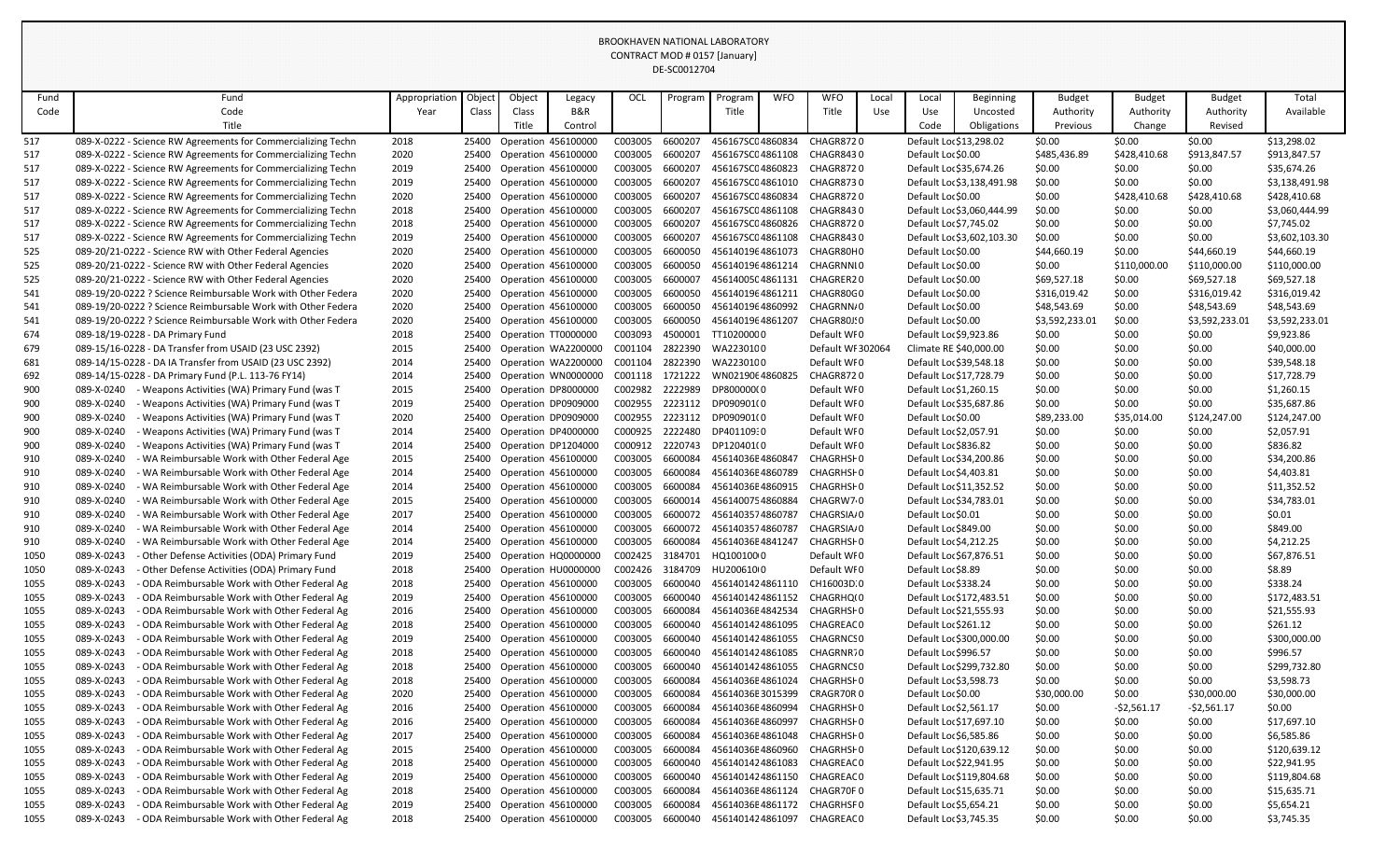BROOKHAVEN NATIONAL LABORATORY
CONTRACT MOD # 0157 [January]
DE-SC0012704

| Fund Code | Fund Code Title | Appropriation Year | Object Class | Object Class Title | Legacy B&R Control | OCL | Program | Program Title | WFO | WFO Title | Local Use | Local Use Code | Beginning Uncosted Obligations | Budget Authority Previous | Budget Authority Change | Budget Authority Revised | Total Available |
|---|---|---|---|---|---|---|---|---|---|---|---|---|---|---|---|---|---|
| 517 | 089-X-0222 - Science RW Agreements for Commercializing Techn | 2018 | 25400 | Operation | 456100000 | C003005 | 6600207 | 456167SC0 | 4860834 | CHAGR872 | 0 | Default Loc | $13,298.02 | $0.00 | $0.00 | $0.00 | $13,298.02 |
| 517 | 089-X-0222 - Science RW Agreements for Commercializing Techn | 2020 | 25400 | Operation | 456100000 | C003005 | 6600207 | 456167SC0 | 4861108 | CHAGR843 | 0 | Default Loc | $0.00 | $485,436.89 | $428,410.68 | $913,847.57 | $913,847.57 |
| 517 | 089-X-0222 - Science RW Agreements for Commercializing Techn | 2019 | 25400 | Operation | 456100000 | C003005 | 6600207 | 456167SC0 | 4860823 | CHAGR872 | 0 | Default Loc | $35,674.26 | $0.00 | $0.00 | $0.00 | $35,674.26 |
| 517 | 089-X-0222 - Science RW Agreements for Commercializing Techn | 2019 | 25400 | Operation | 456100000 | C003005 | 6600207 | 456167SC0 | 4861010 | CHAGR873 | 0 | Default Loc | $3,138,491.98 | $0.00 | $0.00 | $0.00 | $3,138,491.98 |
| 517 | 089-X-0222 - Science RW Agreements for Commercializing Techn | 2020 | 25400 | Operation | 456100000 | C003005 | 6600207 | 456167SC0 | 4860834 | CHAGR872 | 0 | Default Loc | $0.00 | $0.00 | $428,410.68 | $428,410.68 | $428,410.68 |
| 517 | 089-X-0222 - Science RW Agreements for Commercializing Techn | 2018 | 25400 | Operation | 456100000 | C003005 | 6600207 | 456167SC0 | 4861108 | CHAGR843 | 0 | Default Loc | $3,060,444.99 | $0.00 | $0.00 | $0.00 | $3,060,444.99 |
| 517 | 089-X-0222 - Science RW Agreements for Commercializing Techn | 2018 | 25400 | Operation | 456100000 | C003005 | 6600207 | 456167SC0 | 4860826 | CHAGR872 | 0 | Default Loc | $7,745.02 | $0.00 | $0.00 | $0.00 | $7,745.02 |
| 517 | 089-X-0222 - Science RW Agreements for Commercializing Techn | 2019 | 25400 | Operation | 456100000 | C003005 | 6600207 | 456167SC0 | 4861108 | CHAGR843 | 0 | Default Loc | $3,602,103.30 | $0.00 | $0.00 | $0.00 | $3,602,103.30 |
| 525 | 089-20/21-0222 - Science RW with Other Federal Agencies | 2020 | 25400 | Operation | 456100000 | C003005 | 6600050 | 456140196 | 4861073 | CHAGR80H | 0 | Default Loc | $0.00 | $44,660.19 | $0.00 | $44,660.19 | $44,660.19 |
| 525 | 089-20/21-0222 - Science RW with Other Federal Agencies | 2020 | 25400 | Operation | 456100000 | C003005 | 6600050 | 456140196 | 4861214 | CHAGRNN | 0 | Default Loc | $0.00 | $0.00 | $110,000.00 | $110,000.00 | $110,000.00 |
| 525 | 089-20/21-0222 - Science RW with Other Federal Agencies | 2020 | 25400 | Operation | 456100000 | C003005 | 6600007 | 45614005C | 4861131 | CHAGRER2 | 0 | Default Loc | $0.00 | $69,527.18 | $0.00 | $69,527.18 | $69,527.18 |
| 541 | 089-19/20-0222 ? Science Reimbursable Work with Other Federa | 2020 | 25400 | Operation | 456100000 | C003005 | 6600050 | 456140196 | 4861211 | CHAGR80G | 0 | Default Loc | $0.00 | $316,019.42 | $0.00 | $316,019.42 | $316,019.42 |
| 541 | 089-19/20-0222 ? Science Reimbursable Work with Other Federa | 2020 | 25400 | Operation | 456100000 | C003005 | 6600050 | 456140196 | 4860992 | CHAGRNN | 0 | Default Loc | $0.00 | $48,543.69 | $0.00 | $48,543.69 | $48,543.69 |
| 541 | 089-19/20-0222 ? Science Reimbursable Work with Other Federa | 2020 | 25400 | Operation | 456100000 | C003005 | 6600050 | 456140196 | 4861207 | CHAGR80J | 0 | Default Loc | $0.00 | $3,592,233.01 | $0.00 | $3,592,233.01 | $3,592,233.01 |
| 674 | 089-18/19-0228 - DA Primary Fund | 2018 | 25400 | Operation | TT0000000 | C003093 | 4500001 | TT1020000 | 0 | Default WF | 0 | Default Loc | $9,923.86 | $0.00 | $0.00 | $0.00 | $9,923.86 |
| 679 | 089-15/16-0228 - DA Transfer from USAID (23 USC 2392) | 2015 | 25400 | Operation | WA2200000 | C001104 | 2822390 | WA2230100 | | Default WF | 302064 | Climate RE | $40,000.00 | $0.00 | $0.00 | $0.00 | $40,000.00 |
| 681 | 089-14/15-0228 - DA IA Transfer from USAID (23 USC 2392) | 2014 | 25400 | Operation | WA2200000 | C001104 | 2822390 | WA2230100 | | Default WF | 0 | Default Loc | $39,548.18 | $0.00 | $0.00 | $0.00 | $39,548.18 |
| 692 | 089-14/15-0228 - DA Primary Fund (P.L. 113-76 FY14) | 2014 | 25400 | Operation | WN0000000 | C001118 | 1721222 | WN0219064 | 4860825 | CHAGR872 | 0 | Default Loc | $17,728.79 | $0.00 | $0.00 | $0.00 | $17,728.79 |
| 900 | 089-X-0240 - Weapons Activities (WA) Primary Fund (was T | 2015 | 25400 | Operation | DP8000000 | C002982 | 2222989 | DP800000 | 0 | Default WF | 0 | Default Loc | $1,260.15 | $0.00 | $0.00 | $0.00 | $1,260.15 |
| 900 | 089-X-0240 - Weapons Activities (WA) Primary Fund (was T | 2019 | 25400 | Operation | DP0909000 | C002955 | 2223112 | DP090901 | 0 | Default WF | 0 | Default Loc | $35,687.86 | $0.00 | $0.00 | $0.00 | $35,687.86 |
| 900 | 089-X-0240 - Weapons Activities (WA) Primary Fund (was T | 2020 | 25400 | Operation | DP0909000 | C002955 | 2223112 | DP090901 | 0 | Default WF | 0 | Default Loc | $0.00 | $89,233.00 | $35,014.00 | $124,247.00 | $124,247.00 |
| 900 | 089-X-0240 - Weapons Activities (WA) Primary Fund (was T | 2014 | 25400 | Operation | DP4000000 | C000925 | 2222480 | DP401109 | 0 | Default WF | 0 | Default Loc | $2,057.91 | $0.00 | $0.00 | $0.00 | $2,057.91 |
| 900 | 089-X-0240 - Weapons Activities (WA) Primary Fund (was T | 2014 | 25400 | Operation | DP1204000 | C000912 | 2220743 | DP120401 | 0 | Default WF | 0 | Default Loc | $836.82 | $0.00 | $0.00 | $0.00 | $836.82 |
| 910 | 089-X-0240 - WA Reimbursable Work with Other Federal Age | 2015 | 25400 | Operation | 456100000 | C003005 | 6600084 | 456140368 | 4860847 | CHAGRHS | 0 | Default Loc | $34,200.86 | $0.00 | $0.00 | $0.00 | $34,200.86 |
| 910 | 089-X-0240 - WA Reimbursable Work with Other Federal Age | 2014 | 25400 | Operation | 456100000 | C003005 | 6600084 | 456140368 | 4860789 | CHAGRHS | 0 | Default Loc | $4,403.81 | $0.00 | $0.00 | $0.00 | $4,403.81 |
| 910 | 089-X-0240 - WA Reimbursable Work with Other Federal Age | 2014 | 25400 | Operation | 456100000 | C003005 | 6600084 | 456140368 | 4860915 | CHAGRHS | 0 | Default Loc | $11,352.52 | $0.00 | $0.00 | $0.00 | $11,352.52 |
| 910 | 089-X-0240 - WA Reimbursable Work with Other Federal Age | 2015 | 25400 | Operation | 456100000 | C003005 | 6600014 | 456140075 | 4860884 | CHAGRW7 | 0 | Default Loc | $34,783.01 | $0.00 | $0.00 | $0.00 | $34,783.01 |
| 910 | 089-X-0240 - WA Reimbursable Work with Other Federal Age | 2017 | 25400 | Operation | 456100000 | C003005 | 6600072 | 456140357 | 4860787 | CHAGRSIA | 0 | Default Loc | $0.01 | $0.00 | $0.00 | $0.00 | $0.01 |
| 910 | 089-X-0240 - WA Reimbursable Work with Other Federal Age | 2014 | 25400 | Operation | 456100000 | C003005 | 6600072 | 456140357 | 4860787 | CHAGRSIA | 0 | Default Loc | $849.00 | $0.00 | $0.00 | $0.00 | $849.00 |
| 910 | 089-X-0240 - WA Reimbursable Work with Other Federal Age | 2014 | 25400 | Operation | 456100000 | C003005 | 6600084 | 456140368 | 4841247 | CHAGRHS | 0 | Default Loc | $4,212.25 | $0.00 | $0.00 | $0.00 | $4,212.25 |
| 1050 | 089-X-0243 - Other Defense Activities (ODA) Primary Fund | 2019 | 25400 | Operation | HQ0000000 | C002425 | 3184701 | HQ100100 | 0 | Default WF | 0 | Default Loc | $67,876.51 | $0.00 | $0.00 | $0.00 | $67,876.51 |
| 1050 | 089-X-0243 - Other Defense Activities (ODA) Primary Fund | 2018 | 25400 | Operation | HU0000000 | C002426 | 3184709 | HU200610 | 0 | Default WF | 0 | Default Loc | $8.89 | $0.00 | $0.00 | $0.00 | $8.89 |
| 1055 | 089-X-0243 - ODA Reimbursable Work with Other Federal Ag | 2018 | 25400 | Operation | 456100000 | C003005 | 6600040 | 456140142 | 4861110 | CH16003D | 0 | Default Loc | $338.24 | $0.00 | $0.00 | $0.00 | $338.24 |
| 1055 | 089-X-0243 - ODA Reimbursable Work with Other Federal Ag | 2019 | 25400 | Operation | 456100000 | C003005 | 6600040 | 456140142 | 4861152 | CHAGRHQ | 0 | Default Loc | $172,483.51 | $0.00 | $0.00 | $0.00 | $172,483.51 |
| 1055 | 089-X-0243 - ODA Reimbursable Work with Other Federal Ag | 2016 | 25400 | Operation | 456100000 | C003005 | 6600084 | 456140368 | 4842534 | CHAGRHS | 0 | Default Loc | $21,555.93 | $0.00 | $0.00 | $0.00 | $21,555.93 |
| 1055 | 089-X-0243 - ODA Reimbursable Work with Other Federal Ag | 2018 | 25400 | Operation | 456100000 | C003005 | 6600040 | 456140142 | 4861095 | CHAGREAC | 0 | Default Loc | $261.12 | $0.00 | $0.00 | $0.00 | $261.12 |
| 1055 | 089-X-0243 - ODA Reimbursable Work with Other Federal Ag | 2019 | 25400 | Operation | 456100000 | C003005 | 6600040 | 456140142 | 4861055 | CHAGRNCS | 0 | Default Loc | $300,000.00 | $0.00 | $0.00 | $0.00 | $300,000.00 |
| 1055 | 089-X-0243 - ODA Reimbursable Work with Other Federal Ag | 2018 | 25400 | Operation | 456100000 | C003005 | 6600040 | 456140142 | 4861085 | CHAGRNR7 | 0 | Default Loc | $996.57 | $0.00 | $0.00 | $0.00 | $996.57 |
| 1055 | 089-X-0243 - ODA Reimbursable Work with Other Federal Ag | 2018 | 25400 | Operation | 456100000 | C003005 | 6600040 | 456140142 | 4861055 | CHAGRNCS | 0 | Default Loc | $299,732.80 | $0.00 | $0.00 | $0.00 | $299,732.80 |
| 1055 | 089-X-0243 - ODA Reimbursable Work with Other Federal Ag | 2018 | 25400 | Operation | 456100000 | C003005 | 6600084 | 456140368 | 4861024 | CHAGRHS | 0 | Default Loc | $3,598.73 | $0.00 | $0.00 | $0.00 | $3,598.73 |
| 1055 | 089-X-0243 - ODA Reimbursable Work with Other Federal Ag | 2020 | 25400 | Operation | 456100000 | C003005 | 6600084 | 456140368 | 3015399 | CRAGR70R | 0 | Default Loc | $0.00 | $30,000.00 | $0.00 | $30,000.00 | $30,000.00 |
| 1055 | 089-X-0243 - ODA Reimbursable Work with Other Federal Ag | 2016 | 25400 | Operation | 456100000 | C003005 | 6600084 | 456140368 | 4860994 | CHAGRHS | 0 | Default Loc | $2,561.17 | $0.00 | -$2,561.17 | -$2,561.17 | $0.00 |
| 1055 | 089-X-0243 - ODA Reimbursable Work with Other Federal Ag | 2016 | 25400 | Operation | 456100000 | C003005 | 6600084 | 456140368 | 4860997 | CHAGRHS | 0 | Default Loc | $17,697.10 | $0.00 | $0.00 | $0.00 | $17,697.10 |
| 1055 | 089-X-0243 - ODA Reimbursable Work with Other Federal Ag | 2017 | 25400 | Operation | 456100000 | C003005 | 6600084 | 456140368 | 4861048 | CHAGRHS | 0 | Default Loc | $6,585.86 | $0.00 | $0.00 | $0.00 | $6,585.86 |
| 1055 | 089-X-0243 - ODA Reimbursable Work with Other Federal Ag | 2015 | 25400 | Operation | 456100000 | C003005 | 6600084 | 456140368 | 4860960 | CHAGRHS | 0 | Default Loc | $120,639.12 | $0.00 | $0.00 | $0.00 | $120,639.12 |
| 1055 | 089-X-0243 - ODA Reimbursable Work with Other Federal Ag | 2018 | 25400 | Operation | 456100000 | C003005 | 6600040 | 456140142 | 4861083 | CHAGREAC | 0 | Default Loc | $22,941.95 | $0.00 | $0.00 | $0.00 | $22,941.95 |
| 1055 | 089-X-0243 - ODA Reimbursable Work with Other Federal Ag | 2019 | 25400 | Operation | 456100000 | C003005 | 6600040 | 456140142 | 4861150 | CHAGREAC | 0 | Default Loc | $119,804.68 | $0.00 | $0.00 | $0.00 | $119,804.68 |
| 1055 | 089-X-0243 - ODA Reimbursable Work with Other Federal Ag | 2018 | 25400 | Operation | 456100000 | C003005 | 6600084 | 456140368 | 4861124 | CHAGR70F | 0 | Default Loc | $15,635.71 | $0.00 | $0.00 | $0.00 | $15,635.71 |
| 1055 | 089-X-0243 - ODA Reimbursable Work with Other Federal Ag | 2019 | 25400 | Operation | 456100000 | C003005 | 6600084 | 456140368 | 4861172 | CHAGRHSF | 0 | Default Loc | $5,654.21 | $0.00 | $0.00 | $0.00 | $5,654.21 |
| 1055 | 089-X-0243 - ODA Reimbursable Work with Other Federal Ag | 2018 | 25400 | Operation | 456100000 | C003005 | 6600040 | 456140142 | 4861097 | CHAGREAC | 0 | Default Loc | $3,745.35 | $0.00 | $0.00 | $0.00 | $3,745.35 |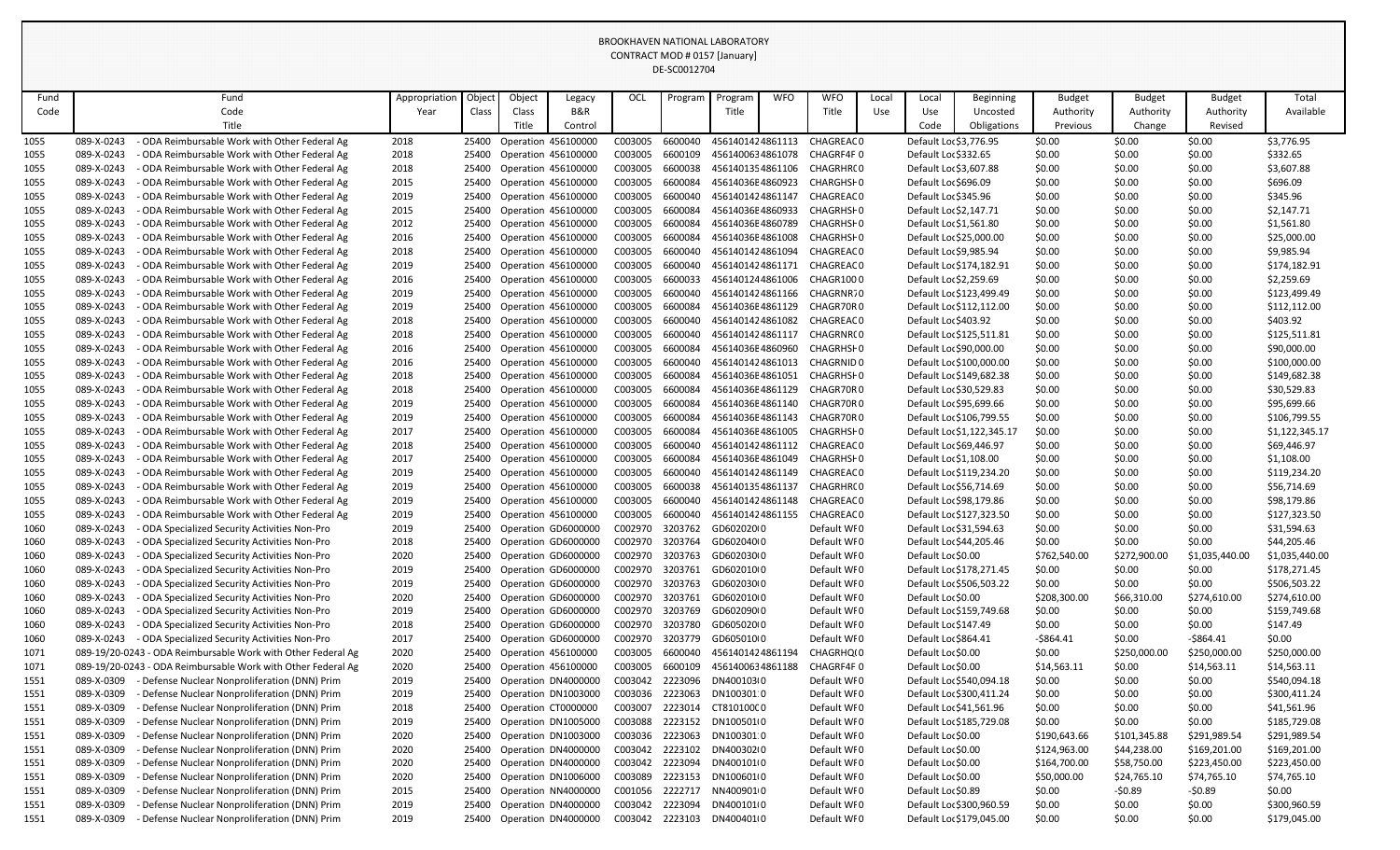BROOKHAVEN NATIONAL LABORATORY
CONTRACT MOD # 0157 [January]
DE-SC0012704

| Fund Code | Fund Code Title | Appropriation Year | Object Class | Object Class Title | Legacy B&R Control | OCL | Program | Program Title | WFO | WFO Title | Local Use | Local Use Code | Beginning Uncosted Obligations | Budget Authority Previous | Budget Authority Change | Budget Authority Revised | Total Available |
|---|---|---|---|---|---|---|---|---|---|---|---|---|---|---|---|---|---|
| 1055 | 089-X-0243 - ODA Reimbursable Work with Other Federal Ag | 2018 | 25400 | Operation | 456100000 | C003005 | 6600040 | 4561401424861113 | | CHAGREAC0 | | Default Loc | $3,776.95 | $0.00 | $0.00 | $0.00 | $3,776.95 |
| 1055 | 089-X-0243 - ODA Reimbursable Work with Other Federal Ag | 2018 | 25400 | Operation | 456100000 | C003005 | 6600109 | 4561400634861078 | | CHAGRF4F0 | | Default Loc | $332.65 | $0.00 | $0.00 | $0.00 | $332.65 |
| 1055 | 089-X-0243 - ODA Reimbursable Work with Other Federal Ag | 2018 | 25400 | Operation | 456100000 | C003005 | 6600038 | 4561401354861106 | | CHAGRHRC0 | | Default Loc | $3,607.88 | $0.00 | $0.00 | $0.00 | $3,607.88 |
| 1055 | 089-X-0243 - ODA Reimbursable Work with Other Federal Ag | 2015 | 25400 | Operation | 456100000 | C003005 | 6600084 | 45614036E4860923 | | CHAGRSHI0 | | Default Loc | $696.09 | $0.00 | $0.00 | $0.00 | $696.09 |
| 1055 | 089-X-0243 - ODA Reimbursable Work with Other Federal Ag | 2019 | 25400 | Operation | 456100000 | C003005 | 6600040 | 4561401424861147 | | CHAGREAC0 | | Default Loc | $345.96 | $0.00 | $0.00 | $0.00 | $345.96 |
| 1055 | 089-X-0243 - ODA Reimbursable Work with Other Federal Ag | 2015 | 25400 | Operation | 456100000 | C003005 | 6600084 | 45614036E4860933 | | CHAGRSHI0 | | Default Loc | $2,147.71 | $0.00 | $0.00 | $0.00 | $2,147.71 |
| 1055 | 089-X-0243 - ODA Reimbursable Work with Other Federal Ag | 2012 | 25400 | Operation | 456100000 | C003005 | 6600084 | 45614036E4860789 | | CHAGRSHI0 | | Default Loc | $1,561.80 | $0.00 | $0.00 | $0.00 | $1,561.80 |
| 1055 | 089-X-0243 - ODA Reimbursable Work with Other Federal Ag | 2016 | 25400 | Operation | 456100000 | C003005 | 6600084 | 45614036E4861008 | | CHAGRSHI0 | | Default Loc | $25,000.00 | $0.00 | $0.00 | $0.00 | $25,000.00 |
| 1055 | 089-X-0243 - ODA Reimbursable Work with Other Federal Ag | 2018 | 25400 | Operation | 456100000 | C003005 | 6600040 | 4561401424861094 | | CHAGREAC0 | | Default Loc | $9,985.94 | $0.00 | $0.00 | $0.00 | $9,985.94 |
| 1055 | 089-X-0243 - ODA Reimbursable Work with Other Federal Ag | 2019 | 25400 | Operation | 456100000 | C003005 | 6600040 | 4561401424861171 | | CHAGREAC0 | | Default Loc | $174,182.91 | $0.00 | $0.00 | $0.00 | $174,182.91 |
| 1055 | 089-X-0243 - ODA Reimbursable Work with Other Federal Ag | 2016 | 25400 | Operation | 456100000 | C003005 | 6600033 | 4561401244861006 | | CHAGR1000 | | Default Loc | $2,259.69 | $0.00 | $0.00 | $0.00 | $2,259.69 |
| 1055 | 089-X-0243 - ODA Reimbursable Work with Other Federal Ag | 2019 | 25400 | Operation | 456100000 | C003005 | 6600040 | 4561401424861166 | | CHAGRNR70 | | Default Loc | $123,499.49 | $0.00 | $0.00 | $0.00 | $123,499.49 |
| 1055 | 089-X-0243 - ODA Reimbursable Work with Other Federal Ag | 2019 | 25400 | Operation | 456100000 | C003005 | 6600084 | 45614036E4861129 | | CHAGR70R0 | | Default Loc | $112,112.00 | $0.00 | $0.00 | $0.00 | $112,112.00 |
| 1055 | 089-X-0243 - ODA Reimbursable Work with Other Federal Ag | 2018 | 25400 | Operation | 456100000 | C003005 | 6600040 | 4561401424861082 | | CHAGREAC0 | | Default Loc | $403.92 | $0.00 | $0.00 | $0.00 | $403.92 |
| 1055 | 089-X-0243 - ODA Reimbursable Work with Other Federal Ag | 2018 | 25400 | Operation | 456100000 | C003005 | 6600040 | 4561401424861117 | | CHAGRNRC0 | | Default Loc | $125,511.81 | $0.00 | $0.00 | $0.00 | $125,511.81 |
| 1055 | 089-X-0243 - ODA Reimbursable Work with Other Federal Ag | 2016 | 25400 | Operation | 456100000 | C003005 | 6600084 | 45614036E4860960 | | CHAGRSHI0 | | Default Loc | $90,000.00 | $0.00 | $0.00 | $0.00 | $90,000.00 |
| 1055 | 089-X-0243 - ODA Reimbursable Work with Other Federal Ag | 2016 | 25400 | Operation | 456100000 | C003005 | 6600040 | 4561401424861013 | | CHAGRNID0 | | Default Loc | $100,000.00 | $0.00 | $0.00 | $0.00 | $100,000.00 |
| 1055 | 089-X-0243 - ODA Reimbursable Work with Other Federal Ag | 2018 | 25400 | Operation | 456100000 | C003005 | 6600084 | 45614036E4861051 | | CHAGRSHI0 | | Default Loc | $149,682.38 | $0.00 | $0.00 | $0.00 | $149,682.38 |
| 1055 | 089-X-0243 - ODA Reimbursable Work with Other Federal Ag | 2018 | 25400 | Operation | 456100000 | C003005 | 6600084 | 45614036E4861129 | | CHAGR70R0 | | Default Loc | $30,529.83 | $0.00 | $0.00 | $0.00 | $30,529.83 |
| 1055 | 089-X-0243 - ODA Reimbursable Work with Other Federal Ag | 2019 | 25400 | Operation | 456100000 | C003005 | 6600084 | 45614036E4861140 | | CHAGR70R0 | | Default Loc | $95,699.66 | $0.00 | $0.00 | $0.00 | $95,699.66 |
| 1055 | 089-X-0243 - ODA Reimbursable Work with Other Federal Ag | 2019 | 25400 | Operation | 456100000 | C003005 | 6600084 | 45614036E4861143 | | CHAGR70R0 | | Default Loc | $106,799.55 | $0.00 | $0.00 | $0.00 | $106,799.55 |
| 1055 | 089-X-0243 - ODA Reimbursable Work with Other Federal Ag | 2017 | 25400 | Operation | 456100000 | C003005 | 6600084 | 45614036E4861005 | | CHAGRSHI0 | | Default Loc | $1,122,345.17 | $0.00 | $0.00 | $0.00 | $1,122,345.17 |
| 1055 | 089-X-0243 - ODA Reimbursable Work with Other Federal Ag | 2018 | 25400 | Operation | 456100000 | C003005 | 6600040 | 4561401424861112 | | CHAGREAC0 | | Default Loc | $69,446.97 | $0.00 | $0.00 | $0.00 | $69,446.97 |
| 1055 | 089-X-0243 - ODA Reimbursable Work with Other Federal Ag | 2017 | 25400 | Operation | 456100000 | C003005 | 6600084 | 45614036E4861049 | | CHAGRSHI0 | | Default Loc | $1,108.00 | $0.00 | $0.00 | $0.00 | $1,108.00 |
| 1055 | 089-X-0243 - ODA Reimbursable Work with Other Federal Ag | 2019 | 25400 | Operation | 456100000 | C003005 | 6600040 | 4561401424861149 | | CHAGREAC0 | | Default Loc | $119,234.20 | $0.00 | $0.00 | $0.00 | $119,234.20 |
| 1055 | 089-X-0243 - ODA Reimbursable Work with Other Federal Ag | 2019 | 25400 | Operation | 456100000 | C003005 | 6600038 | 4561401354861137 | | CHAGRHRC0 | | Default Loc | $56,714.69 | $0.00 | $0.00 | $0.00 | $56,714.69 |
| 1055 | 089-X-0243 - ODA Reimbursable Work with Other Federal Ag | 2019 | 25400 | Operation | 456100000 | C003005 | 6600040 | 4561401424861148 | | CHAGREAC0 | | Default Loc | $98,179.86 | $0.00 | $0.00 | $0.00 | $98,179.86 |
| 1055 | 089-X-0243 - ODA Reimbursable Work with Other Federal Ag | 2019 | 25400 | Operation | 456100000 | C003005 | 6600040 | 4561401424861155 | | CHAGREAC0 | | Default Loc | $127,323.50 | $0.00 | $0.00 | $0.00 | $127,323.50 |
| 1060 | 089-X-0243 - ODA Specialized Security Activities Non-Pro | 2019 | 25400 | Operation | GD6000000 | C002970 | 3203762 | GD60202010 | | Default WF0 | | Default Loc | $31,594.63 | $0.00 | $0.00 | $0.00 | $31,594.63 |
| 1060 | 089-X-0243 - ODA Specialized Security Activities Non-Pro | 2018 | 25400 | Operation | GD6000000 | C002970 | 3203764 | GD60204010 | | Default WF0 | | Default Loc | $44,205.46 | $0.00 | $0.00 | $0.00 | $44,205.46 |
| 1060 | 089-X-0243 - ODA Specialized Security Activities Non-Pro | 2020 | 25400 | Operation | GD6000000 | C002970 | 3203763 | GD60203010 | | Default WF0 | | Default Loc | $0.00 | $762,540.00 | $272,900.00 | $1,035,440.00 | $1,035,440.00 |
| 1060 | 089-X-0243 - ODA Specialized Security Activities Non-Pro | 2019 | 25400 | Operation | GD6000000 | C002970 | 3203761 | GD60201010 | | Default WF0 | | Default Loc | $178,271.45 | $0.00 | $0.00 | $0.00 | $178,271.45 |
| 1060 | 089-X-0243 - ODA Specialized Security Activities Non-Pro | 2019 | 25400 | Operation | GD6000000 | C002970 | 3203763 | GD60203010 | | Default WF0 | | Default Loc | $506,503.22 | $0.00 | $0.00 | $0.00 | $506,503.22 |
| 1060 | 089-X-0243 - ODA Specialized Security Activities Non-Pro | 2020 | 25400 | Operation | GD6000000 | C002970 | 3203761 | GD60201010 | | Default WF0 | | Default Loc | $0.00 | $208,300.00 | $66,310.00 | $274,610.00 | $274,610.00 |
| 1060 | 089-X-0243 - ODA Specialized Security Activities Non-Pro | 2019 | 25400 | Operation | GD6000000 | C002970 | 3203769 | GD60209010 | | Default WF0 | | Default Loc | $159,749.68 | $0.00 | $0.00 | $0.00 | $159,749.68 |
| 1060 | 089-X-0243 - ODA Specialized Security Activities Non-Pro | 2018 | 25400 | Operation | GD6000000 | C002970 | 3203780 | GD60502010 | | Default WF0 | | Default Loc | $147.49 | $0.00 | $0.00 | $0.00 | $147.49 |
| 1060 | 089-X-0243 - ODA Specialized Security Activities Non-Pro | 2017 | 25400 | Operation | GD6000000 | C002970 | 3203779 | GD60501010 | | Default WF0 | | Default Loc | $864.41 | -$864.41 | $0.00 | -$864.41 | $0.00 |
| 1071 | 089-19/20-0243 - ODA Reimbursable Work with Other Federal Ag | 2020 | 25400 | Operation | 456100000 | C003005 | 6600040 | 4561401424861194 | | CHAGRHQ(0 | | Default Loc | $0.00 | $0.00 | $250,000.00 | $250,000.00 | $250,000.00 |
| 1071 | 089-19/20-0243 - ODA Reimbursable Work with Other Federal Ag | 2020 | 25400 | Operation | 456100000 | C003005 | 6600109 | 4561400634861188 | | CHAGRF4F0 | | Default Loc | $0.00 | $14,563.11 | $0.00 | $14,563.11 | $14,563.11 |
| 1551 | 089-X-0309 - Defense Nuclear Nonproliferation (DNN) Prim | 2019 | 25400 | Operation | DN4000000 | C003042 | 2223096 | DN40010310 | | Default WF0 | | Default Loc | $540,094.18 | $0.00 | $0.00 | $0.00 | $540,094.18 |
| 1551 | 089-X-0309 - Defense Nuclear Nonproliferation (DNN) Prim | 2019 | 25400 | Operation | DN1003000 | C003036 | 2223063 | DN10030110 | | Default WF0 | | Default Loc | $300,411.24 | $0.00 | $0.00 | $0.00 | $300,411.24 |
| 1551 | 089-X-0309 - Defense Nuclear Nonproliferation (DNN) Prim | 2018 | 25400 | Operation | CT0000000 | C003007 | 2223014 | CT81010000 | | Default WF0 | | Default Loc | $41,561.96 | $0.00 | $0.00 | $0.00 | $41,561.96 |
| 1551 | 089-X-0309 - Defense Nuclear Nonproliferation (DNN) Prim | 2019 | 25400 | Operation | DN1005000 | C003088 | 2223152 | DN10050110 | | Default WF0 | | Default Loc | $185,729.08 | $0.00 | $0.00 | $0.00 | $185,729.08 |
| 1551 | 089-X-0309 - Defense Nuclear Nonproliferation (DNN) Prim | 2020 | 25400 | Operation | DN1003000 | C003036 | 2223063 | DN10030110 | | Default WF0 | | Default Loc | $0.00 | $190,643.66 | $101,345.88 | $291,989.54 | $291,989.54 |
| 1551 | 089-X-0309 - Defense Nuclear Nonproliferation (DNN) Prim | 2020 | 25400 | Operation | DN4000000 | C003042 | 2223102 | DN40030210 | | Default WF0 | | Default Loc | $0.00 | $124,963.00 | $44,238.00 | $169,201.00 | $169,201.00 |
| 1551 | 089-X-0309 - Defense Nuclear Nonproliferation (DNN) Prim | 2020 | 25400 | Operation | DN4000000 | C003042 | 2223094 | DN40010110 | | Default WF0 | | Default Loc | $0.00 | $164,700.00 | $58,750.00 | $223,450.00 | $223,450.00 |
| 1551 | 089-X-0309 - Defense Nuclear Nonproliferation (DNN) Prim | 2020 | 25400 | Operation | DN1006000 | C003089 | 2223153 | DN10060110 | | Default WF0 | | Default Loc | $0.00 | $50,000.00 | $24,765.10 | $74,765.10 | $74,765.10 |
| 1551 | 089-X-0309 - Defense Nuclear Nonproliferation (DNN) Prim | 2015 | 25400 | Operation | NN4000000 | C001056 | 2222717 | NN40090110 | | Default WF0 | | Default Loc | $0.89 | $0.00 | -$0.89 | -$0.89 | $0.00 |
| 1551 | 089-X-0309 - Defense Nuclear Nonproliferation (DNN) Prim | 2019 | 25400 | Operation | DN4000000 | C003042 | 2223094 | DN40010110 | | Default WF0 | | Default Loc | $300,960.59 | $0.00 | $0.00 | $0.00 | $300,960.59 |
| 1551 | 089-X-0309 - Defense Nuclear Nonproliferation (DNN) Prim | 2019 | 25400 | Operation | DN4000000 | C003042 | 2223103 | DN40040110 | | Default WF0 | | Default Loc | $179,045.00 | $0.00 | $0.00 | $0.00 | $179,045.00 |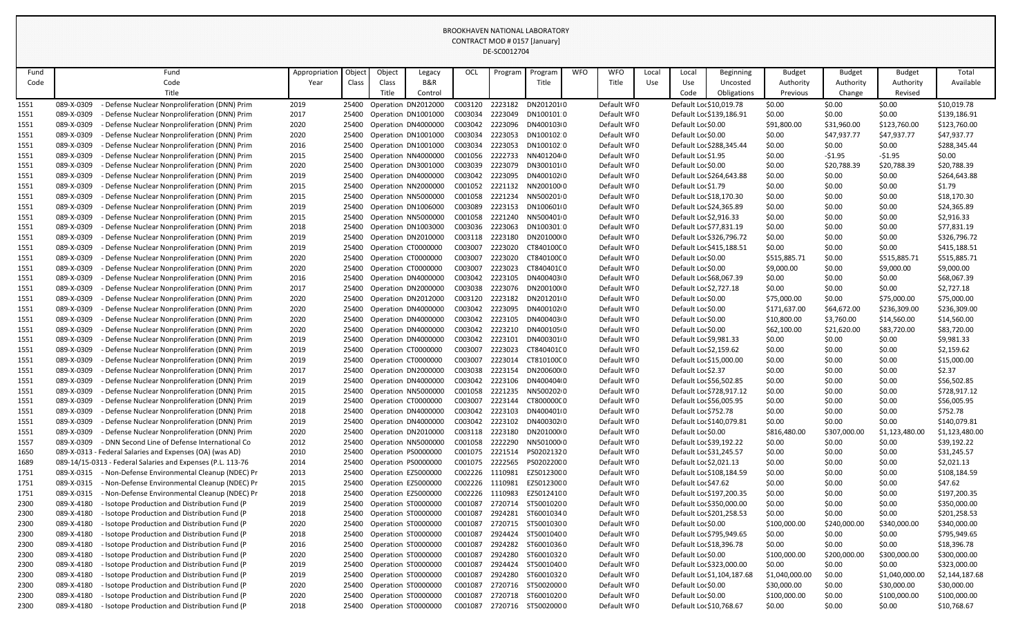BROOKHAVEN NATIONAL LABORATORY
CONTRACT MOD # 0157 [January]
DE-SC0012704

| Fund Code | Fund Code Title | Appropriation Year | Object Class | Object Class Title | Legacy B&R Control | OCL | Program | Program Title | WFO | WFO Title | Local Use | Local Use Code | Beginning Uncosted Obligations | Budget Authority Previous | Budget Authority Change | Budget Authority Revised | Total Available |
|---|---|---|---|---|---|---|---|---|---|---|---|---|---|---|---|---|---|
| 1551 | 089-X-0309 - Defense Nuclear Nonproliferation (DNN) Prim | 2019 | 25400 | Operation | DN2012000 | C003120 | 2223182 | DN201201I0 | | Default WF0 | | Default Loc | $10,019.78 | $0.00 | $0.00 | $0.00 | $10,019.78 |
| 1551 | 089-X-0309 - Defense Nuclear Nonproliferation (DNN) Prim | 2017 | 25400 | Operation | DN1001000 | C003034 | 2223049 | DN100101:0 | | Default WF0 | | Default Loc | $139,186.91 | $0.00 | $0.00 | $0.00 | $139,186.91 |
| 1551 | 089-X-0309 - Defense Nuclear Nonproliferation (DNN) Prim | 2020 | 25400 | Operation | DN4000000 | C003042 | 2223096 | DN400103I0 | | Default WF0 | | Default Loc | $0.00 | $91,800.00 | $31,960.00 | $123,760.00 | $123,760.00 |
| 1551 | 089-X-0309 - Defense Nuclear Nonproliferation (DNN) Prim | 2020 | 25400 | Operation | DN1001000 | C003034 | 2223053 | DN100102:0 | | Default WF0 | | Default Loc | $0.00 | $0.00 | $47,937.77 | $47,937.77 | $47,937.77 |
| 1551 | 089-X-0309 - Defense Nuclear Nonproliferation (DNN) Prim | 2016 | 25400 | Operation | DN1001000 | C003034 | 2223053 | DN100102:0 | | Default WF0 | | Default Loc | $288,345.44 | $0.00 | $0.00 | $0.00 | $288,345.44 |
| 1551 | 089-X-0309 - Defense Nuclear Nonproliferation (DNN) Prim | 2015 | 25400 | Operation | NN4000000 | C001056 | 2222733 | NN401204I0 | | Default WF0 | | Default Loc | $1.95 | $0.00 | -$1.95 | -$1.95 | $0.00 |
| 1551 | 089-X-0309 - Defense Nuclear Nonproliferation (DNN) Prim | 2020 | 25400 | Operation | DN3001000 | C003039 | 2223079 | DN300101I0 | | Default WF0 | | Default Loc | $0.00 | $0.00 | $20,788.39 | $20,788.39 | $20,788.39 |
| 1551 | 089-X-0309 - Defense Nuclear Nonproliferation (DNN) Prim | 2019 | 25400 | Operation | DN4000000 | C003042 | 2223095 | DN400102I0 | | Default WF0 | | Default Loc | $264,643.88 | $0.00 | $0.00 | $0.00 | $264,643.88 |
| 1551 | 089-X-0309 - Defense Nuclear Nonproliferation (DNN) Prim | 2015 | 25400 | Operation | NN2000000 | C001052 | 2221132 | NN200100I0 | | Default WF0 | | Default Loc | $1.79 | $0.00 | $0.00 | $0.00 | $1.79 |
| 1551 | 089-X-0309 - Defense Nuclear Nonproliferation (DNN) Prim | 2015 | 25400 | Operation | NN5000000 | C001058 | 2221234 | NN500201I0 | | Default WF0 | | Default Loc | $18,170.30 | $0.00 | $0.00 | $0.00 | $18,170.30 |
| 1551 | 089-X-0309 - Defense Nuclear Nonproliferation (DNN) Prim | 2019 | 25400 | Operation | DN1006000 | C003089 | 2223153 | DN100601I0 | | Default WF0 | | Default Loc | $24,365.89 | $0.00 | $0.00 | $0.00 | $24,365.89 |
| 1551 | 089-X-0309 - Defense Nuclear Nonproliferation (DNN) Prim | 2015 | 25400 | Operation | NN5000000 | C001058 | 2221240 | NN500401I0 | | Default WF0 | | Default Loc | $2,916.33 | $0.00 | $0.00 | $0.00 | $2,916.33 |
| 1551 | 089-X-0309 - Defense Nuclear Nonproliferation (DNN) Prim | 2018 | 25400 | Operation | DN1003000 | C003036 | 2223063 | DN100301:0 | | Default WF0 | | Default Loc | $77,831.19 | $0.00 | $0.00 | $0.00 | $77,831.19 |
| 1551 | 089-X-0309 - Defense Nuclear Nonproliferation (DNN) Prim | 2019 | 25400 | Operation | DN2010000 | C003118 | 2223180 | DN201000I0 | | Default WF0 | | Default Loc | $326,796.72 | $0.00 | $0.00 | $0.00 | $326,796.72 |
| 1551 | 089-X-0309 - Defense Nuclear Nonproliferation (DNN) Prim | 2019 | 25400 | Operation | CT0000000 | C003007 | 2223020 | CT840100C0 | | Default WF0 | | Default Loc | $415,188.51 | $0.00 | $0.00 | $0.00 | $415,188.51 |
| 1551 | 089-X-0309 - Defense Nuclear Nonproliferation (DNN) Prim | 2020 | 25400 | Operation | CT0000000 | C003007 | 2223020 | CT840100C0 | | Default WF0 | | Default Loc | $0.00 | $515,885.71 | $0.00 | $515,885.71 | $515,885.71 |
| 1551 | 089-X-0309 - Defense Nuclear Nonproliferation (DNN) Prim | 2020 | 25400 | Operation | CT0000000 | C003007 | 2223023 | CT840401C0 | | Default WF0 | | Default Loc | $0.00 | $9,000.00 | $0.00 | $9,000.00 | $9,000.00 |
| 1551 | 089-X-0309 - Defense Nuclear Nonproliferation (DNN) Prim | 2016 | 25400 | Operation | DN4000000 | C003042 | 2223105 | DN400403I0 | | Default WF0 | | Default Loc | $68,067.39 | $0.00 | $0.00 | $0.00 | $68,067.39 |
| 1551 | 089-X-0309 - Defense Nuclear Nonproliferation (DNN) Prim | 2017 | 25400 | Operation | DN2000000 | C003038 | 2223076 | DN200100I0 | | Default WF0 | | Default Loc | $2,727.18 | $0.00 | $0.00 | $0.00 | $2,727.18 |
| 1551 | 089-X-0309 - Defense Nuclear Nonproliferation (DNN) Prim | 2020 | 25400 | Operation | DN2012000 | C003120 | 2223182 | DN201201I0 | | Default WF0 | | Default Loc | $0.00 | $75,000.00 | $0.00 | $75,000.00 | $75,000.00 |
| 1551 | 089-X-0309 - Defense Nuclear Nonproliferation (DNN) Prim | 2020 | 25400 | Operation | DN4000000 | C003042 | 2223095 | DN400102I0 | | Default WF0 | | Default Loc | $0.00 | $171,637.00 | $64,672.00 | $236,309.00 | $236,309.00 |
| 1551 | 089-X-0309 - Defense Nuclear Nonproliferation (DNN) Prim | 2020 | 25400 | Operation | DN4000000 | C003042 | 2223105 | DN400403I0 | | Default WF0 | | Default Loc | $0.00 | $10,800.00 | $3,760.00 | $14,560.00 | $14,560.00 |
| 1551 | 089-X-0309 - Defense Nuclear Nonproliferation (DNN) Prim | 2020 | 25400 | Operation | DN4000000 | C003042 | 2223210 | DN400105I0 | | Default WF0 | | Default Loc | $0.00 | $62,100.00 | $21,620.00 | $83,720.00 | $83,720.00 |
| 1551 | 089-X-0309 - Defense Nuclear Nonproliferation (DNN) Prim | 2019 | 25400 | Operation | DN4000000 | C003042 | 2223101 | DN400301I0 | | Default WF0 | | Default Loc | $9,981.33 | $0.00 | $0.00 | $0.00 | $9,981.33 |
| 1551 | 089-X-0309 - Defense Nuclear Nonproliferation (DNN) Prim | 2019 | 25400 | Operation | CT0000000 | C003007 | 2223023 | CT840401C0 | | Default WF0 | | Default Loc | $2,159.62 | $0.00 | $0.00 | $0.00 | $2,159.62 |
| 1551 | 089-X-0309 - Defense Nuclear Nonproliferation (DNN) Prim | 2019 | 25400 | Operation | CT0000000 | C003007 | 2223014 | CT810100C0 | | Default WF0 | | Default Loc | $15,000.00 | $0.00 | $0.00 | $0.00 | $15,000.00 |
| 1551 | 089-X-0309 - Defense Nuclear Nonproliferation (DNN) Prim | 2017 | 25400 | Operation | DN2000000 | C003038 | 2223154 | DN200600I0 | | Default WF0 | | Default Loc | $2.37 | $0.00 | $0.00 | $0.00 | $2.37 |
| 1551 | 089-X-0309 - Defense Nuclear Nonproliferation (DNN) Prim | 2019 | 25400 | Operation | DN4000000 | C003042 | 2223106 | DN400404I0 | | Default WF0 | | Default Loc | $56,502.85 | $0.00 | $0.00 | $0.00 | $56,502.85 |
| 1551 | 089-X-0309 - Defense Nuclear Nonproliferation (DNN) Prim | 2015 | 25400 | Operation | NN5000000 | C001058 | 2221235 | NN500202I0 | | Default WF0 | | Default Loc | $728,917.12 | $0.00 | $0.00 | $0.00 | $728,917.12 |
| 1551 | 089-X-0309 - Defense Nuclear Nonproliferation (DNN) Prim | 2019 | 25400 | Operation | CT0000000 | C003007 | 2223144 | CT800000C0 | | Default WF0 | | Default Loc | $56,005.95 | $0.00 | $0.00 | $0.00 | $56,005.95 |
| 1551 | 089-X-0309 - Defense Nuclear Nonproliferation (DNN) Prim | 2018 | 25400 | Operation | DN4000000 | C003042 | 2223103 | DN400401I0 | | Default WF0 | | Default Loc | $752.78 | $0.00 | $0.00 | $0.00 | $752.78 |
| 1551 | 089-X-0309 - Defense Nuclear Nonproliferation (DNN) Prim | 2019 | 25400 | Operation | DN4000000 | C003042 | 2223102 | DN400302I0 | | Default WF0 | | Default Loc | $140,079.81 | $0.00 | $0.00 | $0.00 | $140,079.81 |
| 1551 | 089-X-0309 - Defense Nuclear Nonproliferation (DNN) Prim | 2020 | 25400 | Operation | DN2010000 | C003118 | 2223180 | DN201000I0 | | Default WF0 | | Default Loc | $0.00 | $816,480.00 | $307,000.00 | $1,123,480.00 | $1,123,480.00 |
| 1557 | 089-X-0309 - DNN Second Line of Defense International Co | 2012 | 25400 | Operation | NN5000000 | C001058 | 2222290 | NN501000I0 | | Default WF0 | | Default Loc | $39,192.22 | $0.00 | $0.00 | $0.00 | $39,192.22 |
| 1650 | 089-X-0313 - Federal Salaries and Expenses (OA) (was AD) | 2010 | 25400 | Operation | PS0000000 | C001075 | 2221514 | PS02021320 | | Default WF0 | | Default Loc | $31,245.57 | $0.00 | $0.00 | $0.00 | $31,245.57 |
| 1689 | 089-14/15-0313 - Federal Salaries and Expenses (P.L. 113-76 | 2014 | 25400 | Operation | PS0000000 | C001075 | 2222565 | PS02022000 | | Default WF0 | | Default Loc | $2,021.13 | $0.00 | $0.00 | $0.00 | $2,021.13 |
| 1751 | 089-X-0315 - Non-Defense Environmental Cleanup (NDEC) Pr | 2013 | 25400 | Operation | EZ5000000 | C002226 | 1110981 | EZ50123000 | | Default WF0 | | Default Loc | $108,184.59 | $0.00 | $0.00 | $0.00 | $108,184.59 |
| 1751 | 089-X-0315 - Non-Defense Environmental Cleanup (NDEC) Pr | 2015 | 25400 | Operation | EZ5000000 | C002226 | 1110981 | EZ50123000 | | Default WF0 | | Default Loc | $47.62 | $0.00 | $0.00 | $0.00 | $47.62 |
| 1751 | 089-X-0315 - Non-Defense Environmental Cleanup (NDEC) Pr | 2018 | 25400 | Operation | EZ5000000 | C002226 | 1110983 | EZ50124100 | | Default WF0 | | Default Loc | $197,200.35 | $0.00 | $0.00 | $0.00 | $197,200.35 |
| 2300 | 089-X-4180 - Isotope Production and Distribution Fund (P | 2019 | 25400 | Operation | ST0000000 | C001087 | 2720714 | ST50010200 | | Default WF0 | | Default Loc | $350,000.00 | $0.00 | $0.00 | $0.00 | $350,000.00 |
| 2300 | 089-X-4180 - Isotope Production and Distribution Fund (P | 2018 | 25400 | Operation | ST0000000 | C001087 | 2924281 | ST60010340 | | Default WF0 | | Default Loc | $201,258.53 | $0.00 | $0.00 | $0.00 | $201,258.53 |
| 2300 | 089-X-4180 - Isotope Production and Distribution Fund (P | 2020 | 25400 | Operation | ST0000000 | C001087 | 2720715 | ST50010300 | | Default WF0 | | Default Loc | $0.00 | $100,000.00 | $240,000.00 | $340,000.00 | $340,000.00 |
| 2300 | 089-X-4180 - Isotope Production and Distribution Fund (P | 2018 | 25400 | Operation | ST0000000 | C001087 | 2924424 | ST50010400 | | Default WF0 | | Default Loc | $795,949.65 | $0.00 | $0.00 | $0.00 | $795,949.65 |
| 2300 | 089-X-4180 - Isotope Production and Distribution Fund (P | 2016 | 25400 | Operation | ST0000000 | C001087 | 2924282 | ST60010360 | | Default WF0 | | Default Loc | $18,396.78 | $0.00 | $0.00 | $0.00 | $18,396.78 |
| 2300 | 089-X-4180 - Isotope Production and Distribution Fund (P | 2020 | 25400 | Operation | ST0000000 | C001087 | 2924280 | ST60010320 | | Default WF0 | | Default Loc | $0.00 | $100,000.00 | $200,000.00 | $300,000.00 | $300,000.00 |
| 2300 | 089-X-4180 - Isotope Production and Distribution Fund (P | 2019 | 25400 | Operation | ST0000000 | C001087 | 2924424 | ST50010400 | | Default WF0 | | Default Loc | $323,000.00 | $0.00 | $0.00 | $0.00 | $323,000.00 |
| 2300 | 089-X-4180 - Isotope Production and Distribution Fund (P | 2019 | 25400 | Operation | ST0000000 | C001087 | 2924280 | ST60010320 | | Default WF0 | | Default Loc | $1,104,187.68 | $1,040,000.00 | $0.00 | $1,040,000.00 | $2,144,187.68 |
| 2300 | 089-X-4180 - Isotope Production and Distribution Fund (P | 2020 | 25400 | Operation | ST0000000 | C001087 | 2720716 | ST50020000 | | Default WF0 | | Default Loc | $0.00 | $30,000.00 | $0.00 | $30,000.00 | $30,000.00 |
| 2300 | 089-X-4180 - Isotope Production and Distribution Fund (P | 2020 | 25400 | Operation | ST0000000 | C001087 | 2720718 | ST60010200 | | Default WF0 | | Default Loc | $0.00 | $100,000.00 | $0.00 | $100,000.00 | $100,000.00 |
| 2300 | 089-X-4180 - Isotope Production and Distribution Fund (P | 2018 | 25400 | Operation | ST0000000 | C001087 | 2720716 | ST50020000 | | Default WF0 | | Default Loc | $10,768.67 | $0.00 | $0.00 | $0.00 | $10,768.67 |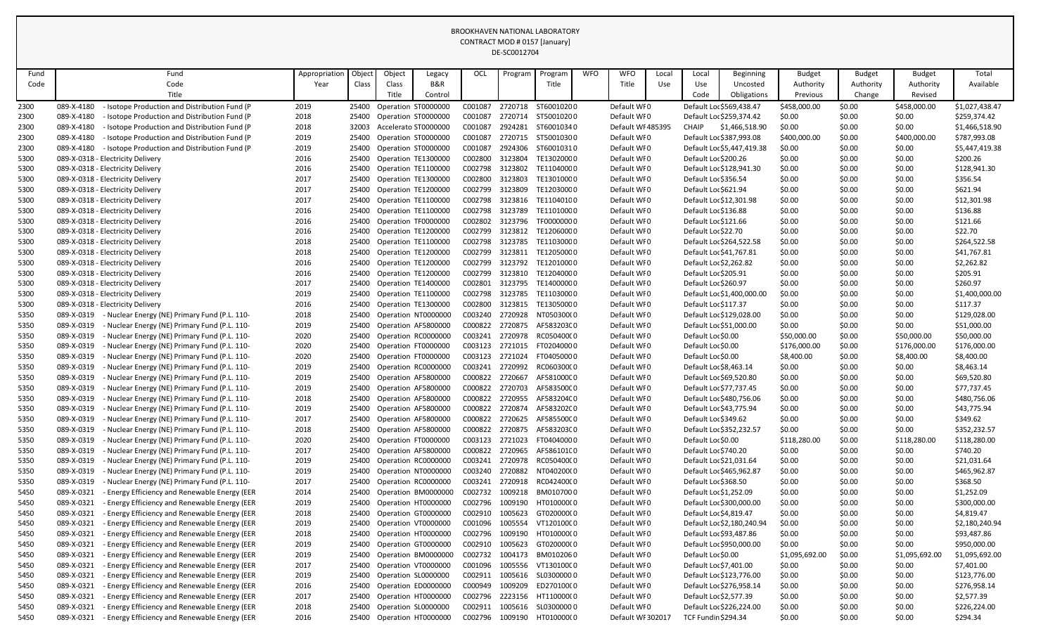BROOKHAVEN NATIONAL LABORATORY
CONTRACT MOD # 0157 [January]
DE-SC0012704

| Fund Code | Fund Code Title | Appropriation Year | Object Class | Object Class Title | Legacy B&R Control | OCL | Program | Program Title | WFO | WFO Title | Local Use | Local Use Code | Beginning Uncosted Obligations | Budget Authority Previous | Budget Authority Change | Budget Authority Revised | Total Available |
|---|---|---|---|---|---|---|---|---|---|---|---|---|---|---|---|---|---|
| 2300 | 089-X-4180 - Isotope Production and Distribution Fund (P | 2019 | 25400 | Operation | ST0000000 | C001087 | 2720718 | ST60010200 | | Default WF0 | | Default Loc | $569,438.47 | $458,000.00 | $0.00 | $458,000.00 | $1,027,438.47 |
| 2300 | 089-X-4180 - Isotope Production and Distribution Fund (P | 2018 | 25400 | Operation | ST0000000 | C001087 | 2720714 | ST50010200 | | Default WF0 | | Default Loc | $259,374.42 | $0.00 | $0.00 | $0.00 | $259,374.42 |
| 2300 | 089-X-4180 - Isotope Production and Distribution Fund (P | 2018 | 32003 | Accelerato | ST0000000 | C001087 | 2924281 | ST60010340 | | Default WF | 485395 | CHAIP | $1,466,518.90 | $0.00 | $0.00 | $0.00 | $1,466,518.90 |
| 2300 | 089-X-4180 - Isotope Production and Distribution Fund (P | 2019 | 25400 | Operation | ST0000000 | C001087 | 2720715 | ST50010300 | | Default WF0 | | Default Loc | $387,993.08 | $400,000.00 | $0.00 | $400,000.00 | $787,993.08 |
| 2300 | 089-X-4180 - Isotope Production and Distribution Fund (P | 2019 | 25400 | Operation | ST0000000 | C001087 | 2924306 | ST60010310 | | Default WF0 | | Default Loc | $5,447,419.38 | $0.00 | $0.00 | $0.00 | $5,447,419.38 |
| 5300 | 089-X-0318 - Electricity Delivery | 2016 | 25400 | Operation | TE1300000 | C002800 | 3123804 | TE13020000 | | Default WF0 | | Default Loc | $200.26 | $0.00 | $0.00 | $0.00 | $200.26 |
| 5300 | 089-X-0318 - Electricity Delivery | 2016 | 25400 | Operation | TE1100000 | C002798 | 3123802 | TE11040000 | | Default WF0 | | Default Loc | $128,941.30 | $0.00 | $0.00 | $0.00 | $128,941.30 |
| 5300 | 089-X-0318 - Electricity Delivery | 2017 | 25400 | Operation | TE1300000 | C002800 | 3123803 | TE13010000 | | Default WF0 | | Default Loc | $356.54 | $0.00 | $0.00 | $0.00 | $356.54 |
| 5300 | 089-X-0318 - Electricity Delivery | 2017 | 25400 | Operation | TE1200000 | C002799 | 3123809 | TE12030000 | | Default WF0 | | Default Loc | $621.94 | $0.00 | $0.00 | $0.00 | $621.94 |
| 5300 | 089-X-0318 - Electricity Delivery | 2017 | 25400 | Operation | TE1100000 | C002798 | 3123816 | TE11040100 | | Default WF0 | | Default Loc | $12,301.98 | $0.00 | $0.00 | $0.00 | $12,301.98 |
| 5300 | 089-X-0318 - Electricity Delivery | 2016 | 25400 | Operation | TE1100000 | C002798 | 3123789 | TE11010000 | | Default WF0 | | Default Loc | $136.88 | $0.00 | $0.00 | $0.00 | $136.88 |
| 5300 | 089-X-0318 - Electricity Delivery | 2017 | 25400 | Operation | TF0000000 | C002802 | 3123796 | TF00000000 | | Default WF0 | | Default Loc | $121.66 | $0.00 | $0.00 | $0.00 | $121.66 |
| 5300 | 089-X-0318 - Electricity Delivery | 2016 | 25400 | Operation | TE1200000 | C002799 | 3123812 | TE12060000 | | Default WF0 | | Default Loc | $22.70 | $0.00 | $0.00 | $0.00 | $22.70 |
| 5300 | 089-X-0318 - Electricity Delivery | 2018 | 25400 | Operation | TE1100000 | C002798 | 3123785 | TE11030000 | | Default WF0 | | Default Loc | $264,522.58 | $0.00 | $0.00 | $0.00 | $264,522.58 |
| 5300 | 089-X-0318 - Electricity Delivery | 2018 | 25400 | Operation | TE1200000 | C002799 | 3123811 | TE12050000 | | Default WF0 | | Default Loc | $41,767.81 | $0.00 | $0.00 | $0.00 | $41,767.81 |
| 5300 | 089-X-0318 - Electricity Delivery | 2016 | 25400 | Operation | TE1200000 | C002799 | 3123792 | TE12010000 | | Default WF0 | | Default Loc | $2,262.82 | $0.00 | $0.00 | $0.00 | $2,262.82 |
| 5300 | 089-X-0318 - Electricity Delivery | 2016 | 25400 | Operation | TE1200000 | C002799 | 3123810 | TE12040000 | | Default WF0 | | Default Loc | $205.91 | $0.00 | $0.00 | $0.00 | $205.91 |
| 5300 | 089-X-0318 - Electricity Delivery | 2017 | 25400 | Operation | TE1400000 | C002801 | 3123795 | TE14000000 | | Default WF0 | | Default Loc | $260.97 | $0.00 | $0.00 | $0.00 | $260.97 |
| 5300 | 089-X-0318 - Electricity Delivery | 2019 | 25400 | Operation | TE1100000 | C002798 | 3123785 | TE11030000 | | Default WF0 | | Default Loc | $1,400,000.00 | $0.00 | $0.00 | $0.00 | $1,400,000.00 |
| 5300 | 089-X-0318 - Electricity Delivery | 2016 | 25400 | Operation | TE1300000 | C002800 | 3123815 | TE13050000 | | Default WF0 | | Default Loc | $117.37 | $0.00 | $0.00 | $0.00 | $117.37 |
| 5350 | 089-X-0319 - Nuclear Energy (NE) Primary Fund (P.L. 110- | 2018 | 25400 | Operation | NT0000000 | C003240 | 2720928 | NT050300(0 | | Default WF0 | | Default Loc | $129,028.00 | $0.00 | $0.00 | $0.00 | $129,028.00 |
| 5350 | 089-X-0319 - Nuclear Energy (NE) Primary Fund (P.L. 110- | 2019 | 25400 | Operation | AF5800000 | C000822 | 2720875 | AF583203(0 | | Default WF0 | | Default Loc | $51,000.00 | $0.00 | $0.00 | $0.00 | $51,000.00 |
| 5350 | 089-X-0319 - Nuclear Energy (NE) Primary Fund (P.L. 110- | 2020 | 25400 | Operation | RC0000000 | C003241 | 2720978 | RC050400(0 | | Default WF0 | | Default Loc | $0.00 | $50,000.00 | $0.00 | $50,000.00 | $50,000.00 |
| 5350 | 089-X-0319 - Nuclear Energy (NE) Primary Fund (P.L. 110- | 2020 | 25400 | Operation | FT0000000 | C003123 | 2721015 | FT02040000 | | Default WF0 | | Default Loc | $0.00 | $176,000.00 | $0.00 | $176,000.00 | $176,000.00 |
| 5350 | 089-X-0319 - Nuclear Energy (NE) Primary Fund (P.L. 110- | 2020 | 25400 | Operation | FT0000000 | C003123 | 2721024 | FT04050000 | | Default WF0 | | Default Loc | $0.00 | $8,400.00 | $0.00 | $8,400.00 | $8,400.00 |
| 5350 | 089-X-0319 - Nuclear Energy (NE) Primary Fund (P.L. 110- | 2019 | 25400 | Operation | RC0000000 | C003241 | 2720992 | RC060300(0 | | Default WF0 | | Default Loc | $8,463.14 | $0.00 | $0.00 | $0.00 | $8,463.14 |
| 5350 | 089-X-0319 - Nuclear Energy (NE) Primary Fund (P.L. 110- | 2019 | 25400 | Operation | AF5800000 | C000822 | 2720667 | AF581000(0 | | Default WF0 | | Default Loc | $69,520.80 | $0.00 | $0.00 | $0.00 | $69,520.80 |
| 5350 | 089-X-0319 - Nuclear Energy (NE) Primary Fund (P.L. 110- | 2019 | 25400 | Operation | AF5800000 | C000822 | 2720703 | AF583500(0 | | Default WF0 | | Default Loc | $77,737.45 | $0.00 | $0.00 | $0.00 | $77,737.45 |
| 5350 | 089-X-0319 - Nuclear Energy (NE) Primary Fund (P.L. 110- | 2018 | 25400 | Operation | AF5800000 | C000822 | 2720955 | AF583204(0 | | Default WF0 | | Default Loc | $480,756.06 | $0.00 | $0.00 | $0.00 | $480,756.06 |
| 5350 | 089-X-0319 - Nuclear Energy (NE) Primary Fund (P.L. 110- | 2019 | 25400 | Operation | AF5800000 | C000822 | 2720874 | AF583202(0 | | Default WF0 | | Default Loc | $43,775.94 | $0.00 | $0.00 | $0.00 | $43,775.94 |
| 5350 | 089-X-0319 - Nuclear Energy (NE) Primary Fund (P.L. 110- | 2017 | 25400 | Operation | AF5800000 | C000822 | 2720625 | AF585500(0 | | Default WF0 | | Default Loc | $349.62 | $0.00 | $0.00 | $0.00 | $349.62 |
| 5350 | 089-X-0319 - Nuclear Energy (NE) Primary Fund (P.L. 110- | 2018 | 25400 | Operation | AF5800000 | C000822 | 2720875 | AF583203(0 | | Default WF0 | | Default Loc | $352,232.57 | $0.00 | $0.00 | $0.00 | $352,232.57 |
| 5350 | 089-X-0319 - Nuclear Energy (NE) Primary Fund (P.L. 110- | 2020 | 25400 | Operation | FT0000000 | C003123 | 2721023 | FT04040000 | | Default WF0 | | Default Loc | $0.00 | $118,280.00 | $0.00 | $118,280.00 | $118,280.00 |
| 5350 | 089-X-0319 - Nuclear Energy (NE) Primary Fund (P.L. 110- | 2017 | 25400 | Operation | AF5800000 | C000822 | 2720965 | AF586101(0 | | Default WF0 | | Default Loc | $740.20 | $0.00 | $0.00 | $0.00 | $740.20 |
| 5350 | 089-X-0319 - Nuclear Energy (NE) Primary Fund (P.L. 110- | 2019 | 25400 | Operation | RC0000000 | C003241 | 2720978 | RC050400(0 | | Default WF0 | | Default Loc | $21,031.64 | $0.00 | $0.00 | $0.00 | $21,031.64 |
| 5350 | 089-X-0319 - Nuclear Energy (NE) Primary Fund (P.L. 110- | 2019 | 25400 | Operation | NT0000000 | C003240 | 2720882 | NT040200(0 | | Default WF0 | | Default Loc | $465,962.87 | $0.00 | $0.00 | $0.00 | $465,962.87 |
| 5350 | 089-X-0319 - Nuclear Energy (NE) Primary Fund (P.L. 110- | 2017 | 25400 | Operation | RC0000000 | C003241 | 2720918 | RC042400(0 | | Default WF0 | | Default Loc | $368.50 | $0.00 | $0.00 | $0.00 | $368.50 |
| 5450 | 089-X-0321 - Energy Efficiency and Renewable Energy (EER | 2014 | 25400 | Operation | BM0000000 | C002732 | 1009218 | BM0107000 | | Default WF0 | | Default Loc | $1,252.09 | $0.00 | $0.00 | $0.00 | $1,252.09 |
| 5450 | 089-X-0321 - Energy Efficiency and Renewable Energy (EER | 2019 | 25400 | Operation | HT0000000 | C002796 | 1009190 | HT010000(0 | | Default WF0 | | Default Loc | $300,000.00 | $0.00 | $0.00 | $0.00 | $300,000.00 |
| 5450 | 089-X-0321 - Energy Efficiency and Renewable Energy (EER | 2018 | 25400 | Operation | GT0000000 | C002910 | 1005623 | GT020000(0 | | Default WF0 | | Default Loc | $4,819.47 | $0.00 | $0.00 | $0.00 | $4,819.47 |
| 5450 | 089-X-0321 - Energy Efficiency and Renewable Energy (EER | 2019 | 25400 | Operation | VT0000000 | C001096 | 1005554 | VT120100(0 | | Default WF0 | | Default Loc | $2,180,240.94 | $0.00 | $0.00 | $0.00 | $2,180,240.94 |
| 5450 | 089-X-0321 - Energy Efficiency and Renewable Energy (EER | 2018 | 25400 | Operation | HT0000000 | C002796 | 1009190 | HT010000(0 | | Default WF0 | | Default Loc | $93,487.86 | $0.00 | $0.00 | $0.00 | $93,487.86 |
| 5450 | 089-X-0321 - Energy Efficiency and Renewable Energy (EER | 2019 | 25400 | Operation | GT0000000 | C002910 | 1005623 | GT020000(0 | | Default WF0 | | Default Loc | $950,000.00 | $0.00 | $0.00 | $0.00 | $950,000.00 |
| 5450 | 089-X-0321 - Energy Efficiency and Renewable Energy (EER | 2019 | 25400 | Operation | BM0000000 | C002732 | 1004173 | BM0102060 | | Default WF0 | | Default Loc | $0.00 | $1,095,692.00 | $0.00 | $1,095,692.00 | $1,095,692.00 |
| 5450 | 089-X-0321 - Energy Efficiency and Renewable Energy (EER | 2017 | 25400 | Operation | VT0000000 | C001096 | 1005556 | VT130100(0 | | Default WF0 | | Default Loc | $7,401.00 | $0.00 | $0.00 | $0.00 | $7,401.00 |
| 5450 | 089-X-0321 - Energy Efficiency and Renewable Energy (EER | 2019 | 25400 | Operation | SL0000000 | C002911 | 1005616 | SL03000000 | | Default WF0 | | Default Loc | $123,776.00 | $0.00 | $0.00 | $0.00 | $123,776.00 |
| 5450 | 089-X-0321 - Energy Efficiency and Renewable Energy (EER | 2016 | 25400 | Operation | ED0000000 | C000949 | 1009209 | ED270100(0 | | Default WF0 | | Default Loc | $276,958.14 | $0.00 | $0.00 | $0.00 | $276,958.14 |
| 5450 | 089-X-0321 - Energy Efficiency and Renewable Energy (EER | 2017 | 25400 | Operation | HT0000000 | C002796 | 2223156 | HT110000(0 | | Default WF0 | | Default Loc | $2,577.39 | $0.00 | $0.00 | $0.00 | $2,577.39 |
| 5450 | 089-X-0321 - Energy Efficiency and Renewable Energy (EER | 2018 | 25400 | Operation | SL0000000 | C002911 | 1005616 | SL03000000 | | Default WF0 | | Default Loc | $226,224.00 | $0.00 | $0.00 | $0.00 | $226,224.00 |
| 5450 | 089-X-0321 - Energy Efficiency and Renewable Energy (EER | 2016 | 25400 | Operation | HT0000000 | C002796 | 1009190 | HT010000(0 | | Default WF | 302017 | TCF Fundin | $294.34 | $0.00 | $0.00 | $0.00 | $294.34 |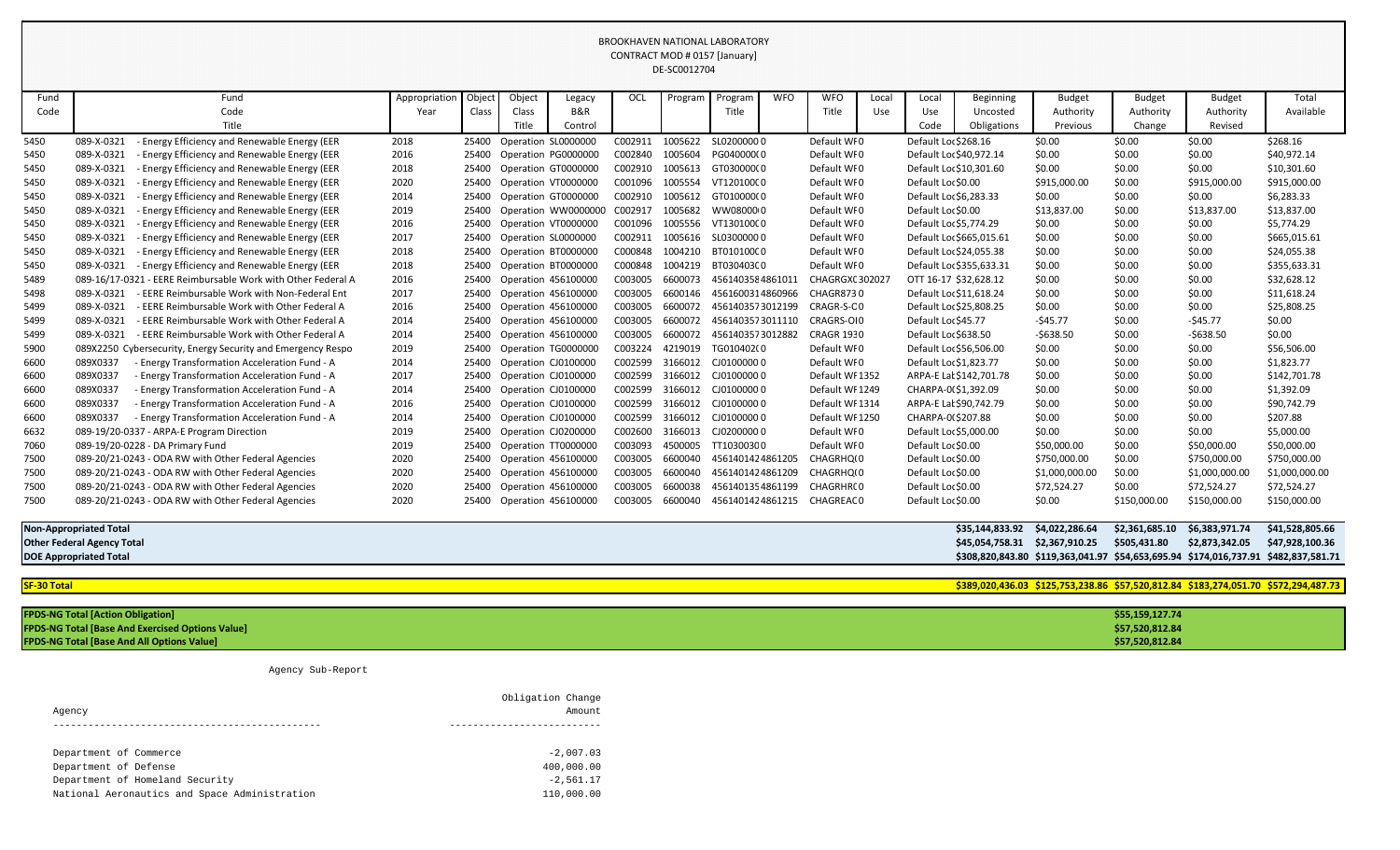BROOKHAVEN NATIONAL LABORATORY
CONTRACT MOD # 0157 [January]
DE-SC0012704

| Fund Code | Fund Code Title | Appropriation Year | Object Class | Object Class Title | Legacy B&R Control | OCL | Program | Program Title | WFO | WFO Title | Local Use | Local Use Code | Beginning Uncosted Obligations | Budget Authority Previous | Budget Authority Change | Budget Authority Revised | Total Available |
|---|---|---|---|---|---|---|---|---|---|---|---|---|---|---|---|---|---|
| 5450 | 089-X-0321 - Energy Efficiency and Renewable Energy (EER | 2018 | 25400 | Operation | SL0000000 | C002911 | 1005622 | SL0200000 | 0 | Default WF | 0 | Default Loc | $268.16 | $0.00 | $0.00 | $0.00 | $268.16 |
| 5450 | 089-X-0321 - Energy Efficiency and Renewable Energy (EER | 2016 | 25400 | Operation | PG0000000 | C002840 | 1005604 | PG040000( | 0 | Default WF | 0 | Default Loc | $40,972.14 | $0.00 | $0.00 | $0.00 | $40,972.14 |
| 5450 | 089-X-0321 - Energy Efficiency and Renewable Energy (EER | 2018 | 25400 | Operation | GT0000000 | C002910 | 1005613 | GT030000( | 0 | Default WF | 0 | Default Loc | $10,301.60 | $0.00 | $0.00 | $0.00 | $10,301.60 |
| 5450 | 089-X-0321 - Energy Efficiency and Renewable Energy (EER | 2020 | 25400 | Operation | VT0000000 | C001096 | 1005554 | VT120100( | 0 | Default WF | 0 | Default Loc | $0.00 | $915,000.00 | $0.00 | $915,000.00 | $915,000.00 |
| 5450 | 089-X-0321 - Energy Efficiency and Renewable Energy (EER | 2014 | 25400 | Operation | GT0000000 | C002910 | 1005612 | GT010000( | 0 | Default WF | 0 | Default Loc | $6,283.33 | $0.00 | $0.00 | $0.00 | $6,283.33 |
| 5450 | 089-X-0321 - Energy Efficiency and Renewable Energy (EER | 2019 | 25400 | Operation | WW0000000 | C002917 | 1005682 | WW08000 | 0 | Default WF | 0 | Default Loc | $0.00 | $13,837.00 | $0.00 | $13,837.00 | $13,837.00 |
| 5450 | 089-X-0321 - Energy Efficiency and Renewable Energy (EER | 2016 | 25400 | Operation | VT0000000 | C001096 | 1005556 | VT130100( | 0 | Default WF | 0 | Default Loc | $5,774.29 | $0.00 | $0.00 | $0.00 | $5,774.29 |
| 5450 | 089-X-0321 - Energy Efficiency and Renewable Energy (EER | 2017 | 25400 | Operation | SL0000000 | C002911 | 1005616 | SL0300000 | 0 | Default WF | 0 | Default Loc | $665,015.61 | $0.00 | $0.00 | $0.00 | $665,015.61 |
| 5450 | 089-X-0321 - Energy Efficiency and Renewable Energy (EER | 2018 | 25400 | Operation | BT0000000 | C000848 | 1004210 | BT010100( | 0 | Default WF | 0 | Default Loc | $24,055.38 | $0.00 | $0.00 | $0.00 | $24,055.38 |
| 5450 | 089-X-0321 - Energy Efficiency and Renewable Energy (EER | 2018 | 25400 | Operation | BT0000000 | C000848 | 1004219 | BT030403( | 0 | Default WF | 0 | Default Loc | $355,633.31 | $0.00 | $0.00 | $0.00 | $355,633.31 |
| 5489 | 089-16/17-0321 - EERE Reimbursable Work with Other Federal A | 2016 | 25400 | Operation | 456100000 | C003005 | 6600073 | 4561403584861011 | | CHAGRGX( | 302027 | OTT 16-17 | $32,628.12 | $0.00 | $0.00 | $0.00 | $32,628.12 |
| 5498 | 089-X-0321 - EERE Reimbursable Work with Non-Federal Ent | 2017 | 25400 | Operation | 456100000 | C003005 | 6600146 | 4561600314860966 | | CHAGR873 | 0 | Default Loc | $11,618.24 | $0.00 | $0.00 | $0.00 | $11,618.24 |
| 5499 | 089-X-0321 - EERE Reimbursable Work with Other Federal A | 2016 | 25400 | Operation | 456100000 | C003005 | 6600072 | 4561403573012199 | | CRAGR-S-C | 0 | Default Loc | $25,808.25 | $0.00 | $0.00 | $0.00 | $25,808.25 |
| 5499 | 089-X-0321 - EERE Reimbursable Work with Other Federal A | 2014 | 25400 | Operation | 456100000 | C003005 | 6600072 | 4561403573011110 | | CRAGRS-OI | 0 | Default Loc | $45.77 | -$45.77 | $0.00 | -$45.77 | $0.00 |
| 5499 | 089-X-0321 - EERE Reimbursable Work with Other Federal A | 2014 | 25400 | Operation | 456100000 | C003005 | 6600072 | 4561403573012882 | | CRAGR 193 | 0 | Default Loc | $638.50 | -$638.50 | $0.00 | -$638.50 | $0.00 |
| 5900 | 089X2250 Cybersecurity, Energy Security and Emergency Respo | 2019 | 25400 | Operation | TG0000000 | C003224 | 4219019 | TG010402( | 0 | Default WF | 0 | Default Loc | $56,506.00 | $0.00 | $0.00 | $0.00 | $56,506.00 |
| 6600 | 089X0337 - Energy Transformation Acceleration Fund - A | 2014 | 25400 | Operation | CJ0100000 | C002599 | 3166012 | CJ0100000 | 0 | Default WF | 0 | Default Loc | $1,823.77 | $0.00 | $0.00 | $0.00 | $1,823.77 |
| 6600 | 089X0337 - Energy Transformation Acceleration Fund - A | 2017 | 25400 | Operation | CJ0100000 | C002599 | 3166012 | CJ0100000 | 0 | Default WF | 1352 | ARPA-E Lat | $142,701.78 | $0.00 | $0.00 | $0.00 | $142,701.78 |
| 6600 | 089X0337 - Energy Transformation Acceleration Fund - A | 2014 | 25400 | Operation | CJ0100000 | C002599 | 3166012 | CJ0100000 | 0 | Default WF | 1249 | CHARPA-0( | $1,392.09 | $0.00 | $0.00 | $0.00 | $1,392.09 |
| 6600 | 089X0337 - Energy Transformation Acceleration Fund - A | 2016 | 25400 | Operation | CJ0100000 | C002599 | 3166012 | CJ0100000 | 0 | Default WF | 1314 | ARPA-E Lat | $90,742.79 | $0.00 | $0.00 | $0.00 | $90,742.79 |
| 6600 | 089X0337 - Energy Transformation Acceleration Fund - A | 2014 | 25400 | Operation | CJ0100000 | C002599 | 3166012 | CJ0100000 | 0 | Default WF | 1250 | CHARPA-0( | $207.88 | $0.00 | $0.00 | $0.00 | $207.88 |
| 6632 | 089-19/20-0337 - ARPA-E Program Direction | 2019 | 25400 | Operation | CJ0200000 | C002600 | 3166013 | CJ0200000 | 0 | Default WF | 0 | Default Loc | $5,000.00 | $0.00 | $0.00 | $0.00 | $5,000.00 |
| 7060 | 089-19/20-0228 - DA Primary Fund | 2019 | 25400 | Operation | TT0000000 | C003093 | 4500005 | TT1030030 | 0 | Default WF | 0 | Default Loc | $0.00 | $50,000.00 | $0.00 | $50,000.00 | $50,000.00 |
| 7500 | 089-20/21-0243 - ODA RW with Other Federal Agencies | 2020 | 25400 | Operation | 456100000 | C003005 | 6600040 | 4561401424861205 | | CHAGRHQ( | 0 | Default Loc | $0.00 | $750,000.00 | $0.00 | $750,000.00 | $750,000.00 |
| 7500 | 089-20/21-0243 - ODA RW with Other Federal Agencies | 2020 | 25400 | Operation | 456100000 | C003005 | 6600040 | 4561401424861209 | | CHAGRHQ( | 0 | Default Loc | $0.00 | $1,000,000.00 | $0.00 | $1,000,000.00 | $1,000,000.00 |
| 7500 | 089-20/21-0243 - ODA RW with Other Federal Agencies | 2020 | 25400 | Operation | 456100000 | C003005 | 6600038 | 4561401354861199 | | CHAGRHR( | 0 | Default Loc | $0.00 | $72,524.27 | $0.00 | $72,524.27 | $72,524.27 |
| 7500 | 089-20/21-0243 - ODA RW with Other Federal Agencies | 2020 | 25400 | Operation | 456100000 | C003005 | 6600040 | 4561401424861215 | | CHAGREAC | 0 | Default Loc | $0.00 | $0.00 | $150,000.00 | $150,000.00 | $150,000.00 |

| | Beginning Uncosted Obligations | Budget Authority Previous | Budget Authority Change | Budget Authority Revised | Total Available |
|---|---|---|---|---|---|
| **Non-Appropriated Total** | $35,144,833.92 | $4,022,286.64 | $2,361,685.10 | $6,383,971.74 | $41,528,805.66 |
| **Other Federal Agency Total** | $45,054,758.31 | $2,367,910.25 | $505,431.80 | $2,873,342.05 | $47,928,100.36 |
| **DOE Appropriated Total** | $308,820,843.80 | $119,363,041.97 | $54,653,695.94 | $174,016,737.91 | $482,837,581.71 |
| **SF-30 Total** | $389,020,436.03 | $125,753,238.86 | $57,520,812.84 | $183,274,051.70 | $572,294,487.73 |

| | |
|---|---|
| **FPDS-NG Total [Action Obligation]** | $55,159,127.74 |
| **FPDS-NG Total [Base And Exercised Options Value]** | $57,520,812.84 |
| **FPDS-NG Total [Base And All Options Value]** | $57,520,812.84 |

Agency Sub-Report

| Agency | Obligation Change Amount |
|---|---|
| Department of Commerce | -2,007.03 |
| Department of Defense | 400,000.00 |
| Department of Homeland Security | -2,561.17 |
| National Aeronautics and Space Administration | 110,000.00 |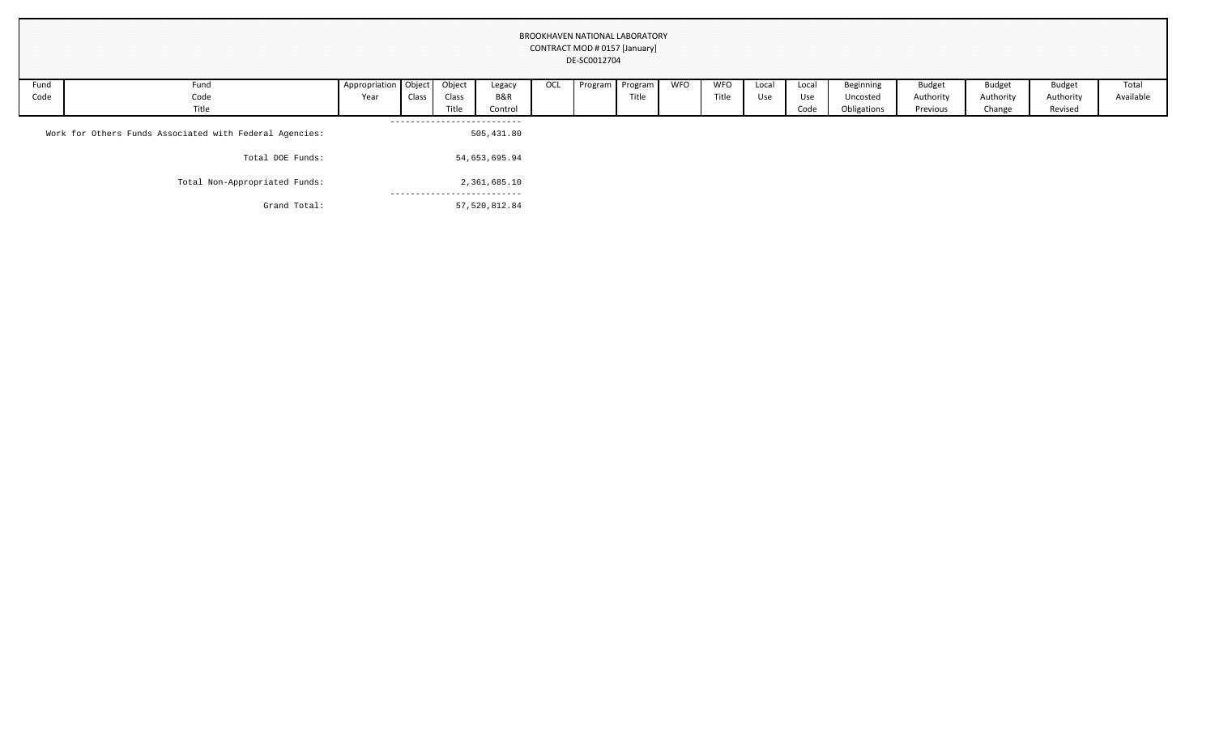BROOKHAVEN NATIONAL LABORATORY
CONTRACT MOD # 0157 [January]
DE-SC0012704

| Fund Code | Fund Code Title | Appropriation Year | Object Class | Object Class Title | Legacy B&R Control | OCL | Program | Program Title | WFO | WFO Title | Local Use | Local Use Code | Beginning Uncosted Obligations | Budget Authority Previous | Budget Authority Change | Budget Authority Revised | Total Available |
|---|---|---|---|---|---|---|---|---|---|---|---|---|---|---|---|---|---|
| | Work for Others Funds Associated with Federal Agencies: | | | | 505,431.80 | | | | | | | | | | | | |
| | Total DOE Funds: | | | | 54,653,695.94 | | | | | | | | | | | | |
| | Total Non-Appropriated Funds: | | | | 2,361,685.10 | | | | | | | | | | | | |
| | Grand Total: | | | | 57,520,812.84 | | | | | | | | | | | | |